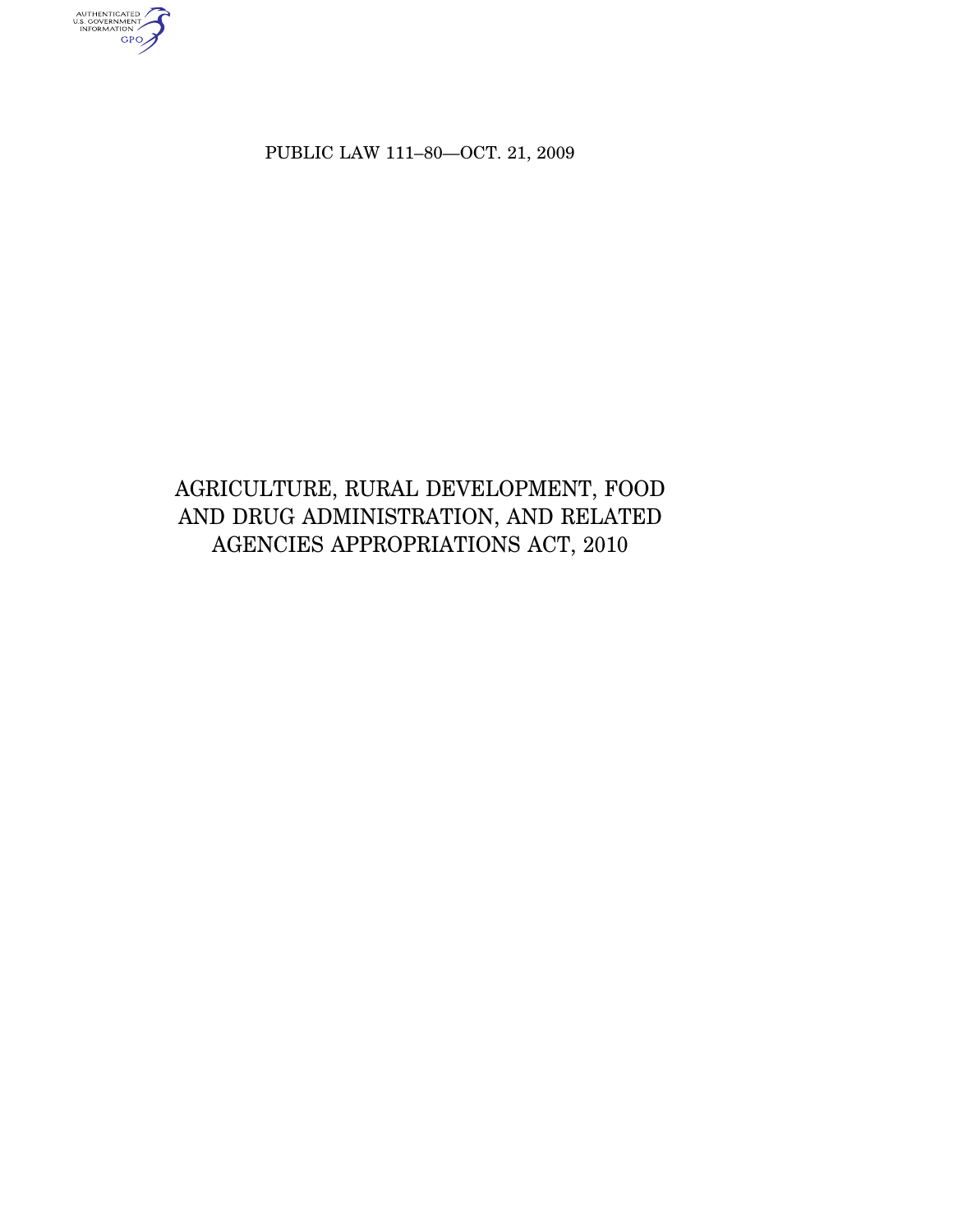PUBLIC LAW 111–80—OCT. 21, 2009

# AGRICULTURE, RURAL DEVELOPMENT, FOOD AND DRUG ADMINISTRATION, AND RELATED AGENCIES APPROPRIATIONS ACT, 2010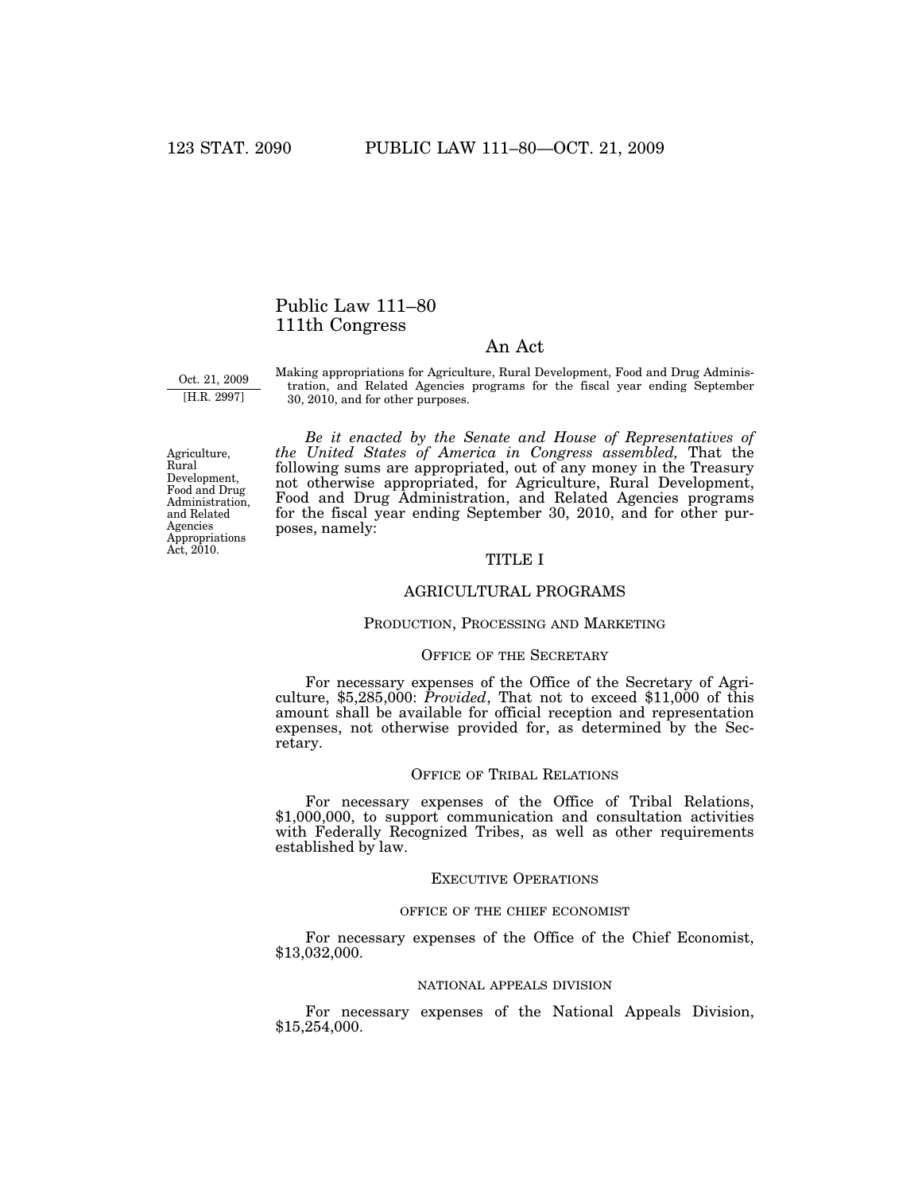# Public Law 111–80
# 111th Congress

## An Act

Oct. 21, 2009
[H.R. 2997]

Making appropriations for Agriculture, Rural Development, Food and Drug Administration, and Related Agencies programs for the fiscal year ending September 30, 2010, and for other purposes.

Agriculture, Rural Development, Food and Drug Administration, and Related Agencies Appropriations Act, 2010.

*Be it enacted by the Senate and House of Representatives of the United States of America in Congress assembled,* That the following sums are appropriated, out of any money in the Treasury not otherwise appropriated, for Agriculture, Rural Development, Food and Drug Administration, and Related Agencies programs for the fiscal year ending September 30, 2010, and for other purposes, namely:

## TITLE I

## AGRICULTURAL PROGRAMS

### Production, Processing and Marketing

### Office of the Secretary

For necessary expenses of the Office of the Secretary of Agriculture, $5,285,000: *Provided*, That not to exceed $11,000 of this amount shall be available for official reception and representation expenses, not otherwise provided for, as determined by the Secretary.

### Office of Tribal Relations

For necessary expenses of the Office of Tribal Relations, $1,000,000, to support communication and consultation activities with Federally Recognized Tribes, as well as other requirements established by law.

### Executive Operations

#### office of the chief economist

For necessary expenses of the Office of the Chief Economist, $13,032,000.

#### national appeals division

For necessary expenses of the National Appeals Division, $15,254,000.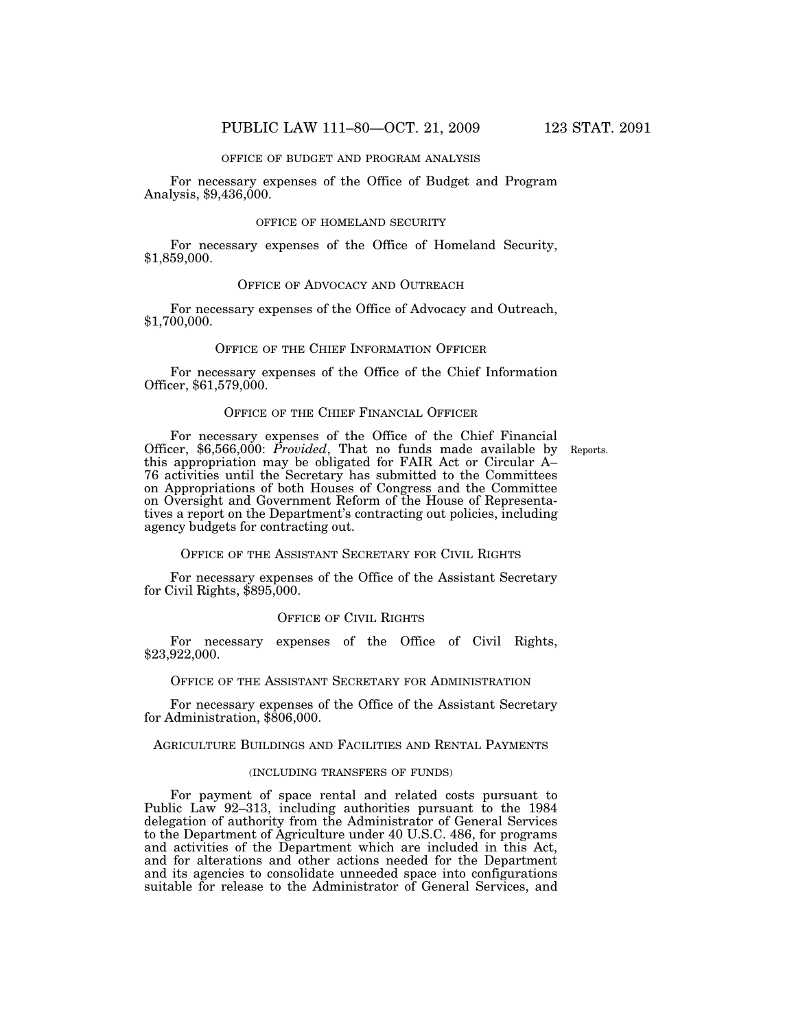OFFICE OF BUDGET AND PROGRAM ANALYSIS

For necessary expenses of the Office of Budget and Program Analysis, $9,436,000.

OFFICE OF HOMELAND SECURITY

For necessary expenses of the Office of Homeland Security, $1,859,000.

OFFICE OF ADVOCACY AND OUTREACH

For necessary expenses of the Office of Advocacy and Outreach, $1,700,000.

OFFICE OF THE CHIEF INFORMATION OFFICER

For necessary expenses of the Office of the Chief Information Officer, $61,579,000.

OFFICE OF THE CHIEF FINANCIAL OFFICER

For necessary expenses of the Office of the Chief Financial Officer, $6,566,000: *Provided*, That no funds made available by this appropriation may be obligated for FAIR Act or Circular A–76 activities until the Secretary has submitted to the Committees on Appropriations of both Houses of Congress and the Committee on Oversight and Government Reform of the House of Representatives a report on the Department's contracting out policies, including agency budgets for contracting out.

Reports.

OFFICE OF THE ASSISTANT SECRETARY FOR CIVIL RIGHTS

For necessary expenses of the Office of the Assistant Secretary for Civil Rights, $895,000.

OFFICE OF CIVIL RIGHTS

For necessary expenses of the Office of Civil Rights, $23,922,000.

OFFICE OF THE ASSISTANT SECRETARY FOR ADMINISTRATION

For necessary expenses of the Office of the Assistant Secretary for Administration, $806,000.

AGRICULTURE BUILDINGS AND FACILITIES AND RENTAL PAYMENTS

(INCLUDING TRANSFERS OF FUNDS)

For payment of space rental and related costs pursuant to Public Law 92–313, including authorities pursuant to the 1984 delegation of authority from the Administrator of General Services to the Department of Agriculture under 40 U.S.C. 486, for programs and activities of the Department which are included in this Act, and for alterations and other actions needed for the Department and its agencies to consolidate unneeded space into configurations suitable for release to the Administrator of General Services, and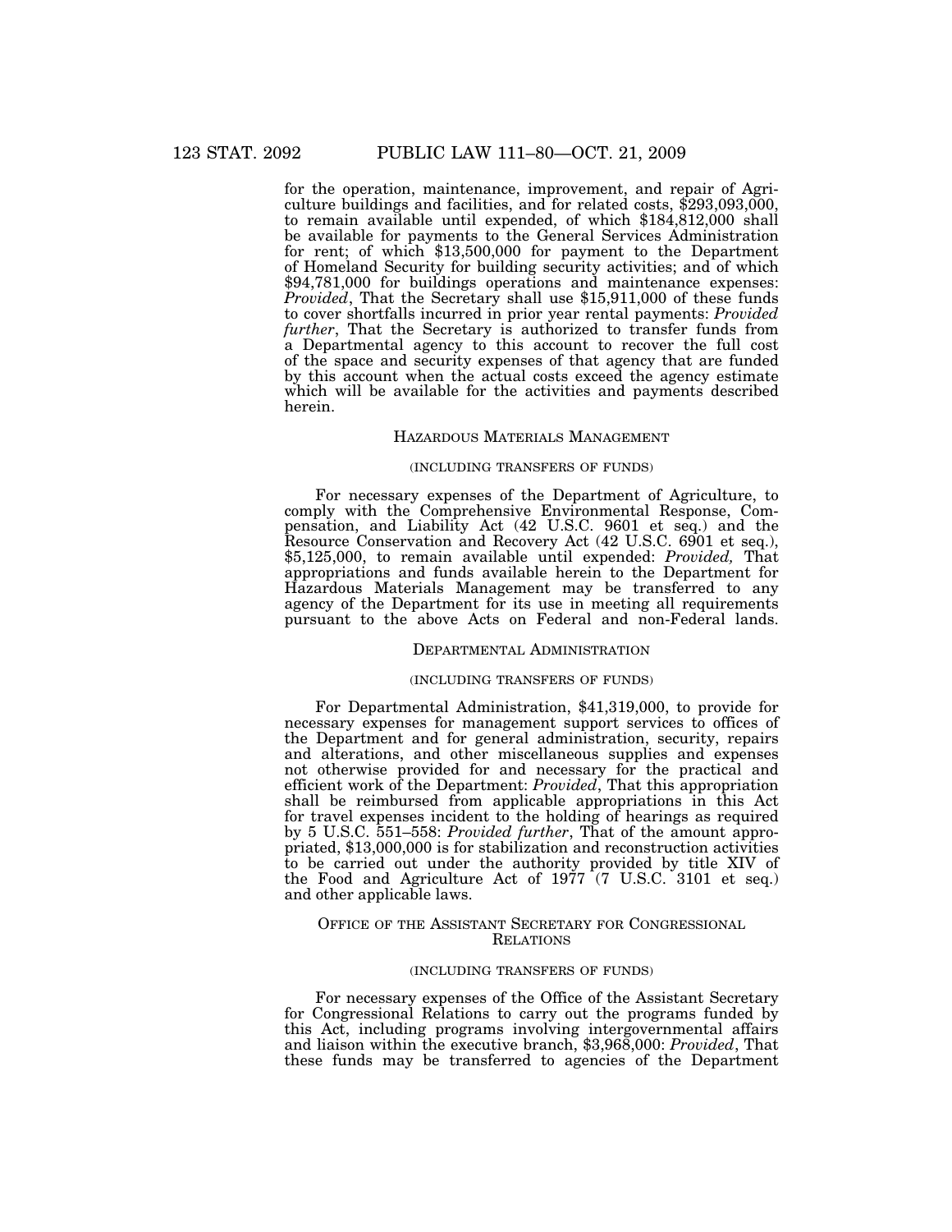for the operation, maintenance, improvement, and repair of Agriculture buildings and facilities, and for related costs, $293,093,000, to remain available until expended, of which $184,812,000 shall be available for payments to the General Services Administration for rent; of which $13,500,000 for payment to the Department of Homeland Security for building security activities; and of which $94,781,000 for buildings operations and maintenance expenses: *Provided*, That the Secretary shall use $15,911,000 of these funds to cover shortfalls incurred in prior year rental payments: *Provided further*, That the Secretary is authorized to transfer funds from a Departmental agency to this account to recover the full cost of the space and security expenses of that agency that are funded by this account when the actual costs exceed the agency estimate which will be available for the activities and payments described herein.

### HAZARDOUS MATERIALS MANAGEMENT

(INCLUDING TRANSFERS OF FUNDS)

For necessary expenses of the Department of Agriculture, to comply with the Comprehensive Environmental Response, Compensation, and Liability Act (42 U.S.C. 9601 et seq.) and the Resource Conservation and Recovery Act (42 U.S.C. 6901 et seq.), $5,125,000, to remain available until expended: *Provided,* That appropriations and funds available herein to the Department for Hazardous Materials Management may be transferred to any agency of the Department for its use in meeting all requirements pursuant to the above Acts on Federal and non-Federal lands.

### DEPARTMENTAL ADMINISTRATION

(INCLUDING TRANSFERS OF FUNDS)

For Departmental Administration, $41,319,000, to provide for necessary expenses for management support services to offices of the Department and for general administration, security, repairs and alterations, and other miscellaneous supplies and expenses not otherwise provided for and necessary for the practical and efficient work of the Department: *Provided*, That this appropriation shall be reimbursed from applicable appropriations in this Act for travel expenses incident to the holding of hearings as required by 5 U.S.C. 551–558: *Provided further*, That of the amount appropriated, $13,000,000 is for stabilization and reconstruction activities to be carried out under the authority provided by title XIV of the Food and Agriculture Act of 1977 (7 U.S.C. 3101 et seq.) and other applicable laws.

### OFFICE OF THE ASSISTANT SECRETARY FOR CONGRESSIONAL RELATIONS

(INCLUDING TRANSFERS OF FUNDS)

For necessary expenses of the Office of the Assistant Secretary for Congressional Relations to carry out the programs funded by this Act, including programs involving intergovernmental affairs and liaison within the executive branch, $3,968,000: *Provided*, That these funds may be transferred to agencies of the Department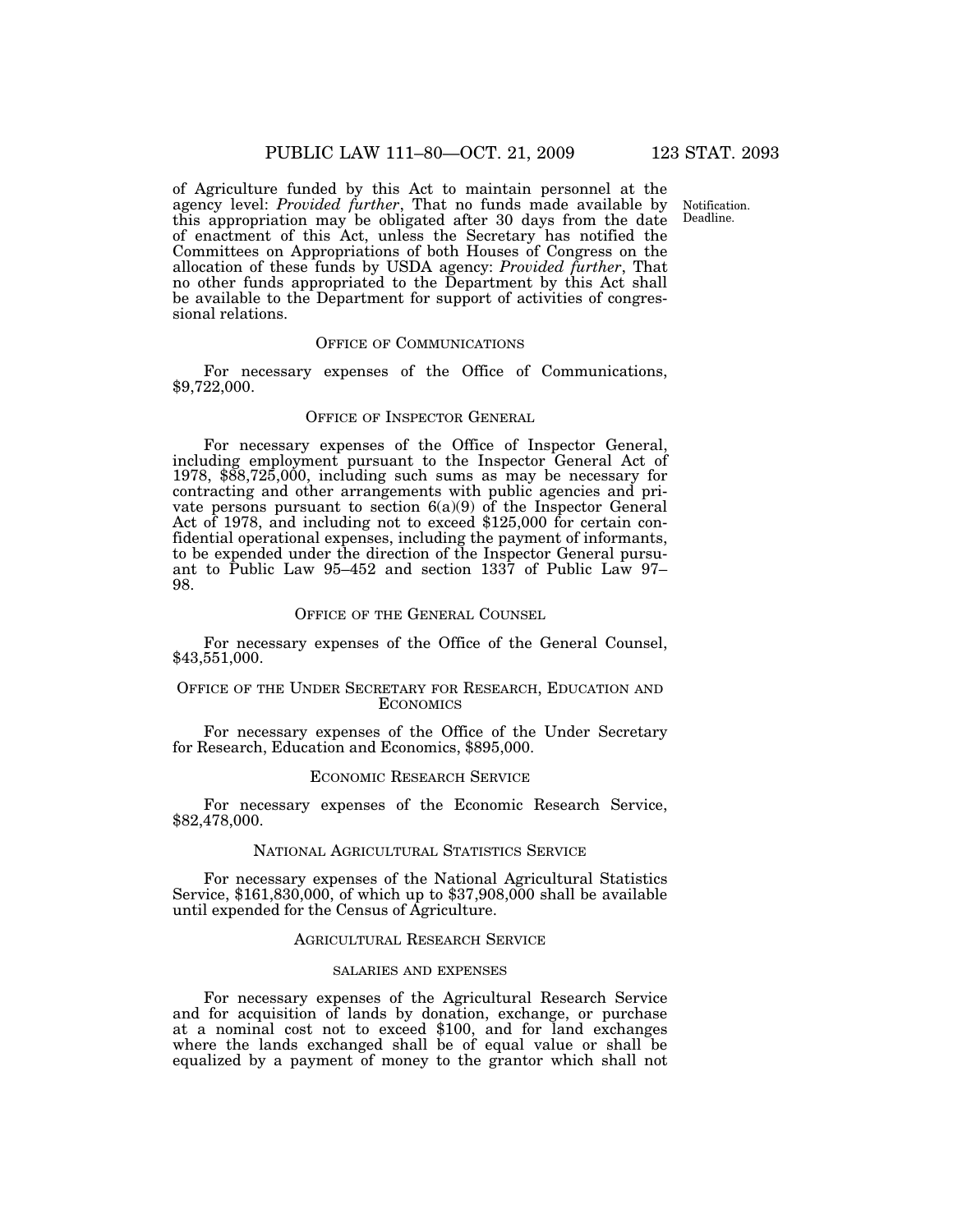of Agriculture funded by this Act to maintain personnel at the agency level: *Provided further*, That no funds made available by this appropriation may be obligated after 30 days from the date of enactment of this Act, unless the Secretary has notified the Committees on Appropriations of both Houses of Congress on the allocation of these funds by USDA agency: *Provided further*, That no other funds appropriated to the Department by this Act shall be available to the Department for support of activities of congressional relations.

Notification. Deadline.

## OFFICE OF COMMUNICATIONS

For necessary expenses of the Office of Communications, $9,722,000.

## OFFICE OF INSPECTOR GENERAL

For necessary expenses of the Office of Inspector General, including employment pursuant to the Inspector General Act of 1978, $88,725,000, including such sums as may be necessary for contracting and other arrangements with public agencies and private persons pursuant to section 6(a)(9) of the Inspector General Act of 1978, and including not to exceed $125,000 for certain confidential operational expenses, including the payment of informants, to be expended under the direction of the Inspector General pursuant to Public Law 95–452 and section 1337 of Public Law 97–98.

## OFFICE OF THE GENERAL COUNSEL

For necessary expenses of the Office of the General Counsel, $43,551,000.

## OFFICE OF THE UNDER SECRETARY FOR RESEARCH, EDUCATION AND ECONOMICS

For necessary expenses of the Office of the Under Secretary for Research, Education and Economics, $895,000.

## ECONOMIC RESEARCH SERVICE

For necessary expenses of the Economic Research Service, $82,478,000.

## NATIONAL AGRICULTURAL STATISTICS SERVICE

For necessary expenses of the National Agricultural Statistics Service, $161,830,000, of which up to $37,908,000 shall be available until expended for the Census of Agriculture.

## AGRICULTURAL RESEARCH SERVICE

### SALARIES AND EXPENSES

For necessary expenses of the Agricultural Research Service and for acquisition of lands by donation, exchange, or purchase at a nominal cost not to exceed $100, and for land exchanges where the lands exchanged shall be of equal value or shall be equalized by a payment of money to the grantor which shall not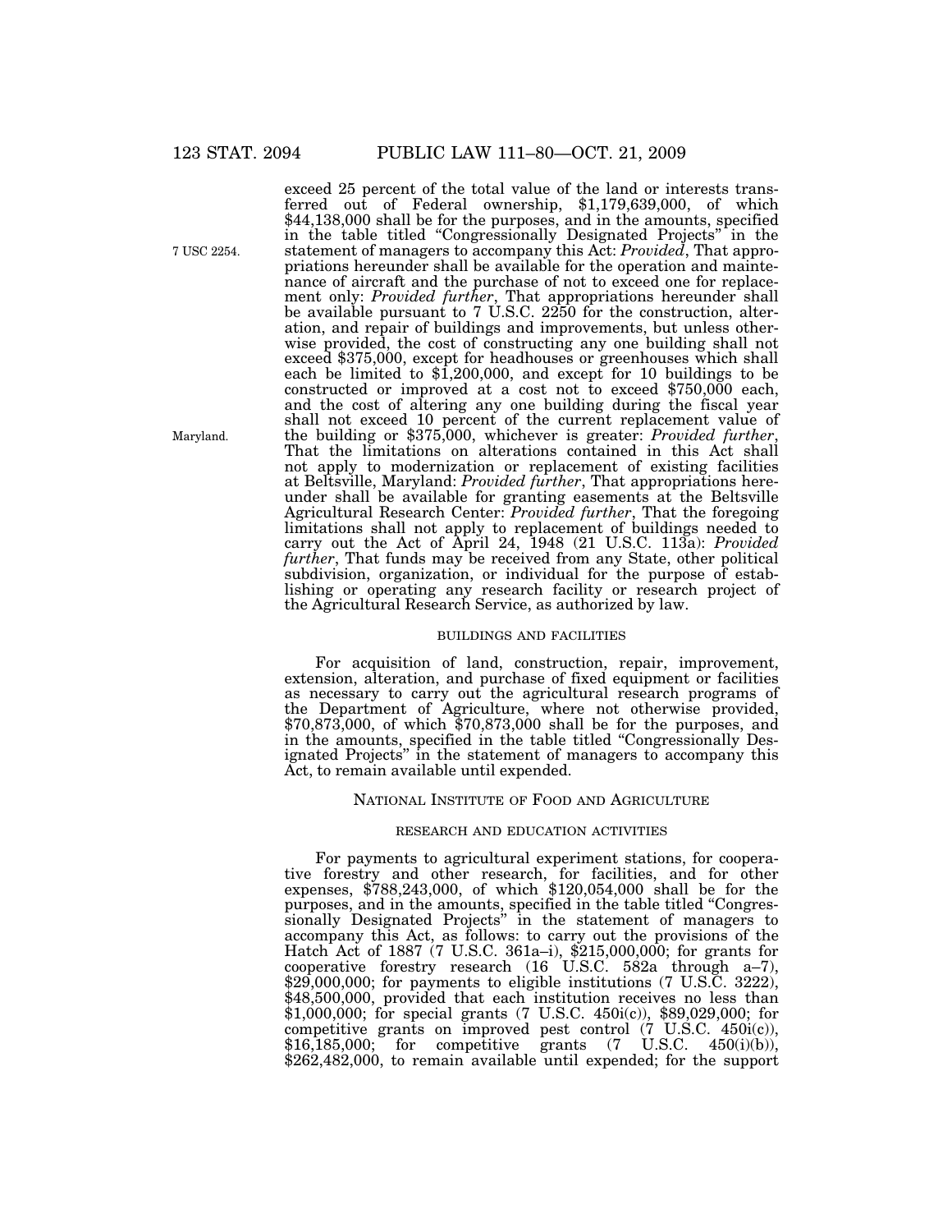exceed 25 percent of the total value of the land or interests transferred out of Federal ownership, $1,179,639,000, of which $44,138,000 shall be for the purposes, and in the amounts, specified in the table titled "Congressionally Designated Projects" in the statement of managers to accompany this Act: *Provided*, That appropriations hereunder shall be available for the operation and maintenance of aircraft and the purchase of not to exceed one for replacement only: *Provided further*, That appropriations hereunder shall be available pursuant to 7 U.S.C. 2250 for the construction, alteration, and repair of buildings and improvements, but unless otherwise provided, the cost of constructing any one building shall not exceed $375,000, except for headhouses or greenhouses which shall each be limited to $1,200,000, and except for 10 buildings to be constructed or improved at a cost not to exceed $750,000 each, and the cost of altering any one building during the fiscal year shall not exceed 10 percent of the current replacement value of the building or $375,000, whichever is greater: *Provided further*, That the limitations on alterations contained in this Act shall not apply to modernization or replacement of existing facilities at Beltsville, Maryland: *Provided further*, That appropriations hereunder shall be available for granting easements at the Beltsville Agricultural Research Center: *Provided further*, That the foregoing limitations shall not apply to replacement of buildings needed to carry out the Act of April 24, 1948 (21 U.S.C. 113a): *Provided further*, That funds may be received from any State, other political subdivision, organization, or individual for the purpose of establishing or operating any research facility or research project of the Agricultural Research Service, as authorized by law.

7 USC 2254.

Maryland.

BUILDINGS AND FACILITIES

For acquisition of land, construction, repair, improvement, extension, alteration, and purchase of fixed equipment or facilities as necessary to carry out the agricultural research programs of the Department of Agriculture, where not otherwise provided, $70,873,000, of which $70,873,000 shall be for the purposes, and in the amounts, specified in the table titled "Congressionally Designated Projects" in the statement of managers to accompany this Act, to remain available until expended.

## NATIONAL INSTITUTE OF FOOD AND AGRICULTURE

RESEARCH AND EDUCATION ACTIVITIES

For payments to agricultural experiment stations, for cooperative forestry and other research, for facilities, and for other expenses, $788,243,000, of which $120,054,000 shall be for the purposes, and in the amounts, specified in the table titled "Congressionally Designated Projects" in the statement of managers to accompany this Act, as follows: to carry out the provisions of the Hatch Act of 1887 (7 U.S.C. 361a–i), $215,000,000; for grants for cooperative forestry research (16 U.S.C. 582a through a–7), $29,000,000; for payments to eligible institutions (7 U.S.C. 3222), $48,500,000, provided that each institution receives no less than $1,000,000; for special grants (7 U.S.C. 450i(c)), $89,029,000; for competitive grants on improved pest control (7 U.S.C. 450i(c)), $16,185,000; for competitive grants (7 U.S.C. 450(i)(b)), $262,482,000, to remain available until expended; for the support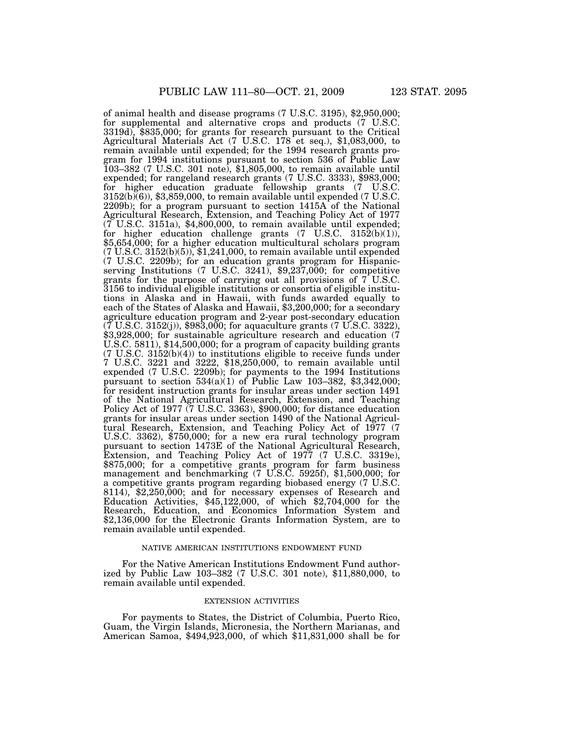of animal health and disease programs (7 U.S.C. 3195), $2,950,000; for supplemental and alternative crops and products (7 U.S.C. 3319d), $835,000; for grants for research pursuant to the Critical Agricultural Materials Act (7 U.S.C. 178 et seq.), $1,083,000, to remain available until expended; for the 1994 research grants program for 1994 institutions pursuant to section 536 of Public Law 103–382 (7 U.S.C. 301 note), $1,805,000, to remain available until expended; for rangeland research grants (7 U.S.C. 3333), $983,000; for higher education graduate fellowship grants (7 U.S.C. 3152(b)(6)), $3,859,000, to remain available until expended (7 U.S.C. 2209b); for a program pursuant to section 1415A of the National Agricultural Research, Extension, and Teaching Policy Act of 1977 (7 U.S.C. 3151a), $4,800,000, to remain available until expended; for higher education challenge grants (7 U.S.C. 3152(b)(1)), $5,654,000; for a higher education multicultural scholars program (7 U.S.C. 3152(b)(5)), $1,241,000, to remain available until expended (7 U.S.C. 2209b); for an education grants program for Hispanic-serving Institutions (7 U.S.C. 3241), $9,237,000; for competitive grants for the purpose of carrying out all provisions of 7 U.S.C. 3156 to individual eligible institutions or consortia of eligible institutions in Alaska and in Hawaii, with funds awarded equally to each of the States of Alaska and Hawaii, $3,200,000; for a secondary agriculture education program and 2-year post-secondary education (7 U.S.C. 3152(j)), $983,000; for aquaculture grants (7 U.S.C. 3322), $3,928,000; for sustainable agriculture research and education (7 U.S.C. 5811), $14,500,000; for a program of capacity building grants (7 U.S.C. 3152(b)(4)) to institutions eligible to receive funds under 7 U.S.C. 3221 and 3222, $18,250,000, to remain available until expended (7 U.S.C. 2209b); for payments to the 1994 Institutions pursuant to section 534(a)(1) of Public Law 103–382, $3,342,000; for resident instruction grants for insular areas under section 1491 of the National Agricultural Research, Extension, and Teaching Policy Act of 1977 (7 U.S.C. 3363), $900,000; for distance education grants for insular areas under section 1490 of the National Agricultural Research, Extension, and Teaching Policy Act of 1977 (7 U.S.C. 3362), $750,000; for a new era rural technology program pursuant to section 1473E of the National Agricultural Research, Extension, and Teaching Policy Act of 1977 (7 U.S.C. 3319e), $875,000; for a competitive grants program for farm business management and benchmarking (7 U.S.C. 5925f), $1,500,000; for a competitive grants program regarding biobased energy (7 U.S.C. 8114), $2,250,000; and for necessary expenses of Research and Education Activities, $45,122,000, of which $2,704,000 for the Research, Education, and Economics Information System and $2,136,000 for the Electronic Grants Information System, are to remain available until expended.

NATIVE AMERICAN INSTITUTIONS ENDOWMENT FUND

For the Native American Institutions Endowment Fund authorized by Public Law 103–382 (7 U.S.C. 301 note), $11,880,000, to remain available until expended.

EXTENSION ACTIVITIES

For payments to States, the District of Columbia, Puerto Rico, Guam, the Virgin Islands, Micronesia, the Northern Marianas, and American Samoa, $494,923,000, of which $11,831,000 shall be for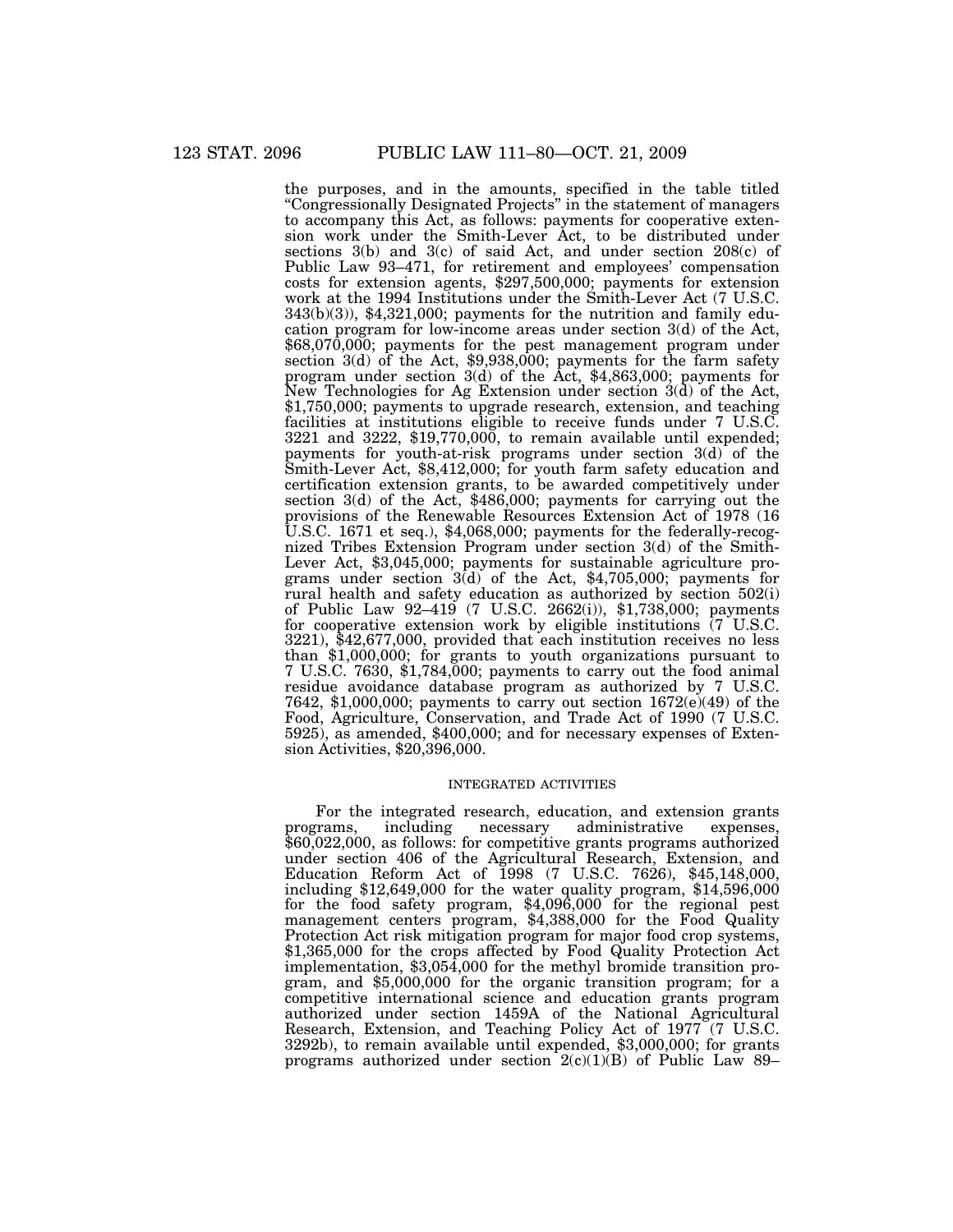the purposes, and in the amounts, specified in the table titled "Congressionally Designated Projects" in the statement of managers to accompany this Act, as follows: payments for cooperative extension work under the Smith-Lever Act, to be distributed under sections 3(b) and 3(c) of said Act, and under section 208(c) of Public Law 93–471, for retirement and employees' compensation costs for extension agents, $297,500,000; payments for extension work at the 1994 Institutions under the Smith-Lever Act (7 U.S.C. 343(b)(3)), $4,321,000; payments for the nutrition and family education program for low-income areas under section 3(d) of the Act, $68,070,000; payments for the pest management program under section 3(d) of the Act, $9,938,000; payments for the farm safety program under section 3(d) of the Act, $4,863,000; payments for New Technologies for Ag Extension under section 3(d) of the Act, $1,750,000; payments to upgrade research, extension, and teaching facilities at institutions eligible to receive funds under 7 U.S.C. 3221 and 3222, $19,770,000, to remain available until expended; payments for youth-at-risk programs under section 3(d) of the Smith-Lever Act, $8,412,000; for youth farm safety education and certification extension grants, to be awarded competitively under section 3(d) of the Act, $486,000; payments for carrying out the provisions of the Renewable Resources Extension Act of 1978 (16 U.S.C. 1671 et seq.), $4,068,000; payments for the federally-recognized Tribes Extension Program under section 3(d) of the Smith-Lever Act, $3,045,000; payments for sustainable agriculture programs under section 3(d) of the Act, $4,705,000; payments for rural health and safety education as authorized by section 502(i) of Public Law 92–419 (7 U.S.C. 2662(i)), $1,738,000; payments for cooperative extension work by eligible institutions (7 U.S.C. 3221), $42,677,000, provided that each institution receives no less than $1,000,000; for grants to youth organizations pursuant to 7 U.S.C. 7630, $1,784,000; payments to carry out the food animal residue avoidance database program as authorized by 7 U.S.C. 7642, $1,000,000; payments to carry out section 1672(e)(49) of the Food, Agriculture, Conservation, and Trade Act of 1990 (7 U.S.C. 5925), as amended, $400,000; and for necessary expenses of Extension Activities, $20,396,000.

INTEGRATED ACTIVITIES

For the integrated research, education, and extension grants programs, including necessary administrative expenses, $60,022,000, as follows: for competitive grants programs authorized under section 406 of the Agricultural Research, Extension, and Education Reform Act of 1998 (7 U.S.C. 7626), $45,148,000, including $12,649,000 for the water quality program, $14,596,000 for the food safety program, $4,096,000 for the regional pest management centers program, $4,388,000 for the Food Quality Protection Act risk mitigation program for major food crop systems, $1,365,000 for the crops affected by Food Quality Protection Act implementation, $3,054,000 for the methyl bromide transition program, and $5,000,000 for the organic transition program; for a competitive international science and education grants program authorized under section 1459A of the National Agricultural Research, Extension, and Teaching Policy Act of 1977 (7 U.S.C. 3292b), to remain available until expended, $3,000,000; for grants programs authorized under section 2(c)(1)(B) of Public Law 89–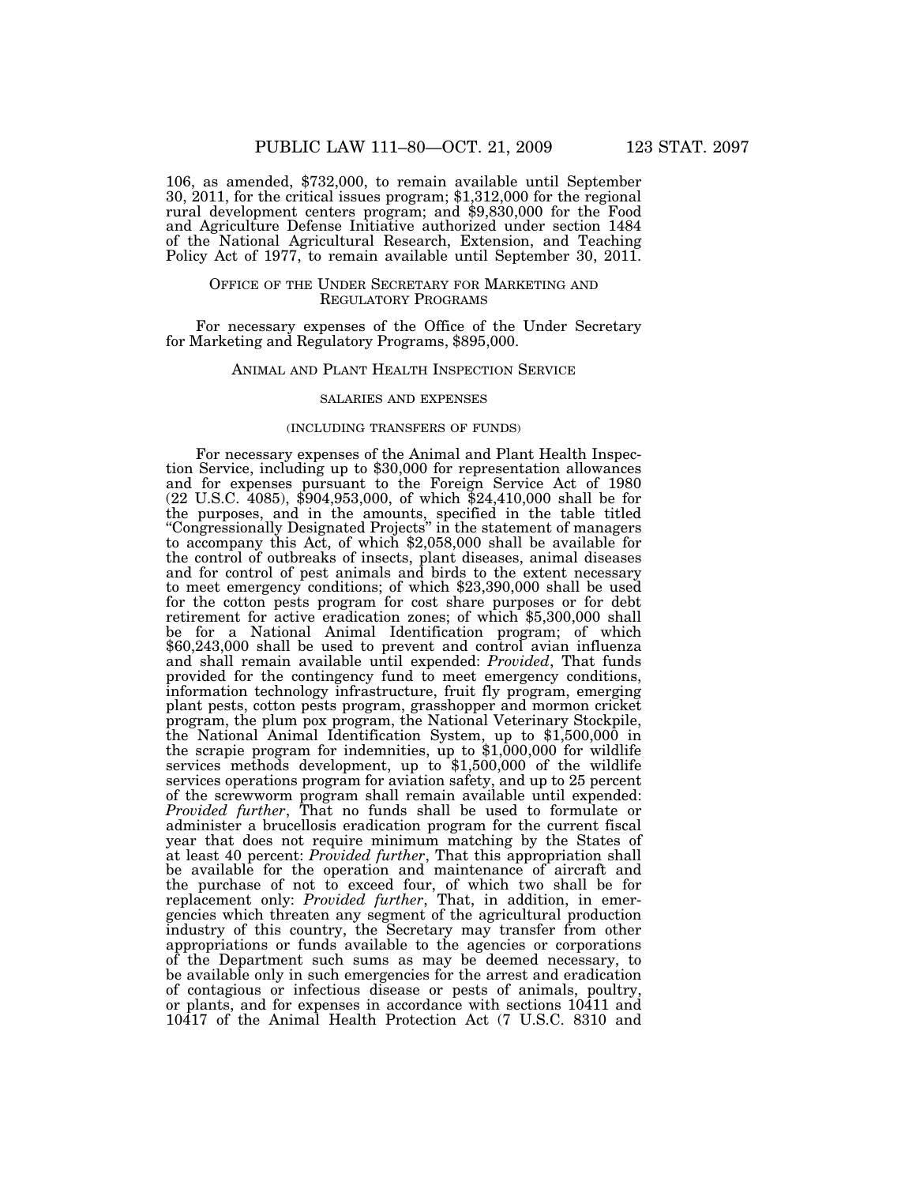106, as amended, $732,000, to remain available until September 30, 2011, for the critical issues program; $1,312,000 for the regional rural development centers program; and $9,830,000 for the Food and Agriculture Defense Initiative authorized under section 1484 of the National Agricultural Research, Extension, and Teaching Policy Act of 1977, to remain available until September 30, 2011.

## OFFICE OF THE UNDER SECRETARY FOR MARKETING AND REGULATORY PROGRAMS

For necessary expenses of the Office of the Under Secretary for Marketing and Regulatory Programs, $895,000.

## ANIMAL AND PLANT HEALTH INSPECTION SERVICE

### SALARIES AND EXPENSES

#### (INCLUDING TRANSFERS OF FUNDS)

For necessary expenses of the Animal and Plant Health Inspection Service, including up to $30,000 for representation allowances and for expenses pursuant to the Foreign Service Act of 1980 (22 U.S.C. 4085), $904,953,000, of which $24,410,000 shall be for the purposes, and in the amounts, specified in the table titled "Congressionally Designated Projects" in the statement of managers to accompany this Act, of which $2,058,000 shall be available for the control of outbreaks of insects, plant diseases, animal diseases and for control of pest animals and birds to the extent necessary to meet emergency conditions; of which $23,390,000 shall be used for the cotton pests program for cost share purposes or for debt retirement for active eradication zones; of which $5,300,000 shall be for a National Animal Identification program; of which $60,243,000 shall be used to prevent and control avian influenza and shall remain available until expended: *Provided*, That funds provided for the contingency fund to meet emergency conditions, information technology infrastructure, fruit fly program, emerging plant pests, cotton pests program, grasshopper and mormon cricket program, the plum pox program, the National Veterinary Stockpile, the National Animal Identification System, up to $1,500,000 in the scrapie program for indemnities, up to $1,000,000 for wildlife services methods development, up to $1,500,000 of the wildlife services operations program for aviation safety, and up to 25 percent of the screwworm program shall remain available until expended: *Provided further*, That no funds shall be used to formulate or administer a brucellosis eradication program for the current fiscal year that does not require minimum matching by the States of at least 40 percent: *Provided further*, That this appropriation shall be available for the operation and maintenance of aircraft and the purchase of not to exceed four, of which two shall be for replacement only: *Provided further*, That, in addition, in emergencies which threaten any segment of the agricultural production industry of this country, the Secretary may transfer from other appropriations or funds available to the agencies or corporations of the Department such sums as may be deemed necessary, to be available only in such emergencies for the arrest and eradication of contagious or infectious disease or pests of animals, poultry, or plants, and for expenses in accordance with sections 10411 and 10417 of the Animal Health Protection Act (7 U.S.C. 8310 and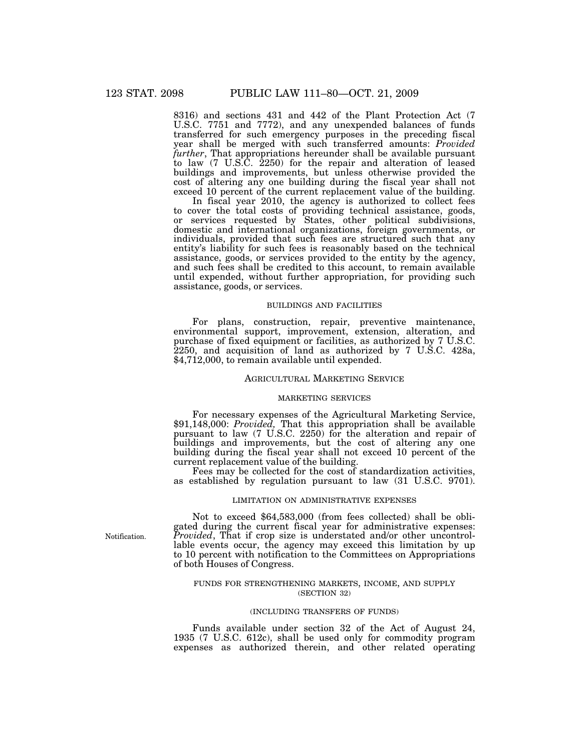8316) and sections 431 and 442 of the Plant Protection Act (7 U.S.C. 7751 and 7772), and any unexpended balances of funds transferred for such emergency purposes in the preceding fiscal year shall be merged with such transferred amounts: *Provided further*, That appropriations hereunder shall be available pursuant to law (7 U.S.C. 2250) for the repair and alteration of leased buildings and improvements, but unless otherwise provided the cost of altering any one building during the fiscal year shall not exceed 10 percent of the current replacement value of the building.

In fiscal year 2010, the agency is authorized to collect fees to cover the total costs of providing technical assistance, goods, or services requested by States, other political subdivisions, domestic and international organizations, foreign governments, or individuals, provided that such fees are structured such that any entity's liability for such fees is reasonably based on the technical assistance, goods, or services provided to the entity by the agency, and such fees shall be credited to this account, to remain available until expended, without further appropriation, for providing such assistance, goods, or services.

BUILDINGS AND FACILITIES

For plans, construction, repair, preventive maintenance, environmental support, improvement, extension, alteration, and purchase of fixed equipment or facilities, as authorized by 7 U.S.C. 2250, and acquisition of land as authorized by 7 U.S.C. 428a, $4,712,000, to remain available until expended.

## AGRICULTURAL MARKETING SERVICE

MARKETING SERVICES

For necessary expenses of the Agricultural Marketing Service, $91,148,000: *Provided,* That this appropriation shall be available pursuant to law (7 U.S.C. 2250) for the alteration and repair of buildings and improvements, but the cost of altering any one building during the fiscal year shall not exceed 10 percent of the current replacement value of the building.

Fees may be collected for the cost of standardization activities, as established by regulation pursuant to law (31 U.S.C. 9701).

LIMITATION ON ADMINISTRATIVE EXPENSES

Notification.

Not to exceed $64,583,000 (from fees collected) shall be obligated during the current fiscal year for administrative expenses: *Provided*, That if crop size is understated and/or other uncontrollable events occur, the agency may exceed this limitation by up to 10 percent with notification to the Committees on Appropriations of both Houses of Congress.

FUNDS FOR STRENGTHENING MARKETS, INCOME, AND SUPPLY (SECTION 32)

(INCLUDING TRANSFERS OF FUNDS)

Funds available under section 32 of the Act of August 24, 1935 (7 U.S.C. 612c), shall be used only for commodity program expenses as authorized therein, and other related operating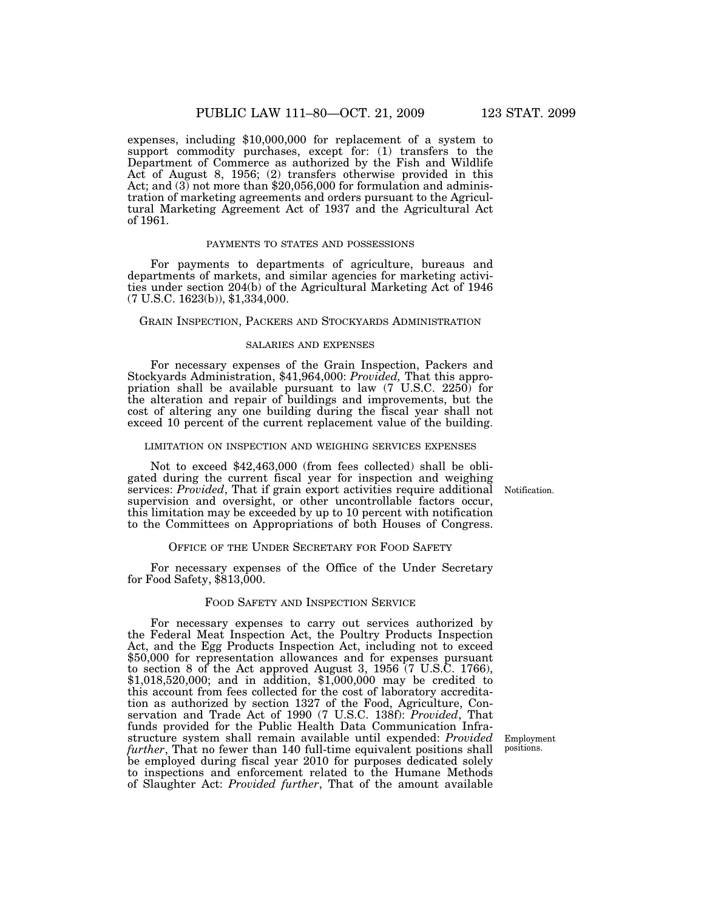expenses, including $10,000,000 for replacement of a system to support commodity purchases, except for: (1) transfers to the Department of Commerce as authorized by the Fish and Wildlife Act of August 8, 1956; (2) transfers otherwise provided in this Act; and (3) not more than $20,056,000 for formulation and administration of marketing agreements and orders pursuant to the Agricultural Marketing Agreement Act of 1937 and the Agricultural Act of 1961.

PAYMENTS TO STATES AND POSSESSIONS

For payments to departments of agriculture, bureaus and departments of markets, and similar agencies for marketing activities under section 204(b) of the Agricultural Marketing Act of 1946 (7 U.S.C. 1623(b)), $1,334,000.

## GRAIN INSPECTION, PACKERS AND STOCKYARDS ADMINISTRATION

SALARIES AND EXPENSES

For necessary expenses of the Grain Inspection, Packers and Stockyards Administration, $41,964,000: *Provided,* That this appropriation shall be available pursuant to law (7 U.S.C. 2250) for the alteration and repair of buildings and improvements, but the cost of altering any one building during the fiscal year shall not exceed 10 percent of the current replacement value of the building.

LIMITATION ON INSPECTION AND WEIGHING SERVICES EXPENSES

Notification.

Not to exceed $42,463,000 (from fees collected) shall be obligated during the current fiscal year for inspection and weighing services: *Provided*, That if grain export activities require additional supervision and oversight, or other uncontrollable factors occur, this limitation may be exceeded by up to 10 percent with notification to the Committees on Appropriations of both Houses of Congress.

## OFFICE OF THE UNDER SECRETARY FOR FOOD SAFETY

For necessary expenses of the Office of the Under Secretary for Food Safety, $813,000.

## FOOD SAFETY AND INSPECTION SERVICE

Employment positions.

For necessary expenses to carry out services authorized by the Federal Meat Inspection Act, the Poultry Products Inspection Act, and the Egg Products Inspection Act, including not to exceed $50,000 for representation allowances and for expenses pursuant to section 8 of the Act approved August 3, 1956 (7 U.S.C. 1766), $1,018,520,000; and in addition, $1,000,000 may be credited to this account from fees collected for the cost of laboratory accreditation as authorized by section 1327 of the Food, Agriculture, Conservation and Trade Act of 1990 (7 U.S.C. 138f): *Provided*, That funds provided for the Public Health Data Communication Infrastructure system shall remain available until expended: *Provided further*, That no fewer than 140 full-time equivalent positions shall be employed during fiscal year 2010 for purposes dedicated solely to inspections and enforcement related to the Humane Methods of Slaughter Act: *Provided further*, That of the amount available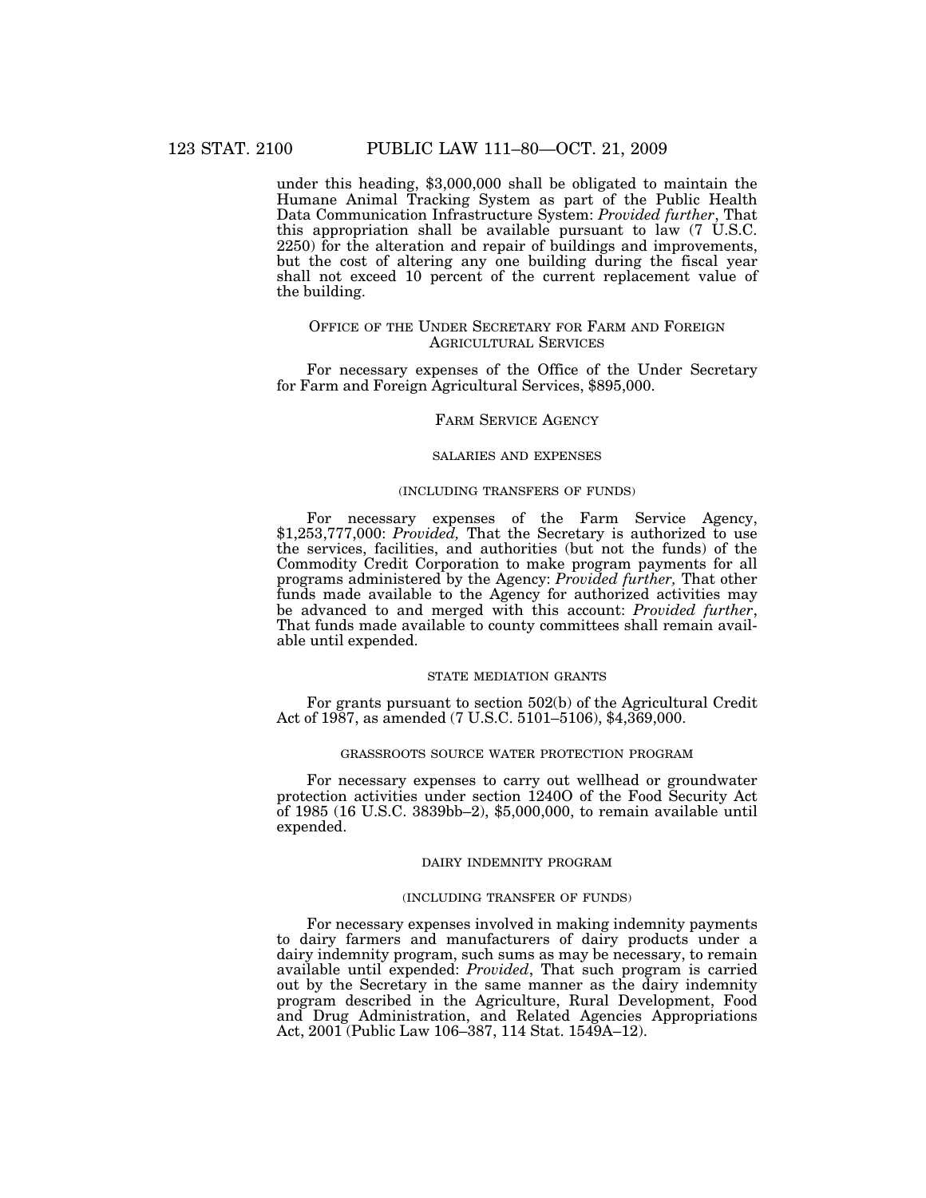under this heading, $3,000,000 shall be obligated to maintain the Humane Animal Tracking System as part of the Public Health Data Communication Infrastructure System: *Provided further*, That this appropriation shall be available pursuant to law (7 U.S.C. 2250) for the alteration and repair of buildings and improvements, but the cost of altering any one building during the fiscal year shall not exceed 10 percent of the current replacement value of the building.

## OFFICE OF THE UNDER SECRETARY FOR FARM AND FOREIGN AGRICULTURAL SERVICES

For necessary expenses of the Office of the Under Secretary for Farm and Foreign Agricultural Services, $895,000.

## FARM SERVICE AGENCY

### SALARIES AND EXPENSES

### (INCLUDING TRANSFERS OF FUNDS)

For necessary expenses of the Farm Service Agency, $1,253,777,000: *Provided,* That the Secretary is authorized to use the services, facilities, and authorities (but not the funds) of the Commodity Credit Corporation to make program payments for all programs administered by the Agency: *Provided further,* That other funds made available to the Agency for authorized activities may be advanced to and merged with this account: *Provided further*, That funds made available to county committees shall remain available until expended.

### STATE MEDIATION GRANTS

For grants pursuant to section 502(b) of the Agricultural Credit Act of 1987, as amended (7 U.S.C. 5101–5106), $4,369,000.

### GRASSROOTS SOURCE WATER PROTECTION PROGRAM

For necessary expenses to carry out wellhead or groundwater protection activities under section 1240O of the Food Security Act of 1985 (16 U.S.C. 3839bb–2), $5,000,000, to remain available until expended.

### DAIRY INDEMNITY PROGRAM

### (INCLUDING TRANSFER OF FUNDS)

For necessary expenses involved in making indemnity payments to dairy farmers and manufacturers of dairy products under a dairy indemnity program, such sums as may be necessary, to remain available until expended: *Provided*, That such program is carried out by the Secretary in the same manner as the dairy indemnity program described in the Agriculture, Rural Development, Food and Drug Administration, and Related Agencies Appropriations Act, 2001 (Public Law 106–387, 114 Stat. 1549A–12).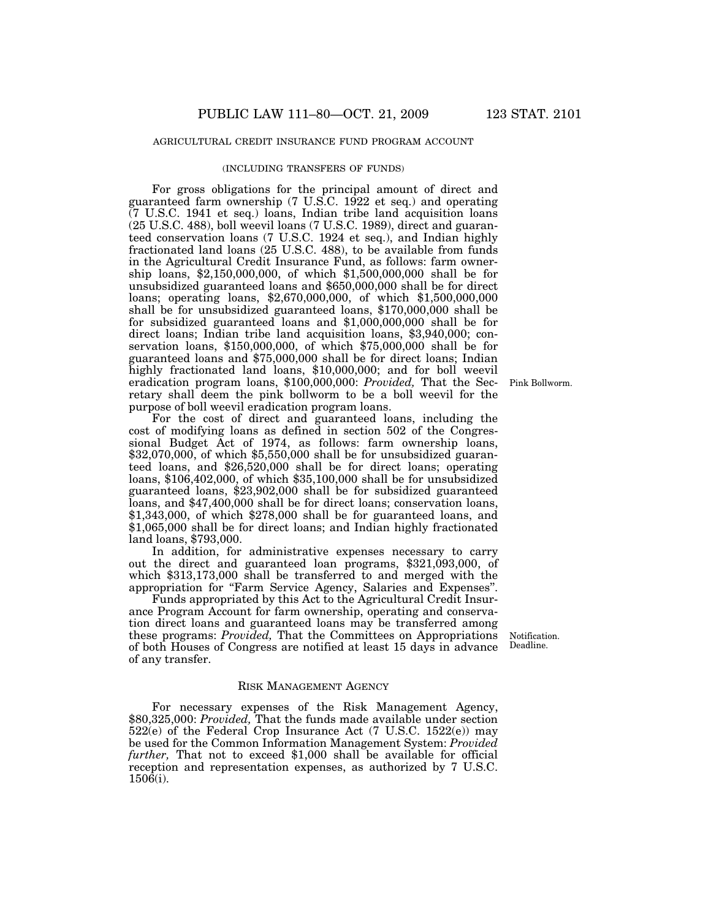AGRICULTURAL CREDIT INSURANCE FUND PROGRAM ACCOUNT

(INCLUDING TRANSFERS OF FUNDS)

For gross obligations for the principal amount of direct and guaranteed farm ownership (7 U.S.C. 1922 et seq.) and operating (7 U.S.C. 1941 et seq.) loans, Indian tribe land acquisition loans (25 U.S.C. 488), boll weevil loans (7 U.S.C. 1989), direct and guaranteed conservation loans (7 U.S.C. 1924 et seq.), and Indian highly fractionated land loans (25 U.S.C. 488), to be available from funds in the Agricultural Credit Insurance Fund, as follows: farm ownership loans, $2,150,000,000, of which $1,500,000,000 shall be for unsubsidized guaranteed loans and $650,000,000 shall be for direct loans; operating loans, $2,670,000,000, of which $1,500,000,000 shall be for unsubsidized guaranteed loans, $170,000,000 shall be for subsidized guaranteed loans and $1,000,000,000 shall be for direct loans; Indian tribe land acquisition loans, $3,940,000; conservation loans, $150,000,000, of which $75,000,000 shall be for guaranteed loans and $75,000,000 shall be for direct loans; Indian highly fractionated land loans, $10,000,000; and for boll weevil eradication program loans, $100,000,000: *Provided,* That the Secretary shall deem the pink bollworm to be a boll weevil for the purpose of boll weevil eradication program loans.

Pink Bollworm.

For the cost of direct and guaranteed loans, including the cost of modifying loans as defined in section 502 of the Congressional Budget Act of 1974, as follows: farm ownership loans, $32,070,000, of which $5,550,000 shall be for unsubsidized guaranteed loans, and $26,520,000 shall be for direct loans; operating loans, $106,402,000, of which $35,100,000 shall be for unsubsidized guaranteed loans, $23,902,000 shall be for subsidized guaranteed loans, and $47,400,000 shall be for direct loans; conservation loans, $1,343,000, of which $278,000 shall be for guaranteed loans, and $1,065,000 shall be for direct loans; and Indian highly fractionated land loans, $793,000.

In addition, for administrative expenses necessary to carry out the direct and guaranteed loan programs, $321,093,000, of which $313,173,000 shall be transferred to and merged with the appropriation for "Farm Service Agency, Salaries and Expenses".

Funds appropriated by this Act to the Agricultural Credit Insurance Program Account for farm ownership, operating and conservation direct loans and guaranteed loans may be transferred among these programs: *Provided,* That the Committees on Appropriations of both Houses of Congress are notified at least 15 days in advance of any transfer.

Notification. Deadline.

RISK MANAGEMENT AGENCY

For necessary expenses of the Risk Management Agency, $80,325,000: *Provided,* That the funds made available under section 522(e) of the Federal Crop Insurance Act (7 U.S.C. 1522(e)) may be used for the Common Information Management System: *Provided further,* That not to exceed $1,000 shall be available for official reception and representation expenses, as authorized by 7 U.S.C. 1506(i).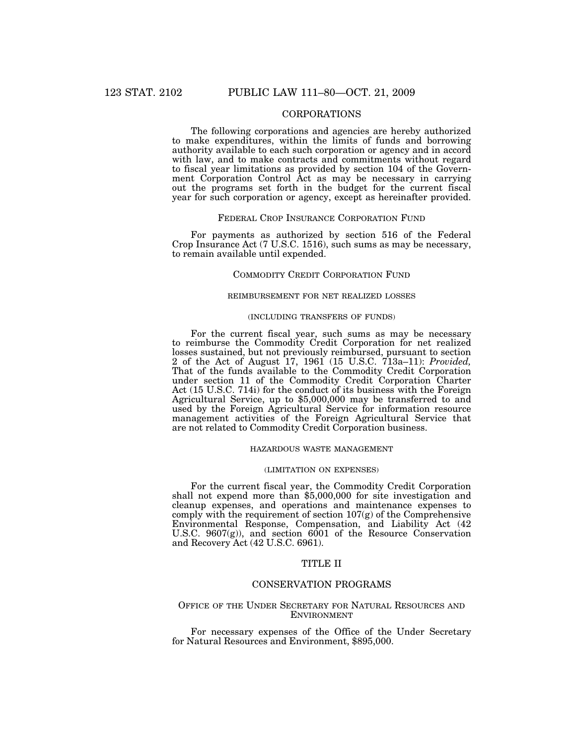## CORPORATIONS

The following corporations and agencies are hereby authorized to make expenditures, within the limits of funds and borrowing authority available to each such corporation or agency and in accord with law, and to make contracts and commitments without regard to fiscal year limitations as provided by section 104 of the Government Corporation Control Act as may be necessary in carrying out the programs set forth in the budget for the current fiscal year for such corporation or agency, except as hereinafter provided.

### FEDERAL CROP INSURANCE CORPORATION FUND

For payments as authorized by section 516 of the Federal Crop Insurance Act (7 U.S.C. 1516), such sums as may be necessary, to remain available until expended.

### COMMODITY CREDIT CORPORATION FUND

#### REIMBURSEMENT FOR NET REALIZED LOSSES

(INCLUDING TRANSFERS OF FUNDS)

For the current fiscal year, such sums as may be necessary to reimburse the Commodity Credit Corporation for net realized losses sustained, but not previously reimbursed, pursuant to section 2 of the Act of August 17, 1961 (15 U.S.C. 713a–11): *Provided,* That of the funds available to the Commodity Credit Corporation under section 11 of the Commodity Credit Corporation Charter Act (15 U.S.C. 714i) for the conduct of its business with the Foreign Agricultural Service, up to $5,000,000 may be transferred to and used by the Foreign Agricultural Service for information resource management activities of the Foreign Agricultural Service that are not related to Commodity Credit Corporation business.

#### HAZARDOUS WASTE MANAGEMENT

(LIMITATION ON EXPENSES)

For the current fiscal year, the Commodity Credit Corporation shall not expend more than $5,000,000 for site investigation and cleanup expenses, and operations and maintenance expenses to comply with the requirement of section 107(g) of the Comprehensive Environmental Response, Compensation, and Liability Act (42 U.S.C. 9607(g)), and section 6001 of the Resource Conservation and Recovery Act (42 U.S.C. 6961).

# TITLE II

## CONSERVATION PROGRAMS

### OFFICE OF THE UNDER SECRETARY FOR NATURAL RESOURCES AND ENVIRONMENT

For necessary expenses of the Office of the Under Secretary for Natural Resources and Environment, $895,000.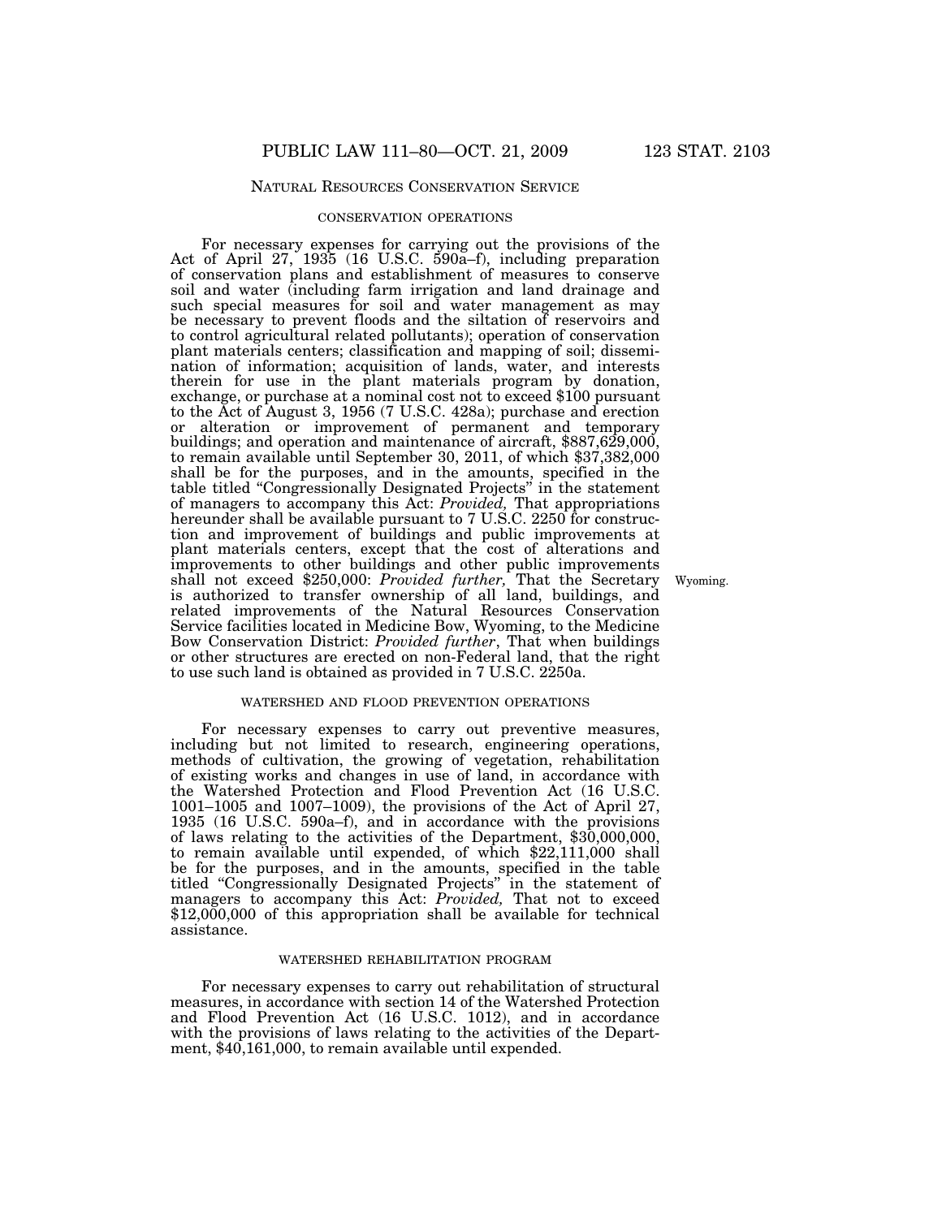## NATURAL RESOURCES CONSERVATION SERVICE

### CONSERVATION OPERATIONS

For necessary expenses for carrying out the provisions of the Act of April 27, 1935 (16 U.S.C. 590a–f), including preparation of conservation plans and establishment of measures to conserve soil and water (including farm irrigation and land drainage and such special measures for soil and water management as may be necessary to prevent floods and the siltation of reservoirs and to control agricultural related pollutants); operation of conservation plant materials centers; classification and mapping of soil; dissemination of information; acquisition of lands, water, and interests therein for use in the plant materials program by donation, exchange, or purchase at a nominal cost not to exceed $100 pursuant to the Act of August 3, 1956 (7 U.S.C. 428a); purchase and erection or alteration or improvement of permanent and temporary buildings; and operation and maintenance of aircraft, $887,629,000, to remain available until September 30, 2011, of which $37,382,000 shall be for the purposes, and in the amounts, specified in the table titled "Congressionally Designated Projects" in the statement of managers to accompany this Act: *Provided,* That appropriations hereunder shall be available pursuant to 7 U.S.C. 2250 for construction and improvement of buildings and public improvements at plant materials centers, except that the cost of alterations and improvements to other buildings and other public improvements shall not exceed $250,000: *Provided further,* That the Secretary is authorized to transfer ownership of all land, buildings, and related improvements of the Natural Resources Conservation Service facilities located in Medicine Bow, Wyoming, to the Medicine Bow Conservation District: *Provided further*, That when buildings or other structures are erected on non-Federal land, that the right to use such land is obtained as provided in 7 U.S.C. 2250a.

Wyoming.

### WATERSHED AND FLOOD PREVENTION OPERATIONS

For necessary expenses to carry out preventive measures, including but not limited to research, engineering operations, methods of cultivation, the growing of vegetation, rehabilitation of existing works and changes in use of land, in accordance with the Watershed Protection and Flood Prevention Act (16 U.S.C. 1001–1005 and 1007–1009), the provisions of the Act of April 27, 1935 (16 U.S.C. 590a–f), and in accordance with the provisions of laws relating to the activities of the Department, $30,000,000, to remain available until expended, of which $22,111,000 shall be for the purposes, and in the amounts, specified in the table titled "Congressionally Designated Projects" in the statement of managers to accompany this Act: *Provided,* That not to exceed $12,000,000 of this appropriation shall be available for technical assistance.

### WATERSHED REHABILITATION PROGRAM

For necessary expenses to carry out rehabilitation of structural measures, in accordance with section 14 of the Watershed Protection and Flood Prevention Act (16 U.S.C. 1012), and in accordance with the provisions of laws relating to the activities of the Department, $40,161,000, to remain available until expended.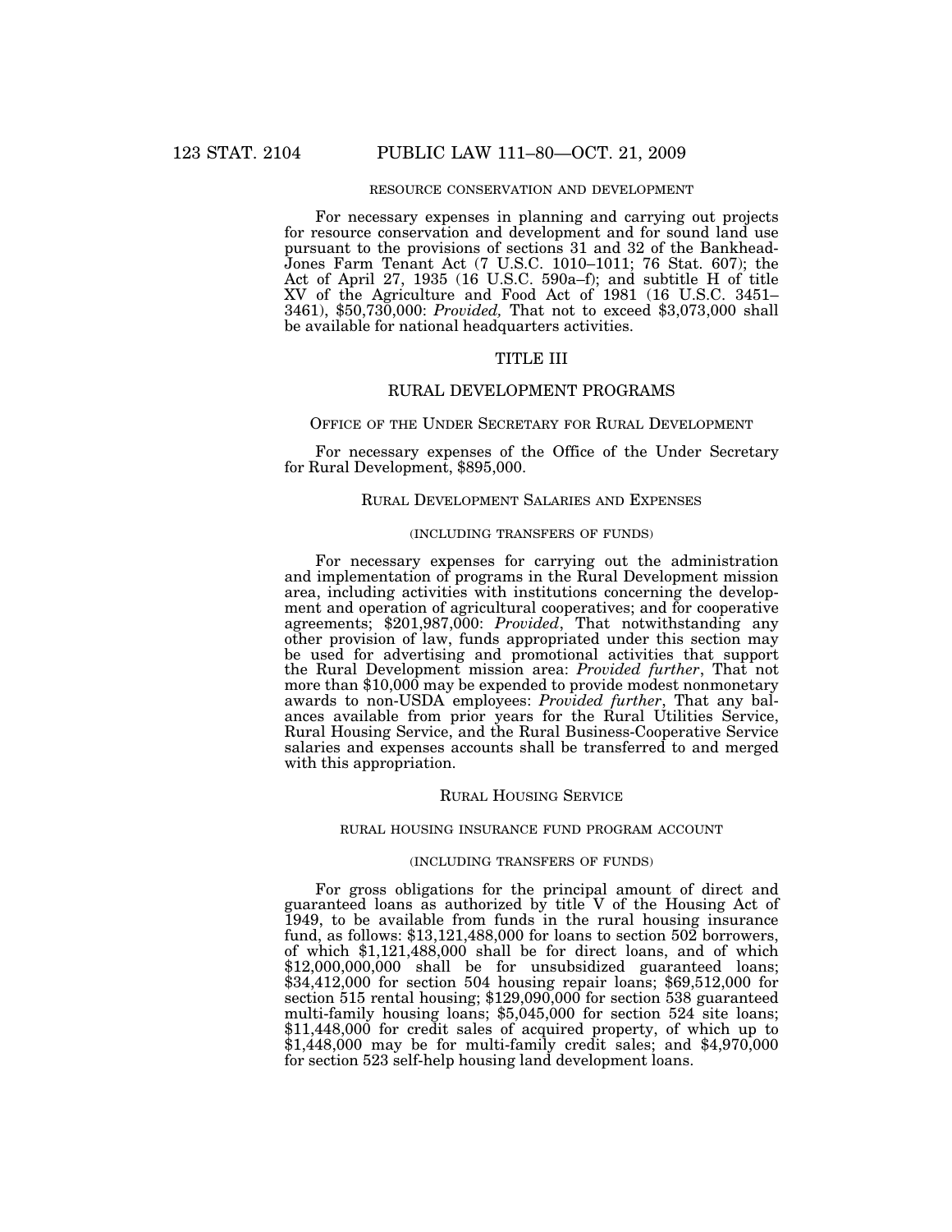RESOURCE CONSERVATION AND DEVELOPMENT

For necessary expenses in planning and carrying out projects for resource conservation and development and for sound land use pursuant to the provisions of sections 31 and 32 of the Bankhead-Jones Farm Tenant Act (7 U.S.C. 1010–1011; 76 Stat. 607); the Act of April 27, 1935 (16 U.S.C. 590a–f); and subtitle H of title XV of the Agriculture and Food Act of 1981 (16 U.S.C. 3451–3461), $50,730,000: *Provided,* That not to exceed $3,073,000 shall be available for national headquarters activities.

## TITLE III

## RURAL DEVELOPMENT PROGRAMS

### OFFICE OF THE UNDER SECRETARY FOR RURAL DEVELOPMENT

For necessary expenses of the Office of the Under Secretary for Rural Development, $895,000.

### RURAL DEVELOPMENT SALARIES AND EXPENSES

(INCLUDING TRANSFERS OF FUNDS)

For necessary expenses for carrying out the administration and implementation of programs in the Rural Development mission area, including activities with institutions concerning the development and operation of agricultural cooperatives; and for cooperative agreements; $201,987,000: *Provided*, That notwithstanding any other provision of law, funds appropriated under this section may be used for advertising and promotional activities that support the Rural Development mission area: *Provided further*, That not more than $10,000 may be expended to provide modest nonmonetary awards to non-USDA employees: *Provided further*, That any balances available from prior years for the Rural Utilities Service, Rural Housing Service, and the Rural Business-Cooperative Service salaries and expenses accounts shall be transferred to and merged with this appropriation.

### RURAL HOUSING SERVICE

RURAL HOUSING INSURANCE FUND PROGRAM ACCOUNT

(INCLUDING TRANSFERS OF FUNDS)

For gross obligations for the principal amount of direct and guaranteed loans as authorized by title V of the Housing Act of 1949, to be available from funds in the rural housing insurance fund, as follows: $13,121,488,000 for loans to section 502 borrowers, of which $1,121,488,000 shall be for direct loans, and of which $12,000,000,000 shall be for unsubsidized guaranteed loans; $34,412,000 for section 504 housing repair loans; $69,512,000 for section 515 rental housing; $129,090,000 for section 538 guaranteed multi-family housing loans; $5,045,000 for section 524 site loans; $11,448,000 for credit sales of acquired property, of which up to $1,448,000 may be for multi-family credit sales; and $4,970,000 for section 523 self-help housing land development loans.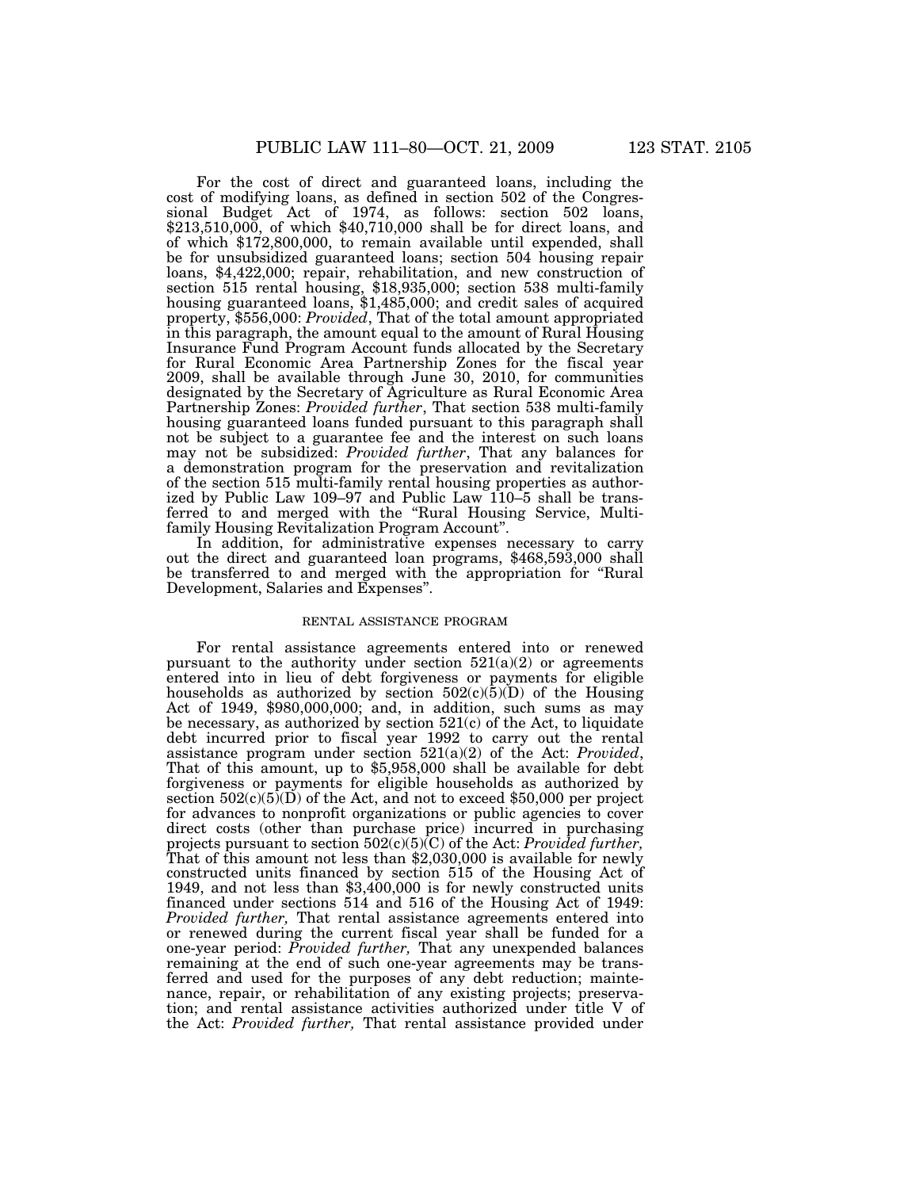For the cost of direct and guaranteed loans, including the cost of modifying loans, as defined in section 502 of the Congressional Budget Act of 1974, as follows: section 502 loans, $213,510,000, of which $40,710,000 shall be for direct loans, and of which $172,800,000, to remain available until expended, shall be for unsubsidized guaranteed loans; section 504 housing repair loans, $4,422,000; repair, rehabilitation, and new construction of section 515 rental housing, $18,935,000; section 538 multi-family housing guaranteed loans, $1,485,000; and credit sales of acquired property, $556,000: *Provided*, That of the total amount appropriated in this paragraph, the amount equal to the amount of Rural Housing Insurance Fund Program Account funds allocated by the Secretary for Rural Economic Area Partnership Zones for the fiscal year 2009, shall be available through June 30, 2010, for communities designated by the Secretary of Agriculture as Rural Economic Area Partnership Zones: *Provided further*, That section 538 multi-family housing guaranteed loans funded pursuant to this paragraph shall not be subject to a guarantee fee and the interest on such loans may not be subsidized: *Provided further*, That any balances for a demonstration program for the preservation and revitalization of the section 515 multi-family rental housing properties as authorized by Public Law 109–97 and Public Law 110–5 shall be transferred to and merged with the "Rural Housing Service, Multi-family Housing Revitalization Program Account".

In addition, for administrative expenses necessary to carry out the direct and guaranteed loan programs, $468,593,000 shall be transferred to and merged with the appropriation for "Rural Development, Salaries and Expenses".

RENTAL ASSISTANCE PROGRAM

For rental assistance agreements entered into or renewed pursuant to the authority under section 521(a)(2) or agreements entered into in lieu of debt forgiveness or payments for eligible households as authorized by section 502(c)(5)(D) of the Housing Act of 1949, $980,000,000; and, in addition, such sums as may be necessary, as authorized by section 521(c) of the Act, to liquidate debt incurred prior to fiscal year 1992 to carry out the rental assistance program under section 521(a)(2) of the Act: *Provided*, That of this amount, up to $5,958,000 shall be available for debt forgiveness or payments for eligible households as authorized by section 502(c)(5)(D) of the Act, and not to exceed $50,000 per project for advances to nonprofit organizations or public agencies to cover direct costs (other than purchase price) incurred in purchasing projects pursuant to section 502(c)(5)(C) of the Act: *Provided further,* That of this amount not less than $2,030,000 is available for newly constructed units financed by section 515 of the Housing Act of 1949, and not less than $3,400,000 is for newly constructed units financed under sections 514 and 516 of the Housing Act of 1949: *Provided further,* That rental assistance agreements entered into or renewed during the current fiscal year shall be funded for a one-year period: *Provided further,* That any unexpended balances remaining at the end of such one-year agreements may be transferred and used for the purposes of any debt reduction; maintenance, repair, or rehabilitation of any existing projects; preservation; and rental assistance activities authorized under title V of the Act: *Provided further,* That rental assistance provided under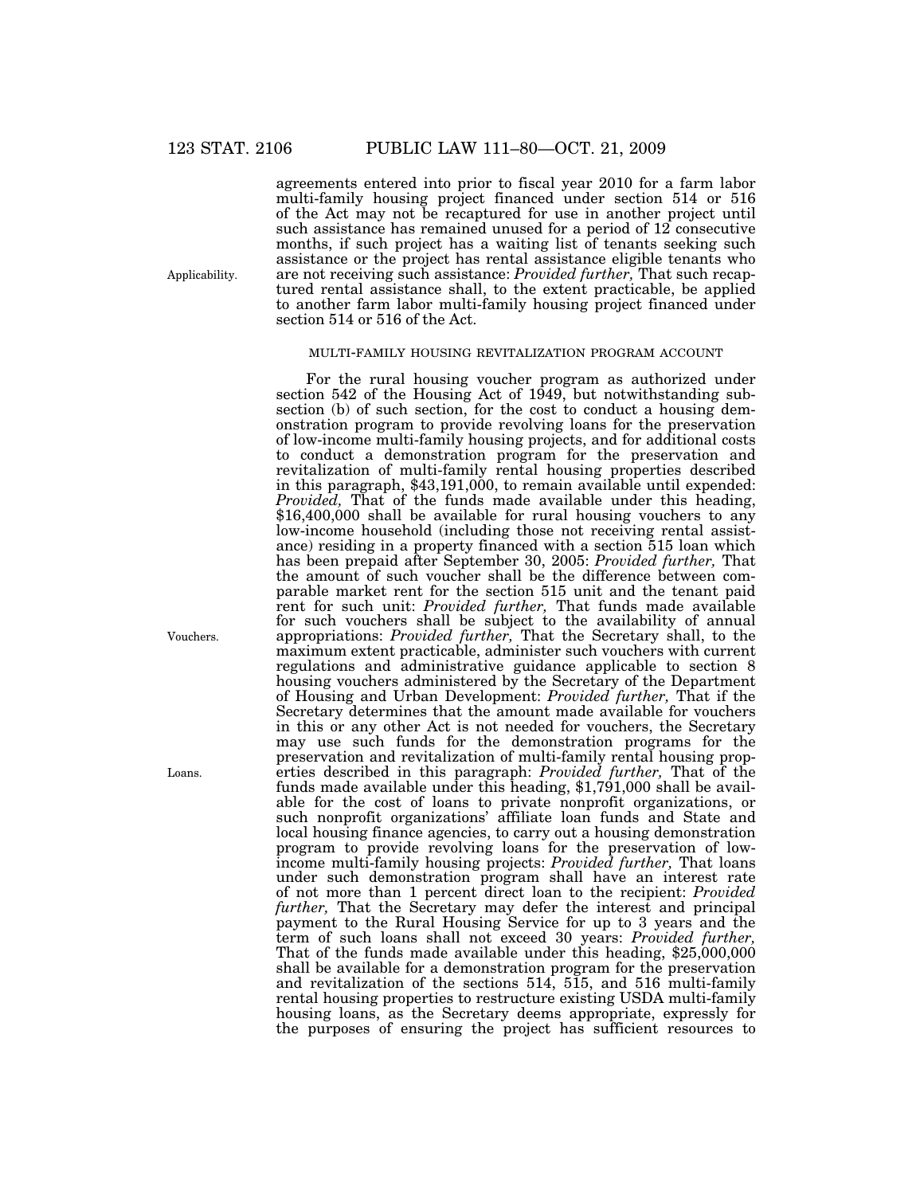agreements entered into prior to fiscal year 2010 for a farm labor multi-family housing project financed under section 514 or 516 of the Act may not be recaptured for use in another project until such assistance has remained unused for a period of 12 consecutive months, if such project has a waiting list of tenants seeking such assistance or the project has rental assistance eligible tenants who are not receiving such assistance: *Provided further,* That such recaptured rental assistance shall, to the extent practicable, be applied to another farm labor multi-family housing project financed under section 514 or 516 of the Act.

Applicability.

MULTI-FAMILY HOUSING REVITALIZATION PROGRAM ACCOUNT

For the rural housing voucher program as authorized under section 542 of the Housing Act of 1949, but notwithstanding subsection (b) of such section, for the cost to conduct a housing demonstration program to provide revolving loans for the preservation of low-income multi-family housing projects, and for additional costs to conduct a demonstration program for the preservation and revitalization of multi-family rental housing properties described in this paragraph, $43,191,000, to remain available until expended: *Provided,* That of the funds made available under this heading, $16,400,000 shall be available for rural housing vouchers to any low-income household (including those not receiving rental assistance) residing in a property financed with a section 515 loan which has been prepaid after September 30, 2005: *Provided further,* That the amount of such voucher shall be the difference between comparable market rent for the section 515 unit and the tenant paid rent for such unit: *Provided further,* That funds made available for such vouchers shall be subject to the availability of annual appropriations: *Provided further,* That the Secretary shall, to the maximum extent practicable, administer such vouchers with current regulations and administrative guidance applicable to section 8 housing vouchers administered by the Secretary of the Department of Housing and Urban Development: *Provided further,* That if the Secretary determines that the amount made available for vouchers in this or any other Act is not needed for vouchers, the Secretary may use such funds for the demonstration programs for the preservation and revitalization of multi-family rental housing properties described in this paragraph: *Provided further,* That of the funds made available under this heading, $1,791,000 shall be available for the cost of loans to private nonprofit organizations, or such nonprofit organizations' affiliate loan funds and State and local housing finance agencies, to carry out a housing demonstration program to provide revolving loans for the preservation of low-income multi-family housing projects: *Provided further,* That loans under such demonstration program shall have an interest rate of not more than 1 percent direct loan to the recipient: *Provided further,* That the Secretary may defer the interest and principal payment to the Rural Housing Service for up to 3 years and the term of such loans shall not exceed 30 years: *Provided further,* That of the funds made available under this heading, $25,000,000 shall be available for a demonstration program for the preservation and revitalization of the sections 514, 515, and 516 multi-family rental housing properties to restructure existing USDA multi-family housing loans, as the Secretary deems appropriate, expressly for the purposes of ensuring the project has sufficient resources to

Vouchers.

Loans.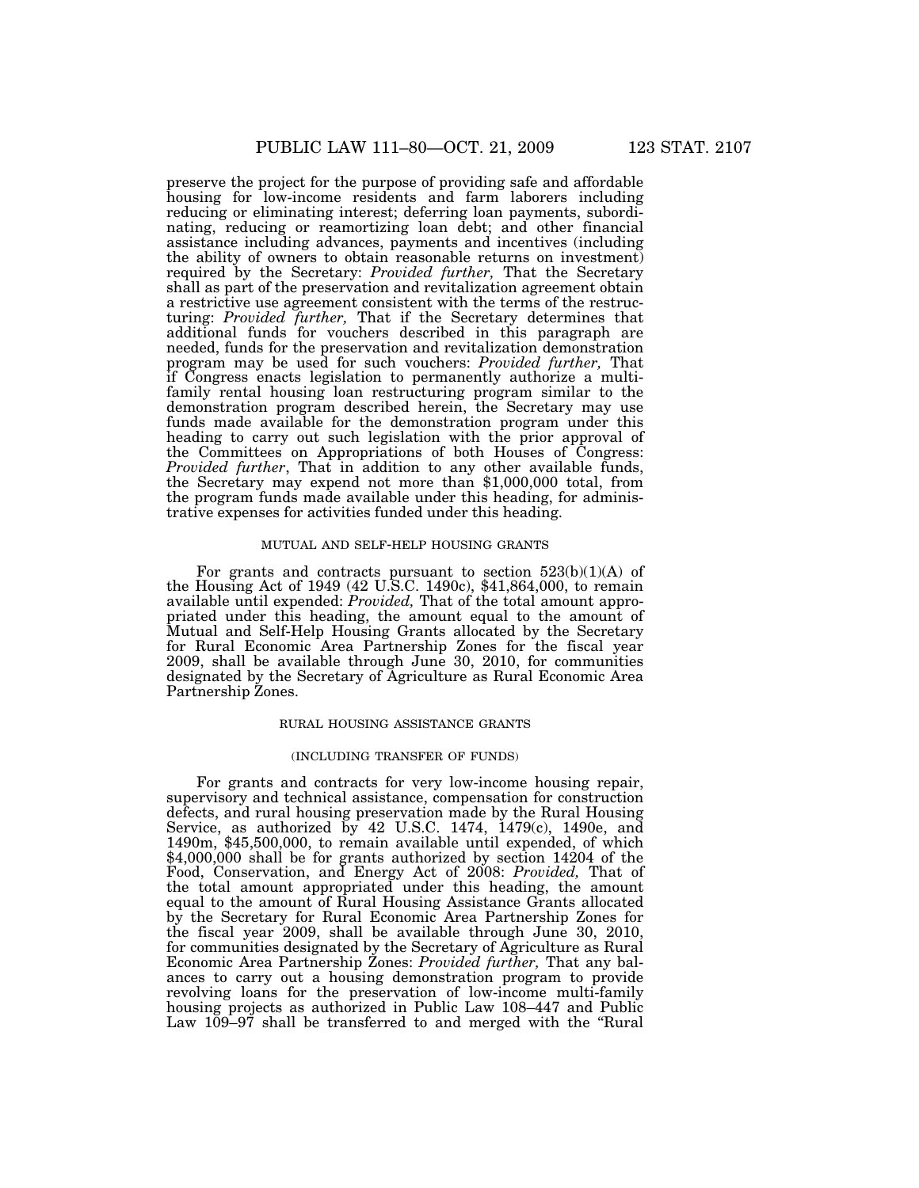preserve the project for the purpose of providing safe and affordable housing for low-income residents and farm laborers including reducing or eliminating interest; deferring loan payments, subordinating, reducing or reamortizing loan debt; and other financial assistance including advances, payments and incentives (including the ability of owners to obtain reasonable returns on investment) required by the Secretary: *Provided further,* That the Secretary shall as part of the preservation and revitalization agreement obtain a restrictive use agreement consistent with the terms of the restructuring: *Provided further,* That if the Secretary determines that additional funds for vouchers described in this paragraph are needed, funds for the preservation and revitalization demonstration program may be used for such vouchers: *Provided further,* That if Congress enacts legislation to permanently authorize a multi-family rental housing loan restructuring program similar to the demonstration program described herein, the Secretary may use funds made available for the demonstration program under this heading to carry out such legislation with the prior approval of the Committees on Appropriations of both Houses of Congress: *Provided further*, That in addition to any other available funds, the Secretary may expend not more than $1,000,000 total, from the program funds made available under this heading, for administrative expenses for activities funded under this heading.

MUTUAL AND SELF-HELP HOUSING GRANTS

For grants and contracts pursuant to section 523(b)(1)(A) of the Housing Act of 1949 (42 U.S.C. 1490c), $41,864,000, to remain available until expended: *Provided,* That of the total amount appropriated under this heading, the amount equal to the amount of Mutual and Self-Help Housing Grants allocated by the Secretary for Rural Economic Area Partnership Zones for the fiscal year 2009, shall be available through June 30, 2010, for communities designated by the Secretary of Agriculture as Rural Economic Area Partnership Zones.

RURAL HOUSING ASSISTANCE GRANTS

(INCLUDING TRANSFER OF FUNDS)

For grants and contracts for very low-income housing repair, supervisory and technical assistance, compensation for construction defects, and rural housing preservation made by the Rural Housing Service, as authorized by 42 U.S.C. 1474, 1479(c), 1490e, and 1490m, $45,500,000, to remain available until expended, of which $4,000,000 shall be for grants authorized by section 14204 of the Food, Conservation, and Energy Act of 2008: *Provided,* That of the total amount appropriated under this heading, the amount equal to the amount of Rural Housing Assistance Grants allocated by the Secretary for Rural Economic Area Partnership Zones for the fiscal year 2009, shall be available through June 30, 2010, for communities designated by the Secretary of Agriculture as Rural Economic Area Partnership Zones: *Provided further,* That any balances to carry out a housing demonstration program to provide revolving loans for the preservation of low-income multi-family housing projects as authorized in Public Law 108–447 and Public Law 109–97 shall be transferred to and merged with the "Rural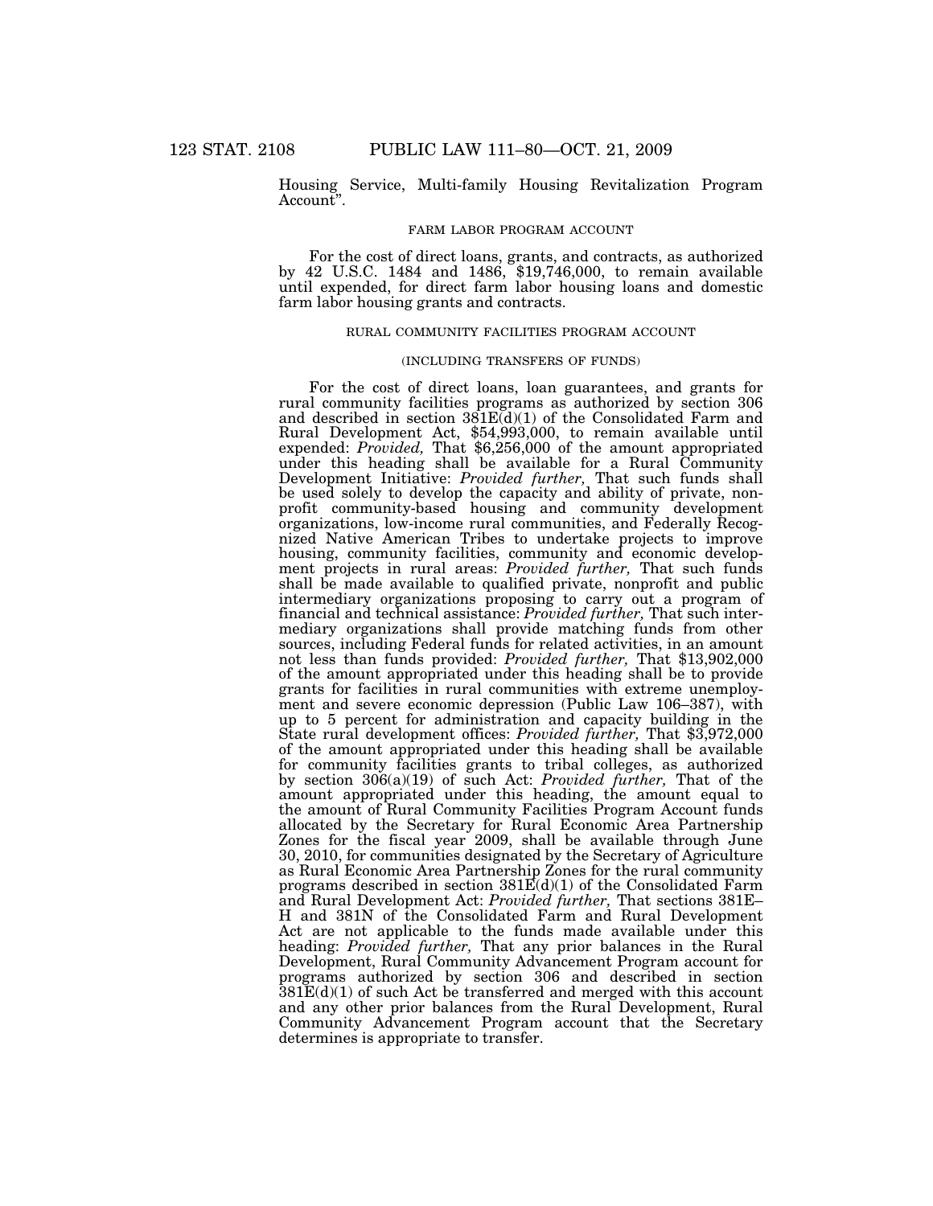Housing Service, Multi-family Housing Revitalization Program Account".

FARM LABOR PROGRAM ACCOUNT

For the cost of direct loans, grants, and contracts, as authorized by 42 U.S.C. 1484 and 1486, $19,746,000, to remain available until expended, for direct farm labor housing loans and domestic farm labor housing grants and contracts.

RURAL COMMUNITY FACILITIES PROGRAM ACCOUNT

(INCLUDING TRANSFERS OF FUNDS)

For the cost of direct loans, loan guarantees, and grants for rural community facilities programs as authorized by section 306 and described in section 381E(d)(1) of the Consolidated Farm and Rural Development Act, $54,993,000, to remain available until expended: *Provided,* That $6,256,000 of the amount appropriated under this heading shall be available for a Rural Community Development Initiative: *Provided further,* That such funds shall be used solely to develop the capacity and ability of private, nonprofit community-based housing and community development organizations, low-income rural communities, and Federally Recognized Native American Tribes to undertake projects to improve housing, community facilities, community and economic development projects in rural areas: *Provided further,* That such funds shall be made available to qualified private, nonprofit and public intermediary organizations proposing to carry out a program of financial and technical assistance: *Provided further,* That such intermediary organizations shall provide matching funds from other sources, including Federal funds for related activities, in an amount not less than funds provided: *Provided further,* That $13,902,000 of the amount appropriated under this heading shall be to provide grants for facilities in rural communities with extreme unemployment and severe economic depression (Public Law 106–387), with up to 5 percent for administration and capacity building in the State rural development offices: *Provided further,* That $3,972,000 of the amount appropriated under this heading shall be available for community facilities grants to tribal colleges, as authorized by section 306(a)(19) of such Act: *Provided further,* That of the amount appropriated under this heading, the amount equal to the amount of Rural Community Facilities Program Account funds allocated by the Secretary for Rural Economic Area Partnership Zones for the fiscal year 2009, shall be available through June 30, 2010, for communities designated by the Secretary of Agriculture as Rural Economic Area Partnership Zones for the rural community programs described in section 381E(d)(1) of the Consolidated Farm and Rural Development Act: *Provided further,* That sections 381E–H and 381N of the Consolidated Farm and Rural Development Act are not applicable to the funds made available under this heading: *Provided further,* That any prior balances in the Rural Development, Rural Community Advancement Program account for programs authorized by section 306 and described in section 381E(d)(1) of such Act be transferred and merged with this account and any other prior balances from the Rural Development, Rural Community Advancement Program account that the Secretary determines is appropriate to transfer.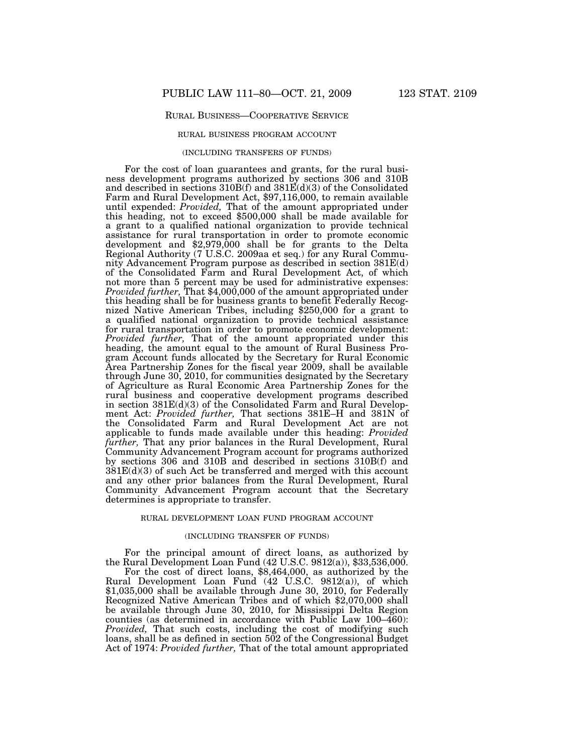## RURAL BUSINESS—COOPERATIVE SERVICE

### RURAL BUSINESS PROGRAM ACCOUNT

(INCLUDING TRANSFERS OF FUNDS)

For the cost of loan guarantees and grants, for the rural business development programs authorized by sections 306 and 310B and described in sections 310B(f) and 381E(d)(3) of the Consolidated Farm and Rural Development Act, $97,116,000, to remain available until expended: *Provided,* That of the amount appropriated under this heading, not to exceed $500,000 shall be made available for a grant to a qualified national organization to provide technical assistance for rural transportation in order to promote economic development and $2,979,000 shall be for grants to the Delta Regional Authority (7 U.S.C. 2009aa et seq.) for any Rural Community Advancement Program purpose as described in section 381E(d) of the Consolidated Farm and Rural Development Act, of which not more than 5 percent may be used for administrative expenses: *Provided further,* That $4,000,000 of the amount appropriated under this heading shall be for business grants to benefit Federally Recognized Native American Tribes, including $250,000 for a grant to a qualified national organization to provide technical assistance for rural transportation in order to promote economic development: *Provided further,* That of the amount appropriated under this heading, the amount equal to the amount of Rural Business Program Account funds allocated by the Secretary for Rural Economic Area Partnership Zones for the fiscal year 2009, shall be available through June 30, 2010, for communities designated by the Secretary of Agriculture as Rural Economic Area Partnership Zones for the rural business and cooperative development programs described in section 381E(d)(3) of the Consolidated Farm and Rural Development Act: *Provided further,* That sections 381E–H and 381N of the Consolidated Farm and Rural Development Act are not applicable to funds made available under this heading: *Provided further,* That any prior balances in the Rural Development, Rural Community Advancement Program account for programs authorized by sections 306 and 310B and described in sections 310B(f) and 381E(d)(3) of such Act be transferred and merged with this account and any other prior balances from the Rural Development, Rural Community Advancement Program account that the Secretary determines is appropriate to transfer.

### RURAL DEVELOPMENT LOAN FUND PROGRAM ACCOUNT

(INCLUDING TRANSFER OF FUNDS)

For the principal amount of direct loans, as authorized by the Rural Development Loan Fund (42 U.S.C. 9812(a)), $33,536,000.

For the cost of direct loans, $8,464,000, as authorized by the Rural Development Loan Fund (42 U.S.C. 9812(a)), of which $1,035,000 shall be available through June 30, 2010, for Federally Recognized Native American Tribes and of which $2,070,000 shall be available through June 30, 2010, for Mississippi Delta Region counties (as determined in accordance with Public Law 100–460): *Provided,* That such costs, including the cost of modifying such loans, shall be as defined in section 502 of the Congressional Budget Act of 1974: *Provided further,* That of the total amount appropriated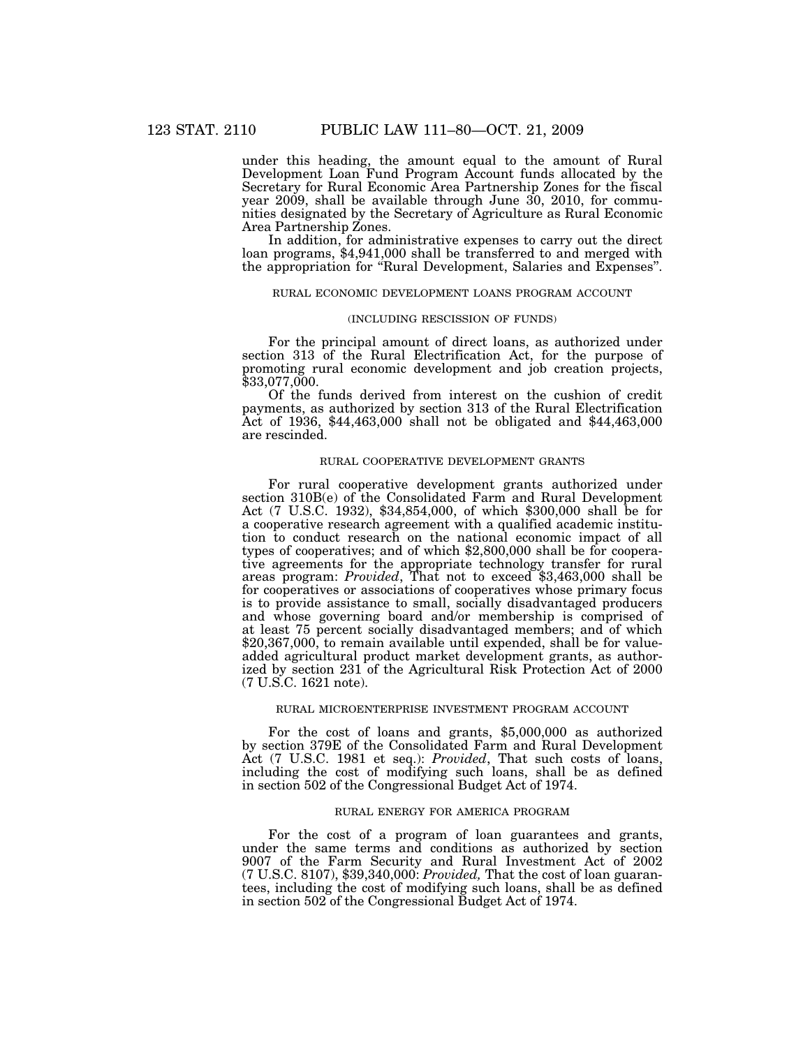under this heading, the amount equal to the amount of Rural Development Loan Fund Program Account funds allocated by the Secretary for Rural Economic Area Partnership Zones for the fiscal year 2009, shall be available through June 30, 2010, for communities designated by the Secretary of Agriculture as Rural Economic Area Partnership Zones.

In addition, for administrative expenses to carry out the direct loan programs, $4,941,000 shall be transferred to and merged with the appropriation for "Rural Development, Salaries and Expenses".

RURAL ECONOMIC DEVELOPMENT LOANS PROGRAM ACCOUNT

(INCLUDING RESCISSION OF FUNDS)

For the principal amount of direct loans, as authorized under section 313 of the Rural Electrification Act, for the purpose of promoting rural economic development and job creation projects, $33,077,000.

Of the funds derived from interest on the cushion of credit payments, as authorized by section 313 of the Rural Electrification Act of 1936, $44,463,000 shall not be obligated and $44,463,000 are rescinded.

RURAL COOPERATIVE DEVELOPMENT GRANTS

For rural cooperative development grants authorized under section 310B(e) of the Consolidated Farm and Rural Development Act (7 U.S.C. 1932), $34,854,000, of which $300,000 shall be for a cooperative research agreement with a qualified academic institution to conduct research on the national economic impact of all types of cooperatives; and of which $2,800,000 shall be for cooperative agreements for the appropriate technology transfer for rural areas program: *Provided*, That not to exceed $3,463,000 shall be for cooperatives or associations of cooperatives whose primary focus is to provide assistance to small, socially disadvantaged producers and whose governing board and/or membership is comprised of at least 75 percent socially disadvantaged members; and of which $20,367,000, to remain available until expended, shall be for value-added agricultural product market development grants, as authorized by section 231 of the Agricultural Risk Protection Act of 2000 (7 U.S.C. 1621 note).

RURAL MICROENTERPRISE INVESTMENT PROGRAM ACCOUNT

For the cost of loans and grants, $5,000,000 as authorized by section 379E of the Consolidated Farm and Rural Development Act (7 U.S.C. 1981 et seq.): *Provided*, That such costs of loans, including the cost of modifying such loans, shall be as defined in section 502 of the Congressional Budget Act of 1974.

RURAL ENERGY FOR AMERICA PROGRAM

For the cost of a program of loan guarantees and grants, under the same terms and conditions as authorized by section 9007 of the Farm Security and Rural Investment Act of 2002 (7 U.S.C. 8107), $39,340,000: *Provided,* That the cost of loan guarantees, including the cost of modifying such loans, shall be as defined in section 502 of the Congressional Budget Act of 1974.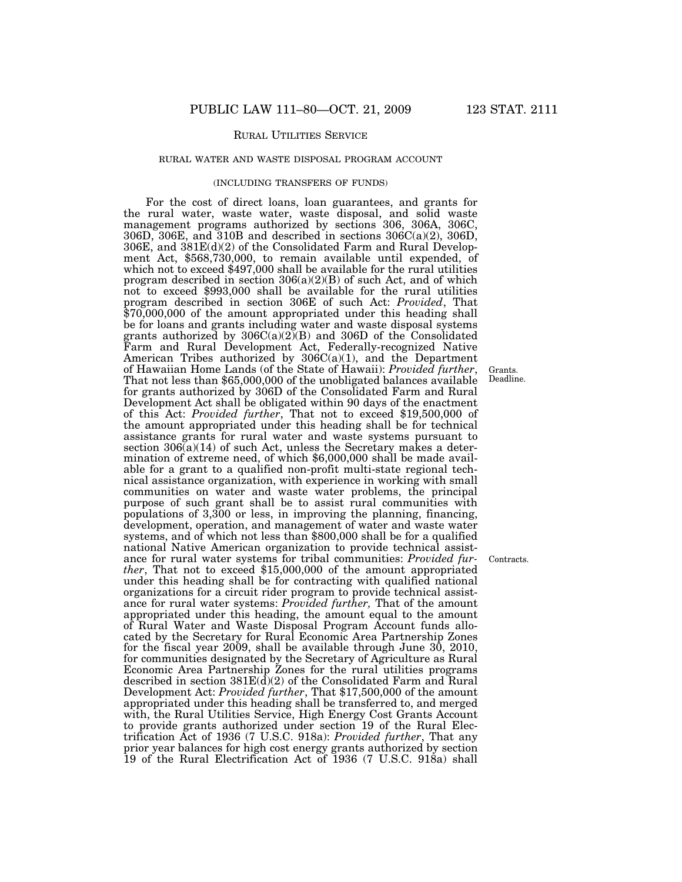## RURAL UTILITIES SERVICE

### RURAL WATER AND WASTE DISPOSAL PROGRAM ACCOUNT

(INCLUDING TRANSFERS OF FUNDS)

For the cost of direct loans, loan guarantees, and grants for the rural water, waste water, waste disposal, and solid waste management programs authorized by sections 306, 306A, 306C, 306D, 306E, and 310B and described in sections 306C(a)(2), 306D, 306E, and 381E(d)(2) of the Consolidated Farm and Rural Development Act, $568,730,000, to remain available until expended, of which not to exceed $497,000 shall be available for the rural utilities program described in section 306(a)(2)(B) of such Act, and of which not to exceed $993,000 shall be available for the rural utilities program described in section 306E of such Act: *Provided*, That $70,000,000 of the amount appropriated under this heading shall be for loans and grants including water and waste disposal systems grants authorized by 306C(a)(2)(B) and 306D of the Consolidated Farm and Rural Development Act, Federally-recognized Native American Tribes authorized by 306C(a)(1), and the Department of Hawaiian Home Lands (of the State of Hawaii): *Provided further*, That not less than $65,000,000 of the unobligated balances available for grants authorized by 306D of the Consolidated Farm and Rural Development Act shall be obligated within 90 days of the enactment of this Act: *Provided further*, That not to exceed $19,500,000 of the amount appropriated under this heading shall be for technical assistance grants for rural water and waste systems pursuant to section 306(a)(14) of such Act, unless the Secretary makes a determination of extreme need, of which $6,000,000 shall be made available for a grant to a qualified non-profit multi-state regional technical assistance organization, with experience in working with small communities on water and waste water problems, the principal purpose of such grant shall be to assist rural communities with populations of 3,300 or less, in improving the planning, financing, development, operation, and management of water and waste water systems, and of which not less than $800,000 shall be for a qualified national Native American organization to provide technical assistance for rural water systems for tribal communities: *Provided further*, That not to exceed $15,000,000 of the amount appropriated under this heading shall be for contracting with qualified national organizations for a circuit rider program to provide technical assistance for rural water systems: *Provided further,* That of the amount appropriated under this heading, the amount equal to the amount of Rural Water and Waste Disposal Program Account funds allocated by the Secretary for Rural Economic Area Partnership Zones for the fiscal year 2009, shall be available through June 30, 2010, for communities designated by the Secretary of Agriculture as Rural Economic Area Partnership Zones for the rural utilities programs described in section 381E(d)(2) of the Consolidated Farm and Rural Development Act: *Provided further*, That $17,500,000 of the amount appropriated under this heading shall be transferred to, and merged with, the Rural Utilities Service, High Energy Cost Grants Account to provide grants authorized under section 19 of the Rural Electrification Act of 1936 (7 U.S.C. 918a): *Provided further*, That any prior year balances for high cost energy grants authorized by section 19 of the Rural Electrification Act of 1936 (7 U.S.C. 918a) shall

Grants. Deadline.

Contracts.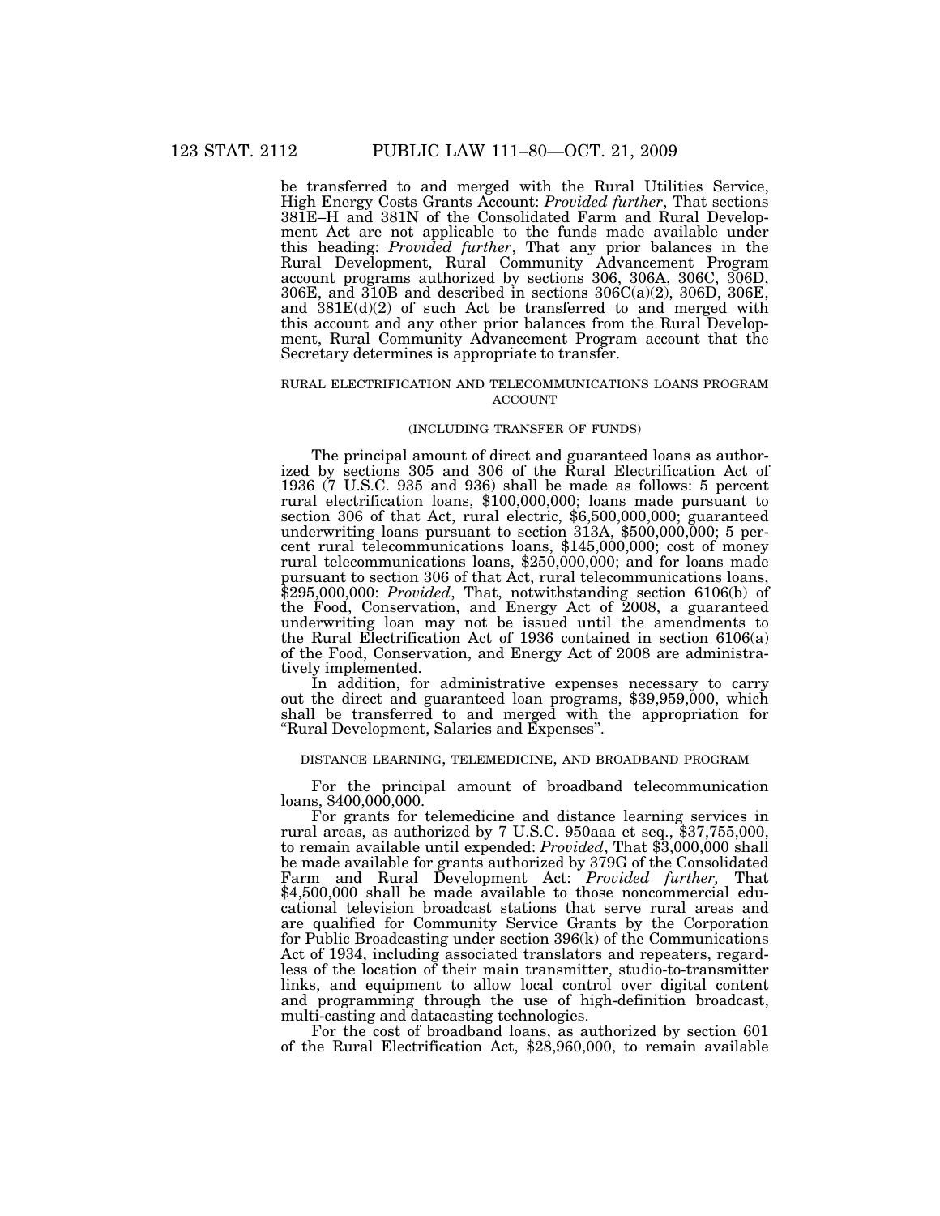be transferred to and merged with the Rural Utilities Service, High Energy Costs Grants Account: *Provided further*, That sections 381E–H and 381N of the Consolidated Farm and Rural Development Act are not applicable to the funds made available under this heading: *Provided further*, That any prior balances in the Rural Development, Rural Community Advancement Program account programs authorized by sections 306, 306A, 306C, 306D, 306E, and 310B and described in sections 306C(a)(2), 306D, 306E, and 381E(d)(2) of such Act be transferred to and merged with this account and any other prior balances from the Rural Development, Rural Community Advancement Program account that the Secretary determines is appropriate to transfer.

RURAL ELECTRIFICATION AND TELECOMMUNICATIONS LOANS PROGRAM ACCOUNT

(INCLUDING TRANSFER OF FUNDS)

The principal amount of direct and guaranteed loans as authorized by sections 305 and 306 of the Rural Electrification Act of 1936 (7 U.S.C. 935 and 936) shall be made as follows: 5 percent rural electrification loans, $100,000,000; loans made pursuant to section 306 of that Act, rural electric, $6,500,000,000; guaranteed underwriting loans pursuant to section 313A, $500,000,000; 5 percent rural telecommunications loans, $145,000,000; cost of money rural telecommunications loans, $250,000,000; and for loans made pursuant to section 306 of that Act, rural telecommunications loans, $295,000,000: *Provided*, That, notwithstanding section 6106(b) of the Food, Conservation, and Energy Act of 2008, a guaranteed underwriting loan may not be issued until the amendments to the Rural Electrification Act of 1936 contained in section 6106(a) of the Food, Conservation, and Energy Act of 2008 are administratively implemented.

In addition, for administrative expenses necessary to carry out the direct and guaranteed loan programs, $39,959,000, which shall be transferred to and merged with the appropriation for "Rural Development, Salaries and Expenses".

DISTANCE LEARNING, TELEMEDICINE, AND BROADBAND PROGRAM

For the principal amount of broadband telecommunication loans, $400,000,000.

For grants for telemedicine and distance learning services in rural areas, as authorized by 7 U.S.C. 950aaa et seq., $37,755,000, to remain available until expended: *Provided*, That $3,000,000 shall be made available for grants authorized by 379G of the Consolidated Farm and Rural Development Act: *Provided further,* That $4,500,000 shall be made available to those noncommercial educational television broadcast stations that serve rural areas and are qualified for Community Service Grants by the Corporation for Public Broadcasting under section 396(k) of the Communications Act of 1934, including associated translators and repeaters, regardless of the location of their main transmitter, studio-to-transmitter links, and equipment to allow local control over digital content and programming through the use of high-definition broadcast, multi-casting and datacasting technologies.

For the cost of broadband loans, as authorized by section 601 of the Rural Electrification Act, $28,960,000, to remain available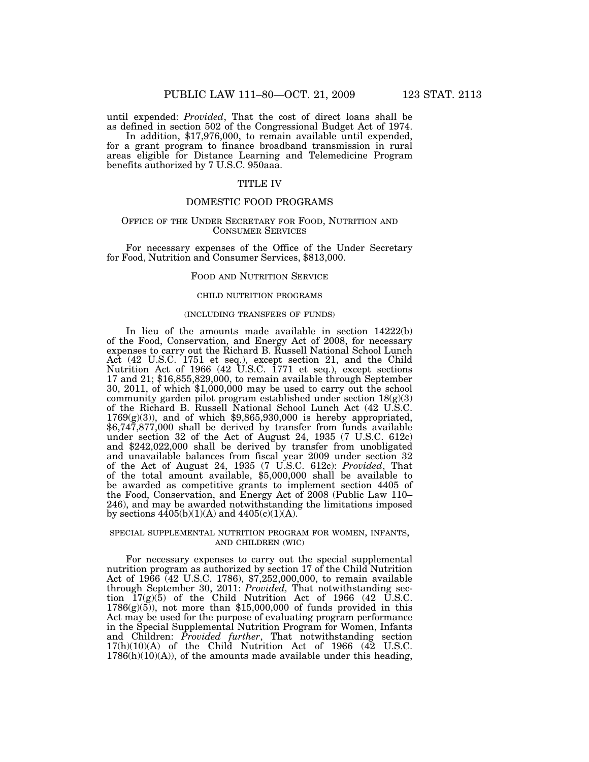until expended: *Provided*, That the cost of direct loans shall be as defined in section 502 of the Congressional Budget Act of 1974.

In addition, $17,976,000, to remain available until expended, for a grant program to finance broadband transmission in rural areas eligible for Distance Learning and Telemedicine Program benefits authorized by 7 U.S.C. 950aaa.

## TITLE IV

## DOMESTIC FOOD PROGRAMS

### OFFICE OF THE UNDER SECRETARY FOR FOOD, NUTRITION AND CONSUMER SERVICES

For necessary expenses of the Office of the Under Secretary for Food, Nutrition and Consumer Services, $813,000.

### FOOD AND NUTRITION SERVICE

#### CHILD NUTRITION PROGRAMS

#### (INCLUDING TRANSFERS OF FUNDS)

In lieu of the amounts made available in section 14222(b) of the Food, Conservation, and Energy Act of 2008, for necessary expenses to carry out the Richard B. Russell National School Lunch Act (42 U.S.C. 1751 et seq.), except section 21, and the Child Nutrition Act of 1966 (42 U.S.C. 1771 et seq.), except sections 17 and 21; $16,855,829,000, to remain available through September 30, 2011, of which $1,000,000 may be used to carry out the school community garden pilot program established under section 18(g)(3) of the Richard B. Russell National School Lunch Act (42 U.S.C. 1769(g)(3)), and of which $9,865,930,000 is hereby appropriated, $6,747,877,000 shall be derived by transfer from funds available under section 32 of the Act of August 24, 1935 (7 U.S.C. 612c) and $242,022,000 shall be derived by transfer from unobligated and unavailable balances from fiscal year 2009 under section 32 of the Act of August 24, 1935 (7 U.S.C. 612c): *Provided*, That of the total amount available, $5,000,000 shall be available to be awarded as competitive grants to implement section 4405 of the Food, Conservation, and Energy Act of 2008 (Public Law 110–246), and may be awarded notwithstanding the limitations imposed by sections 4405(b)(1)(A) and 4405(c)(1)(A).

#### SPECIAL SUPPLEMENTAL NUTRITION PROGRAM FOR WOMEN, INFANTS, AND CHILDREN (WIC)

For necessary expenses to carry out the special supplemental nutrition program as authorized by section 17 of the Child Nutrition Act of 1966 (42 U.S.C. 1786), $7,252,000,000, to remain available through September 30, 2011: *Provided,* That notwithstanding section 17(g)(5) of the Child Nutrition Act of 1966 (42 U.S.C. 1786(g)(5)), not more than $15,000,000 of funds provided in this Act may be used for the purpose of evaluating program performance in the Special Supplemental Nutrition Program for Women, Infants and Children: *Provided further*, That notwithstanding section 17(h)(10)(A) of the Child Nutrition Act of 1966 (42 U.S.C. 1786(h)(10)(A)), of the amounts made available under this heading,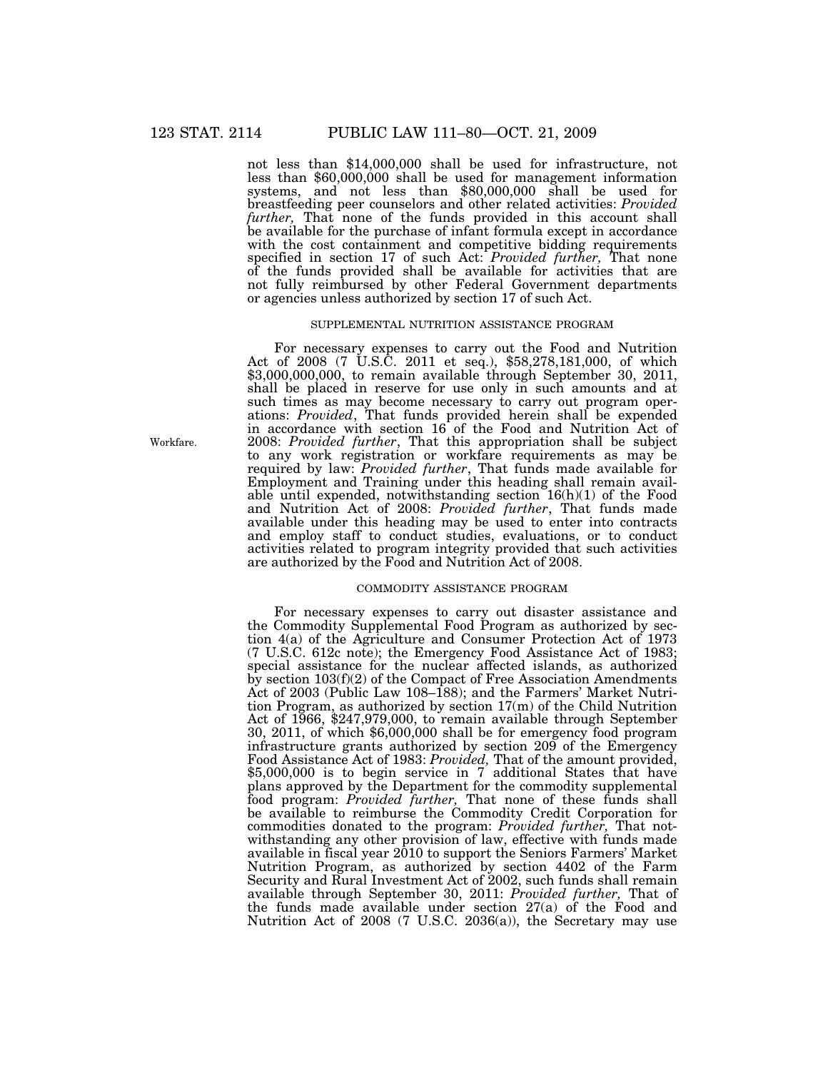not less than $14,000,000 shall be used for infrastructure, not less than $60,000,000 shall be used for management information systems, and not less than $80,000,000 shall be used for breastfeeding peer counselors and other related activities: *Provided further,* That none of the funds provided in this account shall be available for the purchase of infant formula except in accordance with the cost containment and competitive bidding requirements specified in section 17 of such Act: *Provided further,* That none of the funds provided shall be available for activities that are not fully reimbursed by other Federal Government departments or agencies unless authorized by section 17 of such Act.

SUPPLEMENTAL NUTRITION ASSISTANCE PROGRAM

For necessary expenses to carry out the Food and Nutrition Act of 2008 (7 U.S.C. 2011 et seq.), $58,278,181,000, of which $3,000,000,000, to remain available through September 30, 2011, shall be placed in reserve for use only in such amounts and at such times as may become necessary to carry out program operations: *Provided*, That funds provided herein shall be expended in accordance with section 16 of the Food and Nutrition Act of 2008: *Provided further*, That this appropriation shall be subject to any work registration or workfare requirements as may be required by law: *Provided further*, That funds made available for Employment and Training under this heading shall remain available until expended, notwithstanding section 16(h)(1) of the Food and Nutrition Act of 2008: *Provided further*, That funds made available under this heading may be used to enter into contracts and employ staff to conduct studies, evaluations, or to conduct activities related to program integrity provided that such activities are authorized by the Food and Nutrition Act of 2008.

Workfare.

COMMODITY ASSISTANCE PROGRAM

For necessary expenses to carry out disaster assistance and the Commodity Supplemental Food Program as authorized by section 4(a) of the Agriculture and Consumer Protection Act of 1973 (7 U.S.C. 612c note); the Emergency Food Assistance Act of 1983; special assistance for the nuclear affected islands, as authorized by section 103(f)(2) of the Compact of Free Association Amendments Act of 2003 (Public Law 108–188); and the Farmers' Market Nutrition Program, as authorized by section 17(m) of the Child Nutrition Act of 1966, $247,979,000, to remain available through September 30, 2011, of which $6,000,000 shall be for emergency food program infrastructure grants authorized by section 209 of the Emergency Food Assistance Act of 1983: *Provided,* That of the amount provided, $5,000,000 is to begin service in 7 additional States that have plans approved by the Department for the commodity supplemental food program: *Provided further,* That none of these funds shall be available to reimburse the Commodity Credit Corporation for commodities donated to the program: *Provided further,* That notwithstanding any other provision of law, effective with funds made available in fiscal year 2010 to support the Seniors Farmers' Market Nutrition Program, as authorized by section 4402 of the Farm Security and Rural Investment Act of 2002, such funds shall remain available through September 30, 2011: *Provided further,* That of the funds made available under section 27(a) of the Food and Nutrition Act of 2008 (7 U.S.C. 2036(a)), the Secretary may use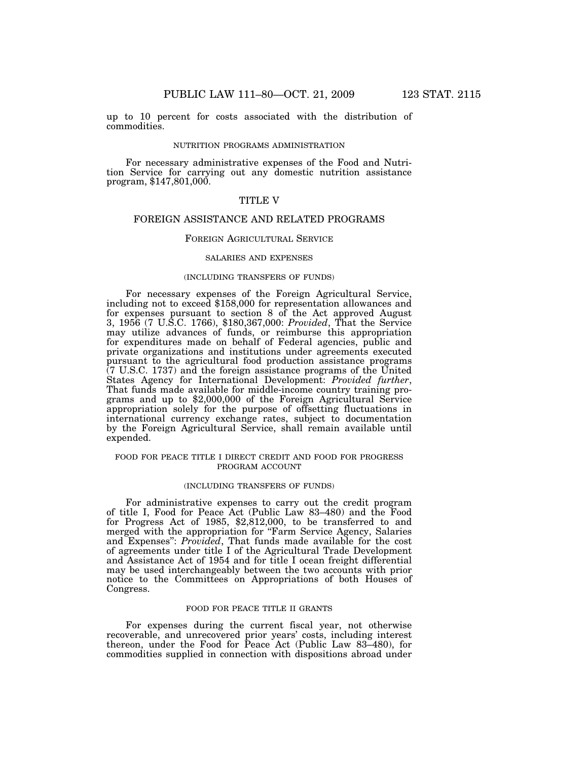up to 10 percent for costs associated with the distribution of commodities.

NUTRITION PROGRAMS ADMINISTRATION

For necessary administrative expenses of the Food and Nutrition Service for carrying out any domestic nutrition assistance program, $147,801,000.

## TITLE V

## FOREIGN ASSISTANCE AND RELATED PROGRAMS

### FOREIGN AGRICULTURAL SERVICE

SALARIES AND EXPENSES

(INCLUDING TRANSFERS OF FUNDS)

For necessary expenses of the Foreign Agricultural Service, including not to exceed $158,000 for representation allowances and for expenses pursuant to section 8 of the Act approved August 3, 1956 (7 U.S.C. 1766), $180,367,000: *Provided*, That the Service may utilize advances of funds, or reimburse this appropriation for expenditures made on behalf of Federal agencies, public and private organizations and institutions under agreements executed pursuant to the agricultural food production assistance programs (7 U.S.C. 1737) and the foreign assistance programs of the United States Agency for International Development: *Provided further*, That funds made available for middle-income country training programs and up to $2,000,000 of the Foreign Agricultural Service appropriation solely for the purpose of offsetting fluctuations in international currency exchange rates, subject to documentation by the Foreign Agricultural Service, shall remain available until expended.

FOOD FOR PEACE TITLE I DIRECT CREDIT AND FOOD FOR PROGRESS PROGRAM ACCOUNT

(INCLUDING TRANSFERS OF FUNDS)

For administrative expenses to carry out the credit program of title I, Food for Peace Act (Public Law 83–480) and the Food for Progress Act of 1985, $2,812,000, to be transferred to and merged with the appropriation for "Farm Service Agency, Salaries and Expenses": *Provided*, That funds made available for the cost of agreements under title I of the Agricultural Trade Development and Assistance Act of 1954 and for title I ocean freight differential may be used interchangeably between the two accounts with prior notice to the Committees on Appropriations of both Houses of Congress.

FOOD FOR PEACE TITLE II GRANTS

For expenses during the current fiscal year, not otherwise recoverable, and unrecovered prior years' costs, including interest thereon, under the Food for Peace Act (Public Law 83–480), for commodities supplied in connection with dispositions abroad under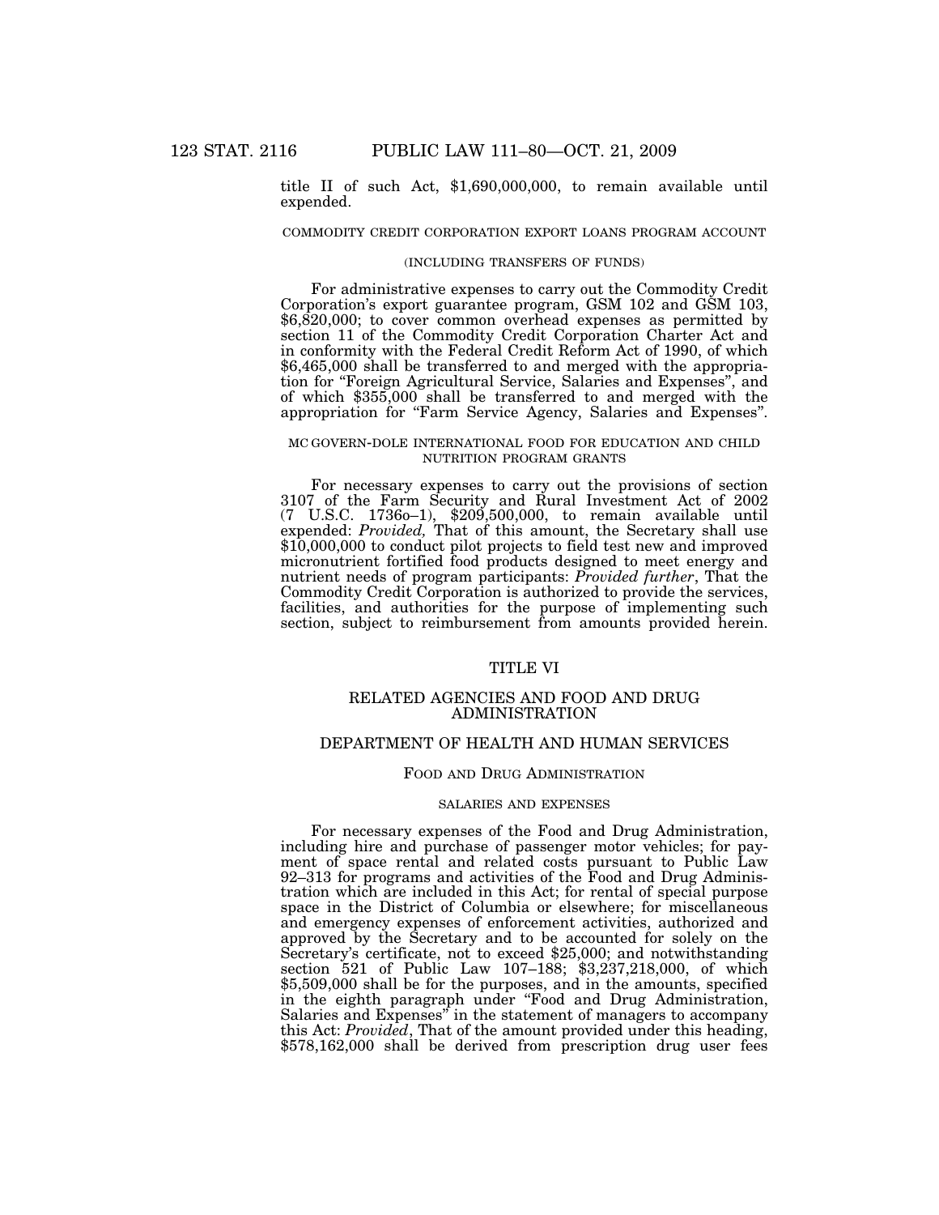title II of such Act, $1,690,000,000, to remain available until expended.

COMMODITY CREDIT CORPORATION EXPORT LOANS PROGRAM ACCOUNT

(INCLUDING TRANSFERS OF FUNDS)

For administrative expenses to carry out the Commodity Credit Corporation's export guarantee program, GSM 102 and GSM 103, $6,820,000; to cover common overhead expenses as permitted by section 11 of the Commodity Credit Corporation Charter Act and in conformity with the Federal Credit Reform Act of 1990, of which $6,465,000 shall be transferred to and merged with the appropriation for "Foreign Agricultural Service, Salaries and Expenses", and of which $355,000 shall be transferred to and merged with the appropriation for "Farm Service Agency, Salaries and Expenses".

MC GOVERN-DOLE INTERNATIONAL FOOD FOR EDUCATION AND CHILD NUTRITION PROGRAM GRANTS

For necessary expenses to carry out the provisions of section 3107 of the Farm Security and Rural Investment Act of 2002 (7 U.S.C. 1736o–1), $209,500,000, to remain available until expended: *Provided,* That of this amount, the Secretary shall use $10,000,000 to conduct pilot projects to field test new and improved micronutrient fortified food products designed to meet energy and nutrient needs of program participants: *Provided further*, That the Commodity Credit Corporation is authorized to provide the services, facilities, and authorities for the purpose of implementing such section, subject to reimbursement from amounts provided herein.

## TITLE VI

## RELATED AGENCIES AND FOOD AND DRUG ADMINISTRATION

## DEPARTMENT OF HEALTH AND HUMAN SERVICES

### FOOD AND DRUG ADMINISTRATION

SALARIES AND EXPENSES

For necessary expenses of the Food and Drug Administration, including hire and purchase of passenger motor vehicles; for payment of space rental and related costs pursuant to Public Law 92–313 for programs and activities of the Food and Drug Administration which are included in this Act; for rental of special purpose space in the District of Columbia or elsewhere; for miscellaneous and emergency expenses of enforcement activities, authorized and approved by the Secretary and to be accounted for solely on the Secretary's certificate, not to exceed $25,000; and notwithstanding section 521 of Public Law 107–188; $3,237,218,000, of which $5,509,000 shall be for the purposes, and in the amounts, specified in the eighth paragraph under "Food and Drug Administration, Salaries and Expenses" in the statement of managers to accompany this Act: *Provided*, That of the amount provided under this heading, $578,162,000 shall be derived from prescription drug user fees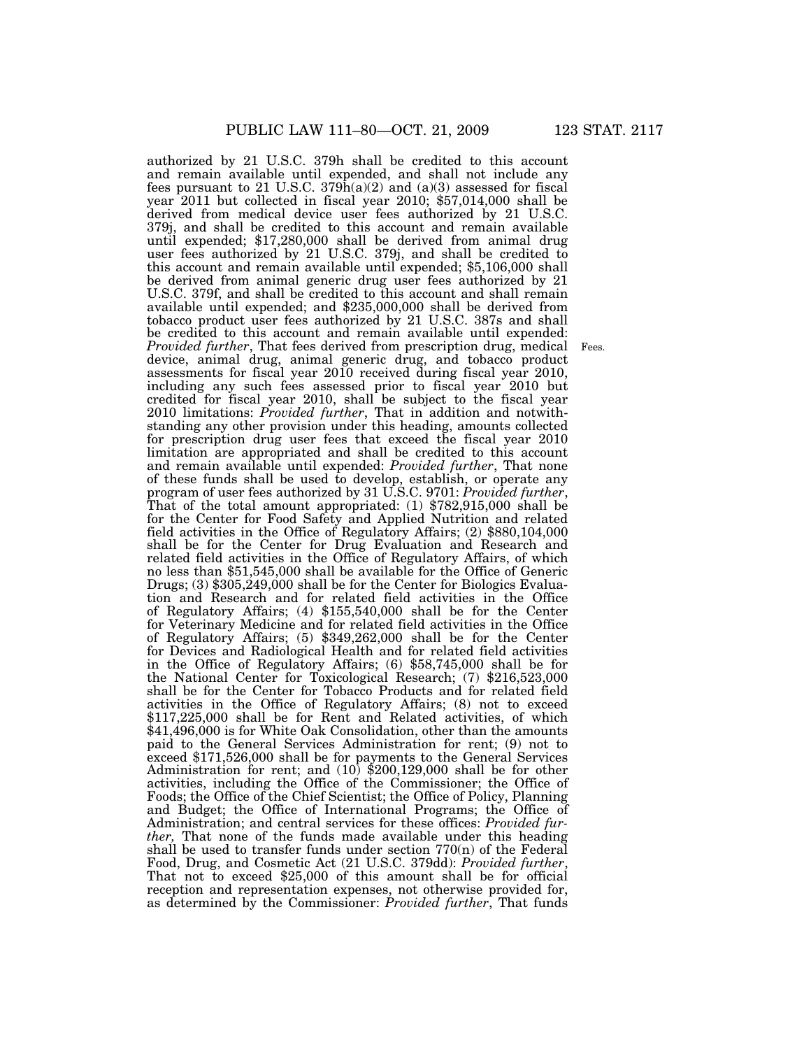authorized by 21 U.S.C. 379h shall be credited to this account and remain available until expended, and shall not include any fees pursuant to 21 U.S.C. 379h(a)(2) and (a)(3) assessed for fiscal year 2011 but collected in fiscal year 2010; $57,014,000 shall be derived from medical device user fees authorized by 21 U.S.C. 379j, and shall be credited to this account and remain available until expended; $17,280,000 shall be derived from animal drug user fees authorized by 21 U.S.C. 379j, and shall be credited to this account and remain available until expended; $5,106,000 shall be derived from animal generic drug user fees authorized by 21 U.S.C. 379f, and shall be credited to this account and shall remain available until expended; and $235,000,000 shall be derived from tobacco product user fees authorized by 21 U.S.C. 387s and shall be credited to this account and remain available until expended: *Provided further*, That fees derived from prescription drug, medical device, animal drug, animal generic drug, and tobacco product assessments for fiscal year 2010 received during fiscal year 2010, including any such fees assessed prior to fiscal year 2010 but credited for fiscal year 2010, shall be subject to the fiscal year 2010 limitations: *Provided further*, That in addition and notwithstanding any other provision under this heading, amounts collected for prescription drug user fees that exceed the fiscal year 2010 limitation are appropriated and shall be credited to this account and remain available until expended: *Provided further*, That none of these funds shall be used to develop, establish, or operate any program of user fees authorized by 31 U.S.C. 9701: *Provided further*, That of the total amount appropriated: (1) $782,915,000 shall be for the Center for Food Safety and Applied Nutrition and related field activities in the Office of Regulatory Affairs; (2) $880,104,000 shall be for the Center for Drug Evaluation and Research and related field activities in the Office of Regulatory Affairs, of which no less than $51,545,000 shall be available for the Office of Generic Drugs; (3) $305,249,000 shall be for the Center for Biologics Evaluation and Research and for related field activities in the Office of Regulatory Affairs; (4) $155,540,000 shall be for the Center for Veterinary Medicine and for related field activities in the Office of Regulatory Affairs; (5) $349,262,000 shall be for the Center for Devices and Radiological Health and for related field activities in the Office of Regulatory Affairs; (6) $58,745,000 shall be for the National Center for Toxicological Research; (7) $216,523,000 shall be for the Center for Tobacco Products and for related field activities in the Office of Regulatory Affairs; (8) not to exceed $117,225,000 shall be for Rent and Related activities, of which $41,496,000 is for White Oak Consolidation, other than the amounts paid to the General Services Administration for rent; (9) not to exceed $171,526,000 shall be for payments to the General Services Administration for rent; and (10) $200,129,000 shall be for other activities, including the Office of the Commissioner; the Office of Foods; the Office of the Chief Scientist; the Office of Policy, Planning and Budget; the Office of International Programs; the Office of Administration; and central services for these offices: *Provided further,* That none of the funds made available under this heading shall be used to transfer funds under section 770(n) of the Federal Food, Drug, and Cosmetic Act (21 U.S.C. 379dd): *Provided further*, That not to exceed $25,000 of this amount shall be for official reception and representation expenses, not otherwise provided for, as determined by the Commissioner: *Provided further*, That funds

Fees.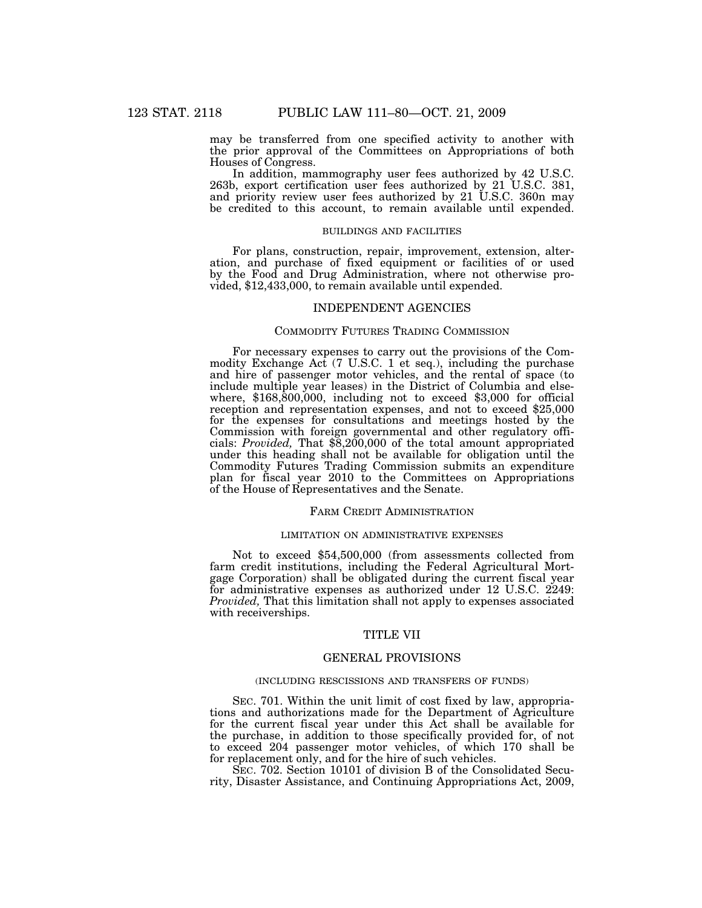may be transferred from one specified activity to another with the prior approval of the Committees on Appropriations of both Houses of Congress.

In addition, mammography user fees authorized by 42 U.S.C. 263b, export certification user fees authorized by 21 U.S.C. 381, and priority review user fees authorized by 21 U.S.C. 360n may be credited to this account, to remain available until expended.

BUILDINGS AND FACILITIES

For plans, construction, repair, improvement, extension, alteration, and purchase of fixed equipment or facilities of or used by the Food and Drug Administration, where not otherwise provided, $12,433,000, to remain available until expended.

## INDEPENDENT AGENCIES

### COMMODITY FUTURES TRADING COMMISSION

For necessary expenses to carry out the provisions of the Commodity Exchange Act (7 U.S.C. 1 et seq.), including the purchase and hire of passenger motor vehicles, and the rental of space (to include multiple year leases) in the District of Columbia and elsewhere, $168,800,000, including not to exceed $3,000 for official reception and representation expenses, and not to exceed $25,000 for the expenses for consultations and meetings hosted by the Commission with foreign governmental and other regulatory officials: *Provided,* That $8,200,000 of the total amount appropriated under this heading shall not be available for obligation until the Commodity Futures Trading Commission submits an expenditure plan for fiscal year 2010 to the Committees on Appropriations of the House of Representatives and the Senate.

### FARM CREDIT ADMINISTRATION

LIMITATION ON ADMINISTRATIVE EXPENSES

Not to exceed $54,500,000 (from assessments collected from farm credit institutions, including the Federal Agricultural Mortgage Corporation) shall be obligated during the current fiscal year for administrative expenses as authorized under 12 U.S.C. 2249: *Provided,* That this limitation shall not apply to expenses associated with receiverships.

## TITLE VII

## GENERAL PROVISIONS

(INCLUDING RESCISSIONS AND TRANSFERS OF FUNDS)

SEC. 701. Within the unit limit of cost fixed by law, appropriations and authorizations made for the Department of Agriculture for the current fiscal year under this Act shall be available for the purchase, in addition to those specifically provided for, of not to exceed 204 passenger motor vehicles, of which 170 shall be for replacement only, and for the hire of such vehicles.

SEC. 702. Section 10101 of division B of the Consolidated Security, Disaster Assistance, and Continuing Appropriations Act, 2009,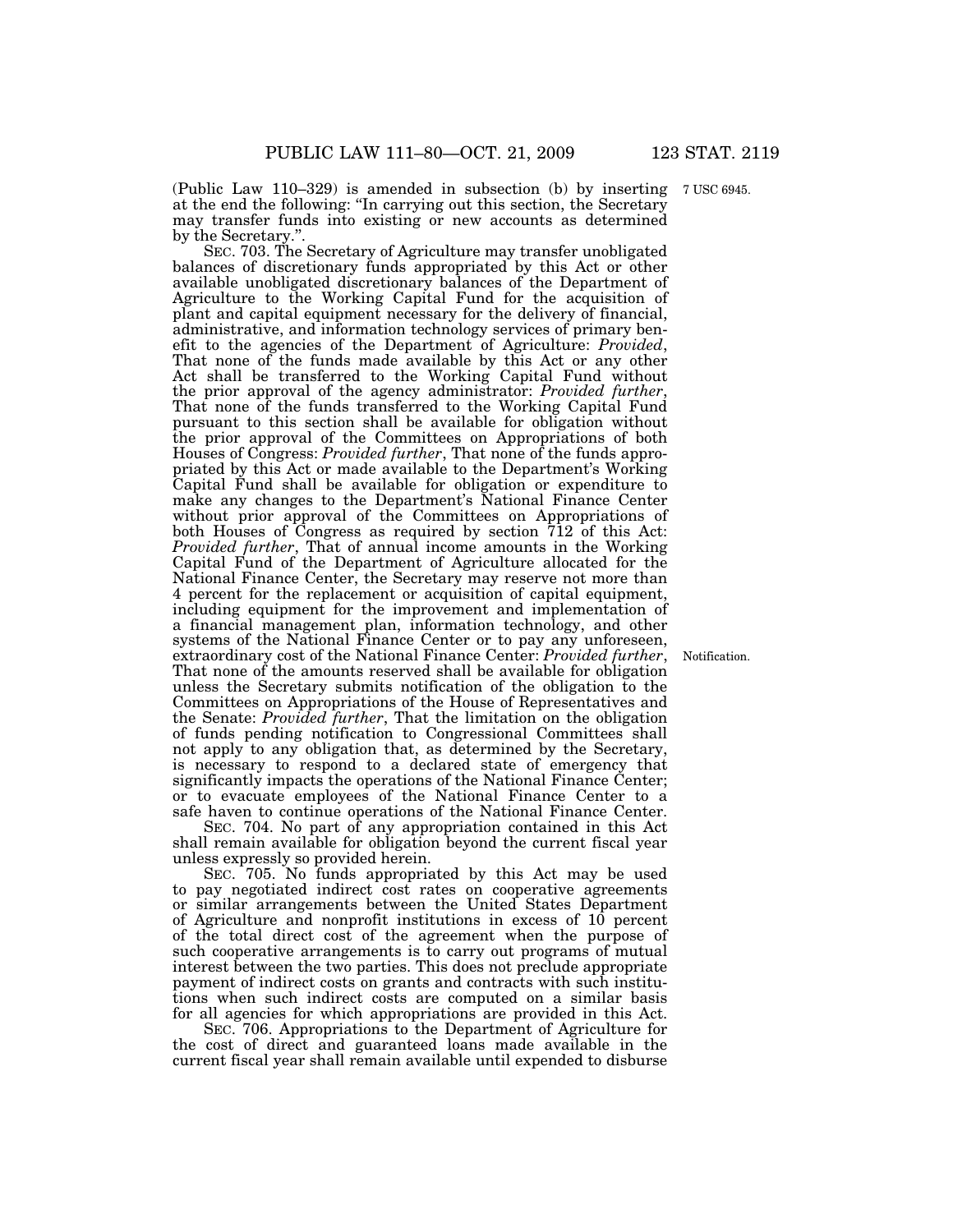(Public Law 110–329) is amended in subsection (b) by inserting at the end the following: "In carrying out this section, the Secretary may transfer funds into existing or new accounts as determined by the Secretary.".

7 USC 6945.

SEC. 703. The Secretary of Agriculture may transfer unobligated balances of discretionary funds appropriated by this Act or other available unobligated discretionary balances of the Department of Agriculture to the Working Capital Fund for the acquisition of plant and capital equipment necessary for the delivery of financial, administrative, and information technology services of primary benefit to the agencies of the Department of Agriculture: *Provided*, That none of the funds made available by this Act or any other Act shall be transferred to the Working Capital Fund without the prior approval of the agency administrator: *Provided further*, That none of the funds transferred to the Working Capital Fund pursuant to this section shall be available for obligation without the prior approval of the Committees on Appropriations of both Houses of Congress: *Provided further*, That none of the funds appropriated by this Act or made available to the Department's Working Capital Fund shall be available for obligation or expenditure to make any changes to the Department's National Finance Center without prior approval of the Committees on Appropriations of both Houses of Congress as required by section 712 of this Act: *Provided further*, That of annual income amounts in the Working Capital Fund of the Department of Agriculture allocated for the National Finance Center, the Secretary may reserve not more than 4 percent for the replacement or acquisition of capital equipment, including equipment for the improvement and implementation of a financial management plan, information technology, and other systems of the National Finance Center or to pay any unforeseen, extraordinary cost of the National Finance Center: *Provided further*, That none of the amounts reserved shall be available for obligation unless the Secretary submits notification of the obligation to the Committees on Appropriations of the House of Representatives and the Senate: *Provided further*, That the limitation on the obligation of funds pending notification to Congressional Committees shall not apply to any obligation that, as determined by the Secretary, is necessary to respond to a declared state of emergency that significantly impacts the operations of the National Finance Center; or to evacuate employees of the National Finance Center to a safe haven to continue operations of the National Finance Center.

Notification.

SEC. 704. No part of any appropriation contained in this Act shall remain available for obligation beyond the current fiscal year unless expressly so provided herein.

SEC. 705. No funds appropriated by this Act may be used to pay negotiated indirect cost rates on cooperative agreements or similar arrangements between the United States Department of Agriculture and nonprofit institutions in excess of 10 percent of the total direct cost of the agreement when the purpose of such cooperative arrangements is to carry out programs of mutual interest between the two parties. This does not preclude appropriate payment of indirect costs on grants and contracts with such institutions when such indirect costs are computed on a similar basis for all agencies for which appropriations are provided in this Act.

SEC. 706. Appropriations to the Department of Agriculture for the cost of direct and guaranteed loans made available in the current fiscal year shall remain available until expended to disburse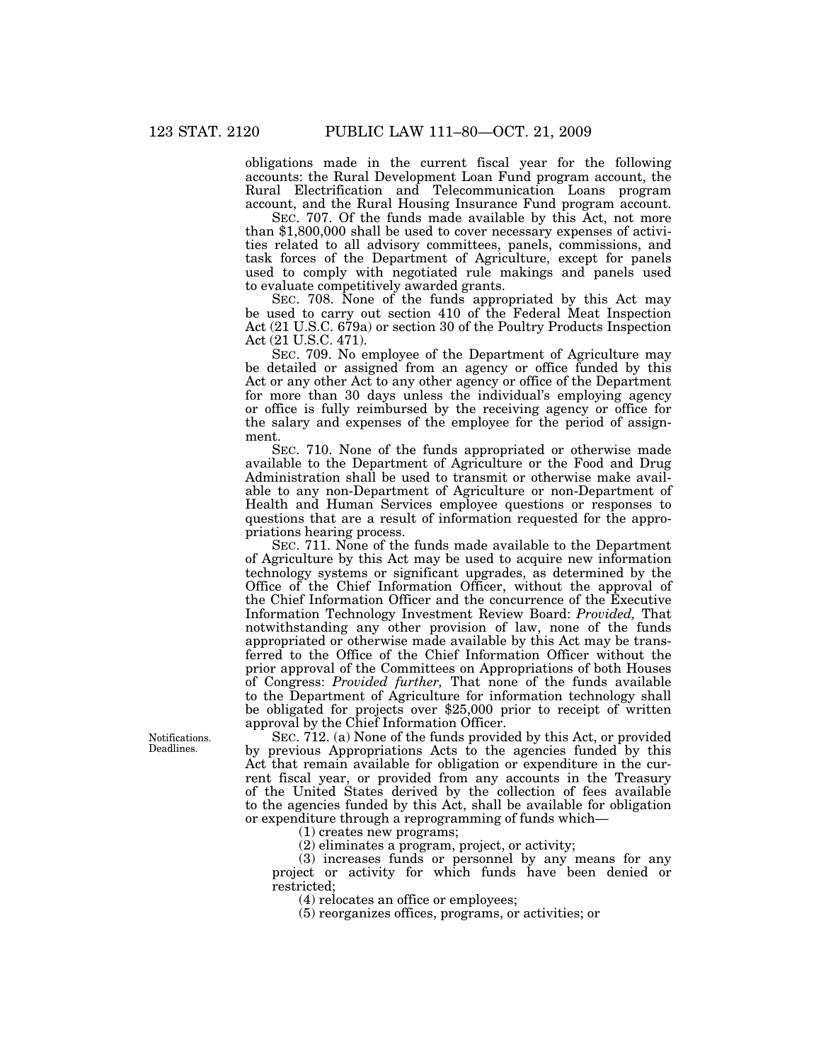obligations made in the current fiscal year for the following accounts: the Rural Development Loan Fund program account, the Rural Electrification and Telecommunication Loans program account, and the Rural Housing Insurance Fund program account.

SEC. 707. Of the funds made available by this Act, not more than $1,800,000 shall be used to cover necessary expenses of activities related to all advisory committees, panels, commissions, and task forces of the Department of Agriculture, except for panels used to comply with negotiated rule makings and panels used to evaluate competitively awarded grants.

SEC. 708. None of the funds appropriated by this Act may be used to carry out section 410 of the Federal Meat Inspection Act (21 U.S.C. 679a) or section 30 of the Poultry Products Inspection Act (21 U.S.C. 471).

SEC. 709. No employee of the Department of Agriculture may be detailed or assigned from an agency or office funded by this Act or any other Act to any other agency or office of the Department for more than 30 days unless the individual's employing agency or office is fully reimbursed by the receiving agency or office for the salary and expenses of the employee for the period of assignment.

SEC. 710. None of the funds appropriated or otherwise made available to the Department of Agriculture or the Food and Drug Administration shall be used to transmit or otherwise make available to any non-Department of Agriculture or non-Department of Health and Human Services employee questions or responses to questions that are a result of information requested for the appropriations hearing process.

SEC. 711. None of the funds made available to the Department of Agriculture by this Act may be used to acquire new information technology systems or significant upgrades, as determined by the Office of the Chief Information Officer, without the approval of the Chief Information Officer and the concurrence of the Executive Information Technology Investment Review Board: *Provided,* That notwithstanding any other provision of law, none of the funds appropriated or otherwise made available by this Act may be transferred to the Office of the Chief Information Officer without the prior approval of the Committees on Appropriations of both Houses of Congress: *Provided further,* That none of the funds available to the Department of Agriculture for information technology shall be obligated for projects over $25,000 prior to receipt of written approval by the Chief Information Officer.

Notifications. Deadlines.

SEC. 712. (a) None of the funds provided by this Act, or provided by previous Appropriations Acts to the agencies funded by this Act that remain available for obligation or expenditure in the current fiscal year, or provided from any accounts in the Treasury of the United States derived by the collection of fees available to the agencies funded by this Act, shall be available for obligation or expenditure through a reprogramming of funds which—

(1) creates new programs;

(2) eliminates a program, project, or activity;

(3) increases funds or personnel by any means for any project or activity for which funds have been denied or restricted;

(4) relocates an office or employees;

(5) reorganizes offices, programs, or activities; or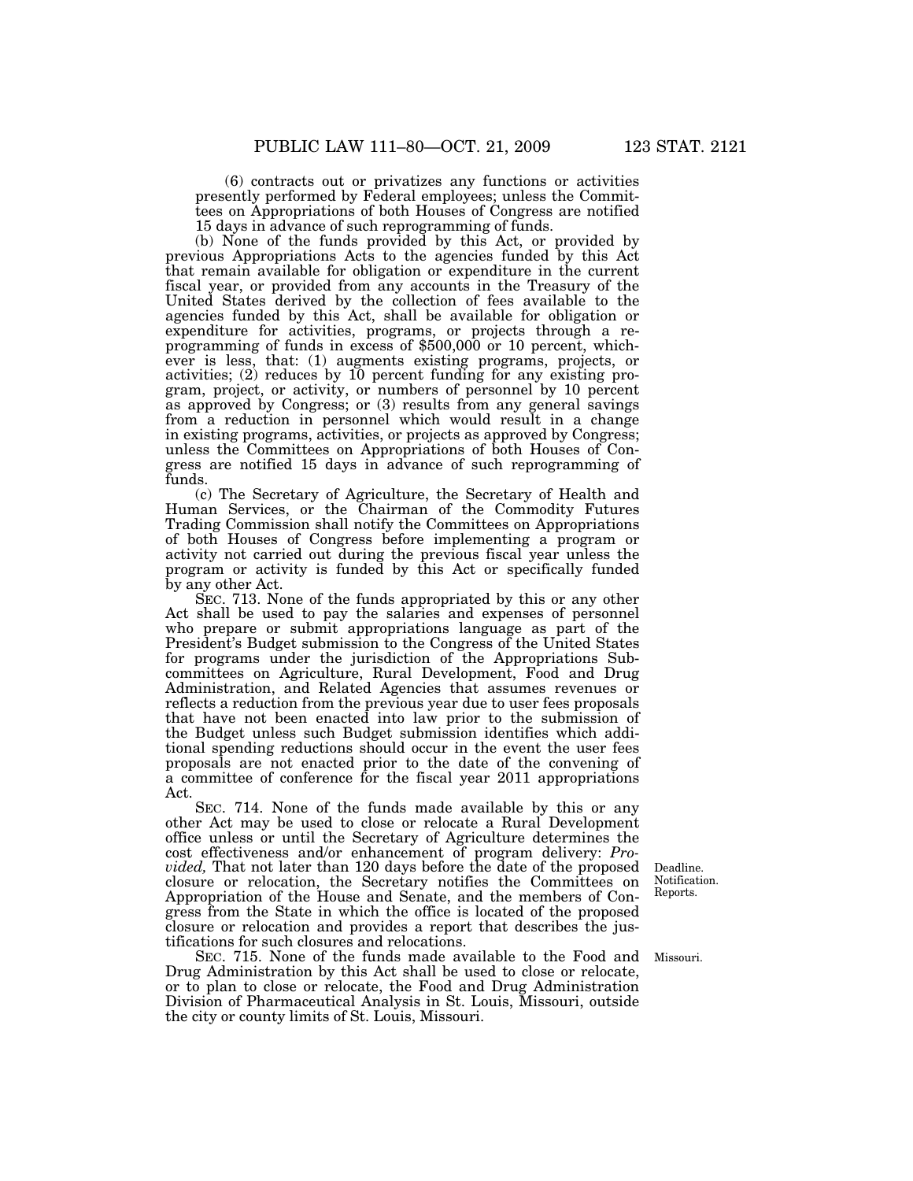(6) contracts out or privatizes any functions or activities presently performed by Federal employees; unless the Committees on Appropriations of both Houses of Congress are notified 15 days in advance of such reprogramming of funds.

(b) None of the funds provided by this Act, or provided by previous Appropriations Acts to the agencies funded by this Act that remain available for obligation or expenditure in the current fiscal year, or provided from any accounts in the Treasury of the United States derived by the collection of fees available to the agencies funded by this Act, shall be available for obligation or expenditure for activities, programs, or projects through a reprogramming of funds in excess of $500,000 or 10 percent, whichever is less, that: (1) augments existing programs, projects, or activities; (2) reduces by 10 percent funding for any existing program, project, or activity, or numbers of personnel by 10 percent as approved by Congress; or (3) results from any general savings from a reduction in personnel which would result in a change in existing programs, activities, or projects as approved by Congress; unless the Committees on Appropriations of both Houses of Congress are notified 15 days in advance of such reprogramming of funds.

(c) The Secretary of Agriculture, the Secretary of Health and Human Services, or the Chairman of the Commodity Futures Trading Commission shall notify the Committees on Appropriations of both Houses of Congress before implementing a program or activity not carried out during the previous fiscal year unless the program or activity is funded by this Act or specifically funded by any other Act.

SEC. 713. None of the funds appropriated by this or any other Act shall be used to pay the salaries and expenses of personnel who prepare or submit appropriations language as part of the President's Budget submission to the Congress of the United States for programs under the jurisdiction of the Appropriations Subcommittees on Agriculture, Rural Development, Food and Drug Administration, and Related Agencies that assumes revenues or reflects a reduction from the previous year due to user fees proposals that have not been enacted into law prior to the submission of the Budget unless such Budget submission identifies which additional spending reductions should occur in the event the user fees proposals are not enacted prior to the date of the convening of a committee of conference for the fiscal year 2011 appropriations Act.

SEC. 714. None of the funds made available by this or any other Act may be used to close or relocate a Rural Development office unless or until the Secretary of Agriculture determines the cost effectiveness and/or enhancement of program delivery: *Provided,* That not later than 120 days before the date of the proposed closure or relocation, the Secretary notifies the Committees on Appropriation of the House and Senate, and the members of Congress from the State in which the office is located of the proposed closure or relocation and provides a report that describes the justifications for such closures and relocations.

Deadline.
Notification.
Reports.

SEC. 715. None of the funds made available to the Food and Drug Administration by this Act shall be used to close or relocate, or to plan to close or relocate, the Food and Drug Administration Division of Pharmaceutical Analysis in St. Louis, Missouri, outside the city or county limits of St. Louis, Missouri.

Missouri.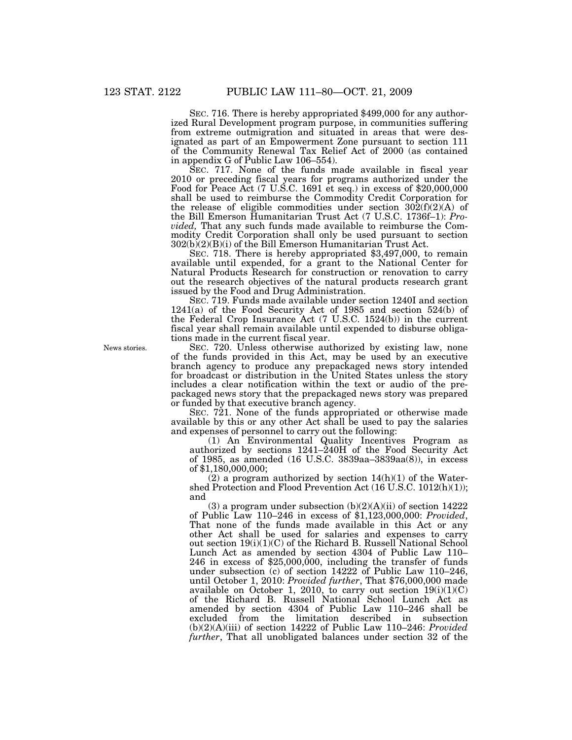SEC. 716. There is hereby appropriated $499,000 for any authorized Rural Development program purpose, in communities suffering from extreme outmigration and situated in areas that were designated as part of an Empowerment Zone pursuant to section 111 of the Community Renewal Tax Relief Act of 2000 (as contained in appendix G of Public Law 106–554).

SEC. 717. None of the funds made available in fiscal year 2010 or preceding fiscal years for programs authorized under the Food for Peace Act (7 U.S.C. 1691 et seq.) in excess of $20,000,000 shall be used to reimburse the Commodity Credit Corporation for the release of eligible commodities under section 302(f)(2)(A) of the Bill Emerson Humanitarian Trust Act (7 U.S.C. 1736f–1): *Provided,* That any such funds made available to reimburse the Commodity Credit Corporation shall only be used pursuant to section 302(b)(2)(B)(i) of the Bill Emerson Humanitarian Trust Act.

SEC. 718. There is hereby appropriated $3,497,000, to remain available until expended, for a grant to the National Center for Natural Products Research for construction or renovation to carry out the research objectives of the natural products research grant issued by the Food and Drug Administration.

SEC. 719. Funds made available under section 1240I and section 1241(a) of the Food Security Act of 1985 and section 524(b) of the Federal Crop Insurance Act (7 U.S.C. 1524(b)) in the current fiscal year shall remain available until expended to disburse obligations made in the current fiscal year.

News stories.

SEC. 720. Unless otherwise authorized by existing law, none of the funds provided in this Act, may be used by an executive branch agency to produce any prepackaged news story intended for broadcast or distribution in the United States unless the story includes a clear notification within the text or audio of the prepackaged news story that the prepackaged news story was prepared or funded by that executive branch agency.

SEC. 721. None of the funds appropriated or otherwise made available by this or any other Act shall be used to pay the salaries and expenses of personnel to carry out the following:

(1) An Environmental Quality Incentives Program as authorized by sections 1241–240H of the Food Security Act of 1985, as amended (16 U.S.C. 3839aa–3839aa(8)), in excess of $1,180,000,000;

(2) a program authorized by section 14(h)(1) of the Watershed Protection and Flood Prevention Act (16 U.S.C. 1012(h)(1)); and

(3) a program under subsection (b)(2)(A)(ii) of section 14222 of Public Law 110–246 in excess of $1,123,000,000: *Provided*, That none of the funds made available in this Act or any other Act shall be used for salaries and expenses to carry out section 19(i)(1)(C) of the Richard B. Russell National School Lunch Act as amended by section 4304 of Public Law 110–246 in excess of $25,000,000, including the transfer of funds under subsection (c) of section 14222 of Public Law 110–246, until October 1, 2010: *Provided further*, That $76,000,000 made available on October 1, 2010, to carry out section 19(i)(1)(C) of the Richard B. Russell National School Lunch Act as amended by section 4304 of Public Law 110–246 shall be excluded from the limitation described in subsection (b)(2)(A)(iii) of section 14222 of Public Law 110–246: *Provided further*, That all unobligated balances under section 32 of the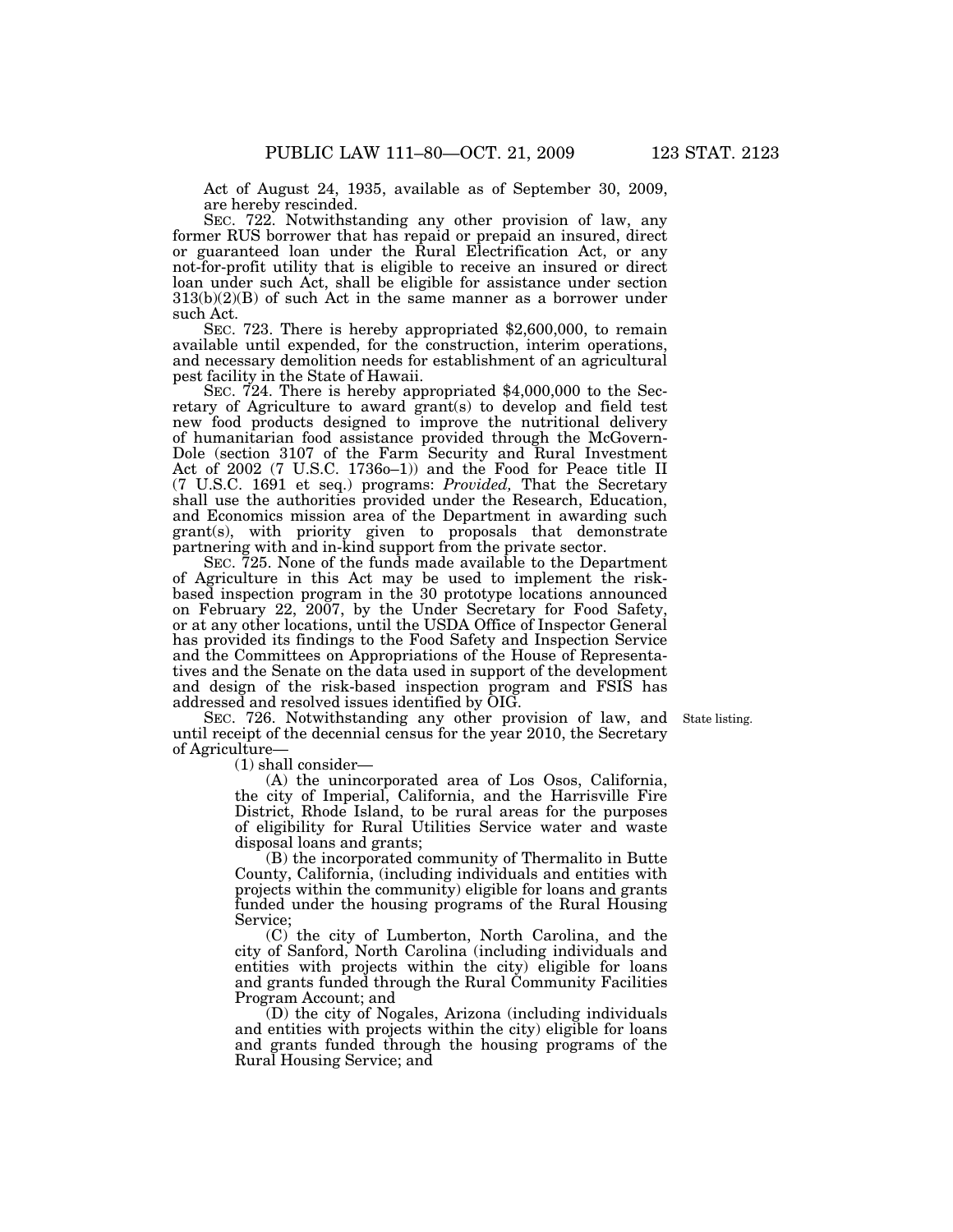Act of August 24, 1935, available as of September 30, 2009, are hereby rescinded.

SEC. 722. Notwithstanding any other provision of law, any former RUS borrower that has repaid or prepaid an insured, direct or guaranteed loan under the Rural Electrification Act, or any not-for-profit utility that is eligible to receive an insured or direct loan under such Act, shall be eligible for assistance under section 313(b)(2)(B) of such Act in the same manner as a borrower under such Act.

SEC. 723. There is hereby appropriated $2,600,000, to remain available until expended, for the construction, interim operations, and necessary demolition needs for establishment of an agricultural pest facility in the State of Hawaii.

SEC. 724. There is hereby appropriated $4,000,000 to the Secretary of Agriculture to award grant(s) to develop and field test new food products designed to improve the nutritional delivery of humanitarian food assistance provided through the McGovern-Dole (section 3107 of the Farm Security and Rural Investment Act of 2002 (7 U.S.C. 1736o–1)) and the Food for Peace title II (7 U.S.C. 1691 et seq.) programs: *Provided,* That the Secretary shall use the authorities provided under the Research, Education, and Economics mission area of the Department in awarding such grant(s), with priority given to proposals that demonstrate partnering with and in-kind support from the private sector.

SEC. 725. None of the funds made available to the Department of Agriculture in this Act may be used to implement the risk-based inspection program in the 30 prototype locations announced on February 22, 2007, by the Under Secretary for Food Safety, or at any other locations, until the USDA Office of Inspector General has provided its findings to the Food Safety and Inspection Service and the Committees on Appropriations of the House of Representatives and the Senate on the data used in support of the development and design of the risk-based inspection program and FSIS has addressed and resolved issues identified by OIG.

State listing.

SEC. 726. Notwithstanding any other provision of law, and until receipt of the decennial census for the year 2010, the Secretary of Agriculture—

(1) shall consider—

(A) the unincorporated area of Los Osos, California, the city of Imperial, California, and the Harrisville Fire District, Rhode Island, to be rural areas for the purposes of eligibility for Rural Utilities Service water and waste disposal loans and grants;

(B) the incorporated community of Thermalito in Butte County, California, (including individuals and entities with projects within the community) eligible for loans and grants funded under the housing programs of the Rural Housing Service;

(C) the city of Lumberton, North Carolina, and the city of Sanford, North Carolina (including individuals and entities with projects within the city) eligible for loans and grants funded through the Rural Community Facilities Program Account; and

(D) the city of Nogales, Arizona (including individuals and entities with projects within the city) eligible for loans and grants funded through the housing programs of the Rural Housing Service; and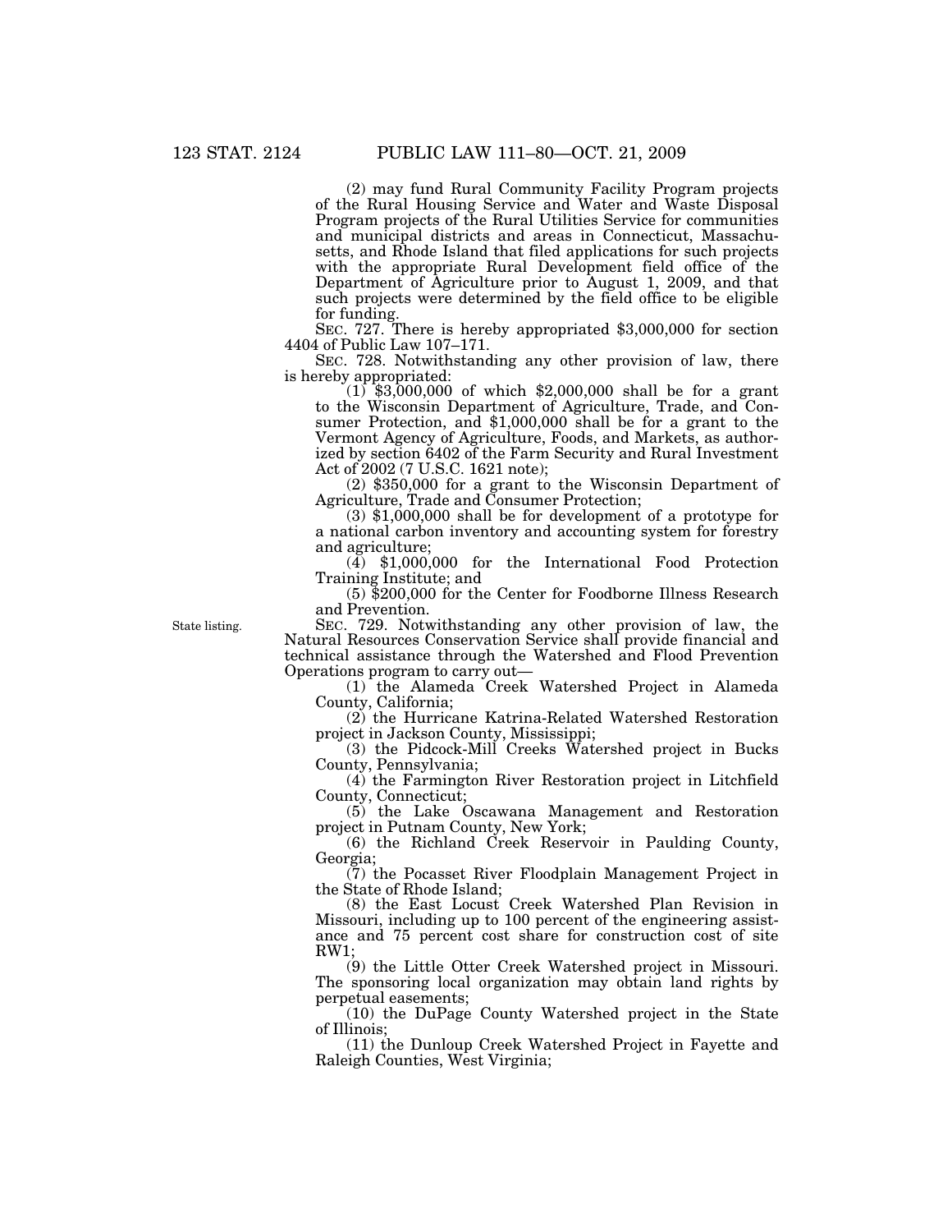(2) may fund Rural Community Facility Program projects of the Rural Housing Service and Water and Waste Disposal Program projects of the Rural Utilities Service for communities and municipal districts and areas in Connecticut, Massachusetts, and Rhode Island that filed applications for such projects with the appropriate Rural Development field office of the Department of Agriculture prior to August 1, 2009, and that such projects were determined by the field office to be eligible for funding.

SEC. 727. There is hereby appropriated $3,000,000 for section 4404 of Public Law 107–171.

SEC. 728. Notwithstanding any other provision of law, there is hereby appropriated:

(1) $3,000,000 of which $2,000,000 shall be for a grant to the Wisconsin Department of Agriculture, Trade, and Consumer Protection, and $1,000,000 shall be for a grant to the Vermont Agency of Agriculture, Foods, and Markets, as authorized by section 6402 of the Farm Security and Rural Investment Act of 2002 (7 U.S.C. 1621 note);

(2) $350,000 for a grant to the Wisconsin Department of Agriculture, Trade and Consumer Protection;

(3) $1,000,000 shall be for development of a prototype for a national carbon inventory and accounting system for forestry and agriculture;

(4) $1,000,000 for the International Food Protection Training Institute; and

(5) $200,000 for the Center for Foodborne Illness Research and Prevention.

State listing.

SEC. 729. Notwithstanding any other provision of law, the Natural Resources Conservation Service shall provide financial and technical assistance through the Watershed and Flood Prevention Operations program to carry out—

(1) the Alameda Creek Watershed Project in Alameda County, California;

(2) the Hurricane Katrina-Related Watershed Restoration project in Jackson County, Mississippi;

(3) the Pidcock-Mill Creeks Watershed project in Bucks County, Pennsylvania;

(4) the Farmington River Restoration project in Litchfield County, Connecticut;

(5) the Lake Oscawana Management and Restoration project in Putnam County, New York;

(6) the Richland Creek Reservoir in Paulding County, Georgia;

(7) the Pocasset River Floodplain Management Project in the State of Rhode Island;

(8) the East Locust Creek Watershed Plan Revision in Missouri, including up to 100 percent of the engineering assistance and 75 percent cost share for construction cost of site RW1;

(9) the Little Otter Creek Watershed project in Missouri. The sponsoring local organization may obtain land rights by perpetual easements;

(10) the DuPage County Watershed project in the State of Illinois;

(11) the Dunloup Creek Watershed Project in Fayette and Raleigh Counties, West Virginia;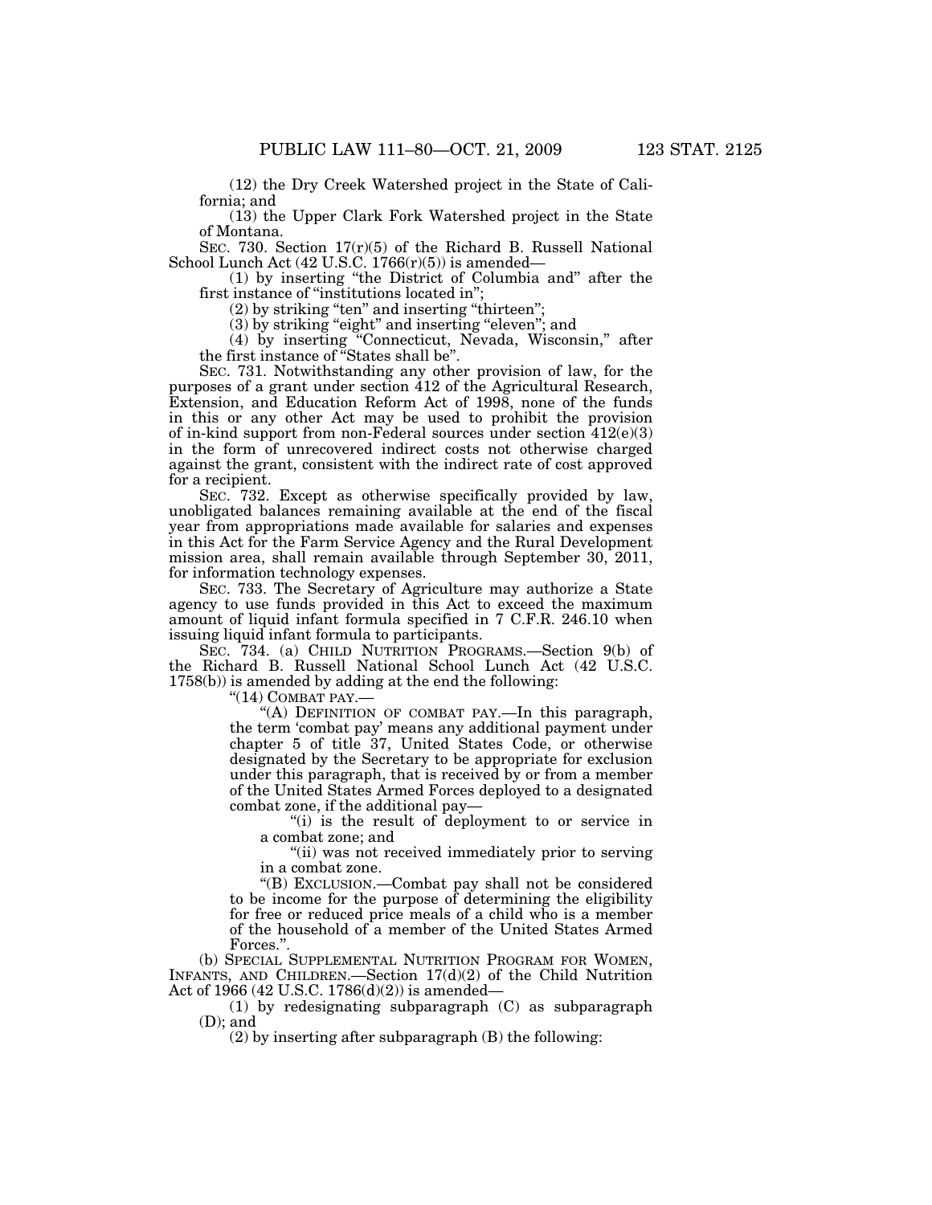(12) the Dry Creek Watershed project in the State of California; and

(13) the Upper Clark Fork Watershed project in the State of Montana.

SEC. 730. Section 17(r)(5) of the Richard B. Russell National School Lunch Act (42 U.S.C. 1766(r)(5)) is amended—

(1) by inserting "the District of Columbia and" after the first instance of "institutions located in";

(2) by striking "ten" and inserting "thirteen";

(3) by striking "eight" and inserting "eleven"; and

(4) by inserting "Connecticut, Nevada, Wisconsin," after the first instance of "States shall be".

SEC. 731. Notwithstanding any other provision of law, for the purposes of a grant under section 412 of the Agricultural Research, Extension, and Education Reform Act of 1998, none of the funds in this or any other Act may be used to prohibit the provision of in-kind support from non-Federal sources under section 412(e)(3) in the form of unrecovered indirect costs not otherwise charged against the grant, consistent with the indirect rate of cost approved for a recipient.

SEC. 732. Except as otherwise specifically provided by law, unobligated balances remaining available at the end of the fiscal year from appropriations made available for salaries and expenses in this Act for the Farm Service Agency and the Rural Development mission area, shall remain available through September 30, 2011, for information technology expenses.

SEC. 733. The Secretary of Agriculture may authorize a State agency to use funds provided in this Act to exceed the maximum amount of liquid infant formula specified in 7 C.F.R. 246.10 when issuing liquid infant formula to participants.

SEC. 734. (a) CHILD NUTRITION PROGRAMS.—Section 9(b) of the Richard B. Russell National School Lunch Act (42 U.S.C. 1758(b)) is amended by adding at the end the following:

"(14) COMBAT PAY.—

"(A) DEFINITION OF COMBAT PAY.—In this paragraph, the term 'combat pay' means any additional payment under chapter 5 of title 37, United States Code, or otherwise designated by the Secretary to be appropriate for exclusion under this paragraph, that is received by or from a member of the United States Armed Forces deployed to a designated combat zone, if the additional pay—

"(i) is the result of deployment to or service in a combat zone; and

"(ii) was not received immediately prior to serving in a combat zone.

"(B) EXCLUSION.—Combat pay shall not be considered to be income for the purpose of determining the eligibility for free or reduced price meals of a child who is a member of the household of a member of the United States Armed Forces.".

(b) SPECIAL SUPPLEMENTAL NUTRITION PROGRAM FOR WOMEN, INFANTS, AND CHILDREN.—Section 17(d)(2) of the Child Nutrition Act of 1966 (42 U.S.C. 1786(d)(2)) is amended—

(1) by redesignating subparagraph (C) as subparagraph (D); and

(2) by inserting after subparagraph (B) the following: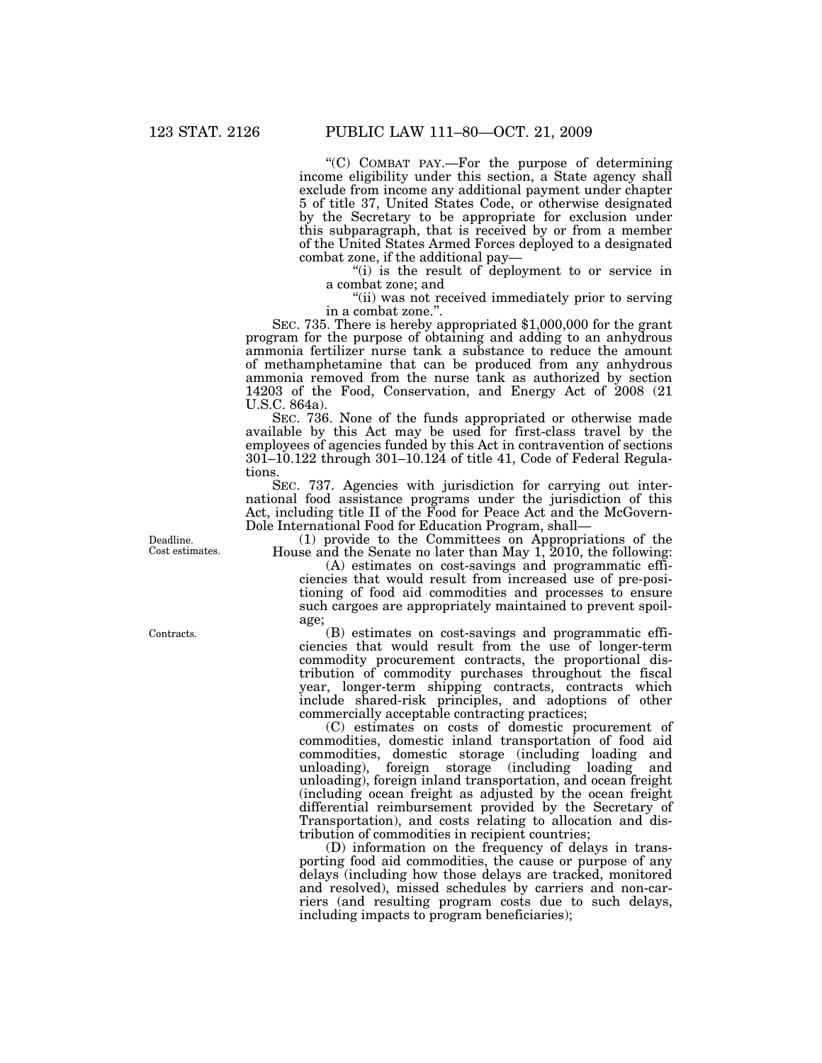"(C) COMBAT PAY.—For the purpose of determining income eligibility under this section, a State agency shall exclude from income any additional payment under chapter 5 of title 37, United States Code, or otherwise designated by the Secretary to be appropriate for exclusion under this subparagraph, that is received by or from a member of the United States Armed Forces deployed to a designated combat zone, if the additional pay—

"(i) is the result of deployment to or service in a combat zone; and

"(ii) was not received immediately prior to serving in a combat zone.".

SEC. 735. There is hereby appropriated $1,000,000 for the grant program for the purpose of obtaining and adding to an anhydrous ammonia fertilizer nurse tank a substance to reduce the amount of methamphetamine that can be produced from any anhydrous ammonia removed from the nurse tank as authorized by section 14203 of the Food, Conservation, and Energy Act of 2008 (21 U.S.C. 864a).

SEC. 736. None of the funds appropriated or otherwise made available by this Act may be used for first-class travel by the employees of agencies funded by this Act in contravention of sections 301–10.122 through 301–10.124 of title 41, Code of Federal Regulations.

SEC. 737. Agencies with jurisdiction for carrying out international food assistance programs under the jurisdiction of this Act, including title II of the Food for Peace Act and the McGovern-Dole International Food for Education Program, shall—

Deadline.
Cost estimates.

(1) provide to the Committees on Appropriations of the House and the Senate no later than May 1, 2010, the following:

(A) estimates on cost-savings and programmatic efficiencies that would result from increased use of pre-positioning of food aid commodities and processes to ensure such cargoes are appropriately maintained to prevent spoilage;

Contracts.

(B) estimates on cost-savings and programmatic efficiencies that would result from the use of longer-term commodity procurement contracts, the proportional distribution of commodity purchases throughout the fiscal year, longer-term shipping contracts, contracts which include shared-risk principles, and adoptions of other commercially acceptable contracting practices;

(C) estimates on costs of domestic procurement of commodities, domestic inland transportation of food aid commodities, domestic storage (including loading and unloading), foreign storage (including loading and unloading), foreign inland transportation, and ocean freight (including ocean freight as adjusted by the ocean freight differential reimbursement provided by the Secretary of Transportation), and costs relating to allocation and distribution of commodities in recipient countries;

(D) information on the frequency of delays in transporting food aid commodities, the cause or purpose of any delays (including how those delays are tracked, monitored and resolved), missed schedules by carriers and non-carriers (and resulting program costs due to such delays, including impacts to program beneficiaries);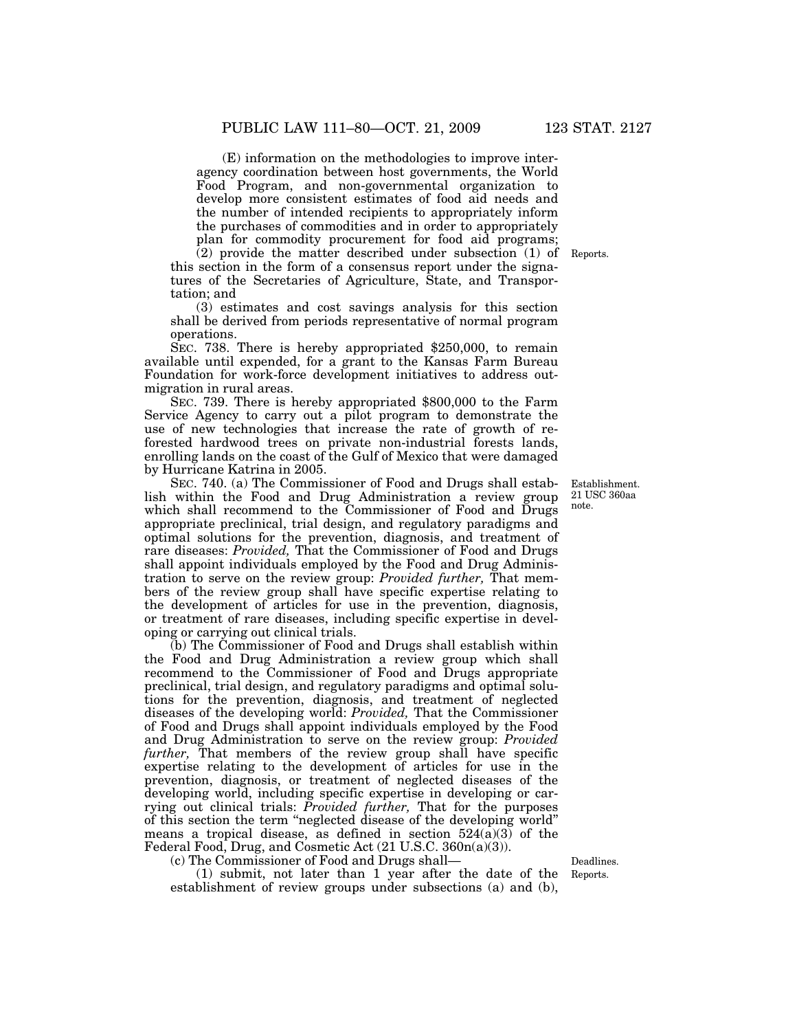(E) information on the methodologies to improve interagency coordination between host governments, the World Food Program, and non-governmental organization to develop more consistent estimates of food aid needs and the number of intended recipients to appropriately inform the purchases of commodities and in order to appropriately plan for commodity procurement for food aid programs;

(2) provide the matter described under subsection (1) of this section in the form of a consensus report under the signatures of the Secretaries of Agriculture, State, and Transportation; and

Reports.

(3) estimates and cost savings analysis for this section shall be derived from periods representative of normal program operations.

SEC. 738. There is hereby appropriated $250,000, to remain available until expended, for a grant to the Kansas Farm Bureau Foundation for work-force development initiatives to address outmigration in rural areas.

SEC. 739. There is hereby appropriated $800,000 to the Farm Service Agency to carry out a pilot program to demonstrate the use of new technologies that increase the rate of growth of reforested hardwood trees on private non-industrial forests lands, enrolling lands on the coast of the Gulf of Mexico that were damaged by Hurricane Katrina in 2005.

Establishment.
21 USC 360aa note.

SEC. 740. (a) The Commissioner of Food and Drugs shall establish within the Food and Drug Administration a review group which shall recommend to the Commissioner of Food and Drugs appropriate preclinical, trial design, and regulatory paradigms and optimal solutions for the prevention, diagnosis, and treatment of rare diseases: *Provided,* That the Commissioner of Food and Drugs shall appoint individuals employed by the Food and Drug Administration to serve on the review group: *Provided further,* That members of the review group shall have specific expertise relating to the development of articles for use in the prevention, diagnosis, or treatment of rare diseases, including specific expertise in developing or carrying out clinical trials.

(b) The Commissioner of Food and Drugs shall establish within the Food and Drug Administration a review group which shall recommend to the Commissioner of Food and Drugs appropriate preclinical, trial design, and regulatory paradigms and optimal solutions for the prevention, diagnosis, and treatment of neglected diseases of the developing world: *Provided,* That the Commissioner of Food and Drugs shall appoint individuals employed by the Food and Drug Administration to serve on the review group: *Provided further,* That members of the review group shall have specific expertise relating to the development of articles for use in the prevention, diagnosis, or treatment of neglected diseases of the developing world, including specific expertise in developing or carrying out clinical trials: *Provided further,* That for the purposes of this section the term "neglected disease of the developing world" means a tropical disease, as defined in section 524(a)(3) of the Federal Food, Drug, and Cosmetic Act (21 U.S.C. 360n(a)(3)).

Deadlines.
Reports.

(c) The Commissioner of Food and Drugs shall—

(1) submit, not later than 1 year after the date of the establishment of review groups under subsections (a) and (b),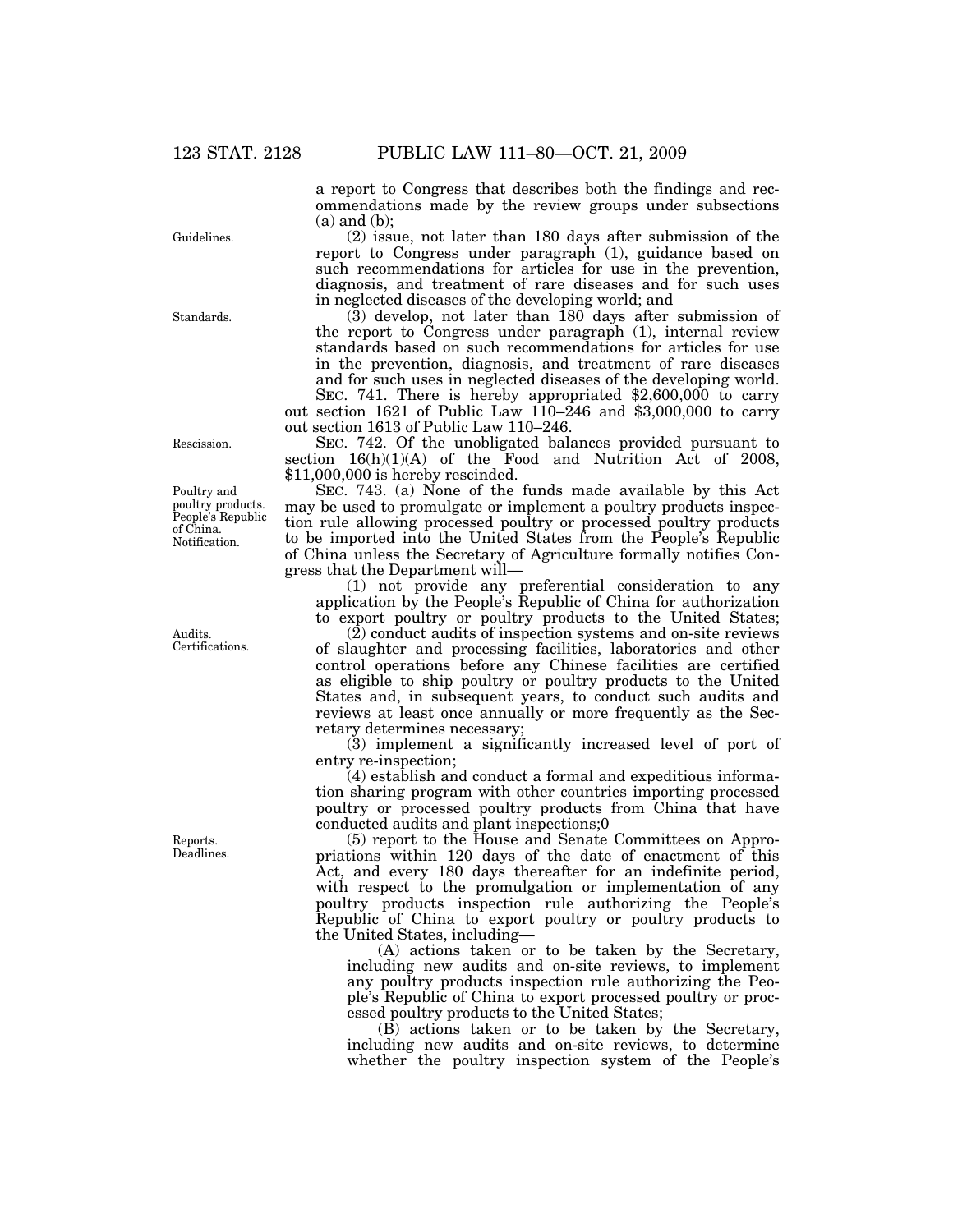a report to Congress that describes both the findings and recommendations made by the review groups under subsections (a) and (b);

Guidelines.

(2) issue, not later than 180 days after submission of the report to Congress under paragraph (1), guidance based on such recommendations for articles for use in the prevention, diagnosis, and treatment of rare diseases and for such uses in neglected diseases of the developing world; and

Standards.

(3) develop, not later than 180 days after submission of the report to Congress under paragraph (1), internal review standards based on such recommendations for articles for use in the prevention, diagnosis, and treatment of rare diseases and for such uses in neglected diseases of the developing world.

SEC. 741. There is hereby appropriated $2,600,000 to carry out section 1621 of Public Law 110–246 and $3,000,000 to carry out section 1613 of Public Law 110–246.

Rescission.

SEC. 742. Of the unobligated balances provided pursuant to section 16(h)(1)(A) of the Food and Nutrition Act of 2008, $11,000,000 is hereby rescinded.

Poultry and poultry products. People's Republic of China. Notification.

SEC. 743. (a) None of the funds made available by this Act may be used to promulgate or implement a poultry products inspection rule allowing processed poultry or processed poultry products to be imported into the United States from the People's Republic of China unless the Secretary of Agriculture formally notifies Congress that the Department will—

(1) not provide any preferential consideration to any application by the People's Republic of China for authorization to export poultry or poultry products to the United States;

Audits. Certifications.

(2) conduct audits of inspection systems and on-site reviews of slaughter and processing facilities, laboratories and other control operations before any Chinese facilities are certified as eligible to ship poultry or poultry products to the United States and, in subsequent years, to conduct such audits and reviews at least once annually or more frequently as the Secretary determines necessary;

(3) implement a significantly increased level of port of entry re-inspection;

(4) establish and conduct a formal and expeditious information sharing program with other countries importing processed poultry or processed poultry products from China that have conducted audits and plant inspections;0

Reports. Deadlines.

(5) report to the House and Senate Committees on Appropriations within 120 days of the date of enactment of this Act, and every 180 days thereafter for an indefinite period, with respect to the promulgation or implementation of any poultry products inspection rule authorizing the People's Republic of China to export poultry or poultry products to the United States, including—

(A) actions taken or to be taken by the Secretary, including new audits and on-site reviews, to implement any poultry products inspection rule authorizing the People's Republic of China to export processed poultry or processed poultry products to the United States;

(B) actions taken or to be taken by the Secretary, including new audits and on-site reviews, to determine whether the poultry inspection system of the People's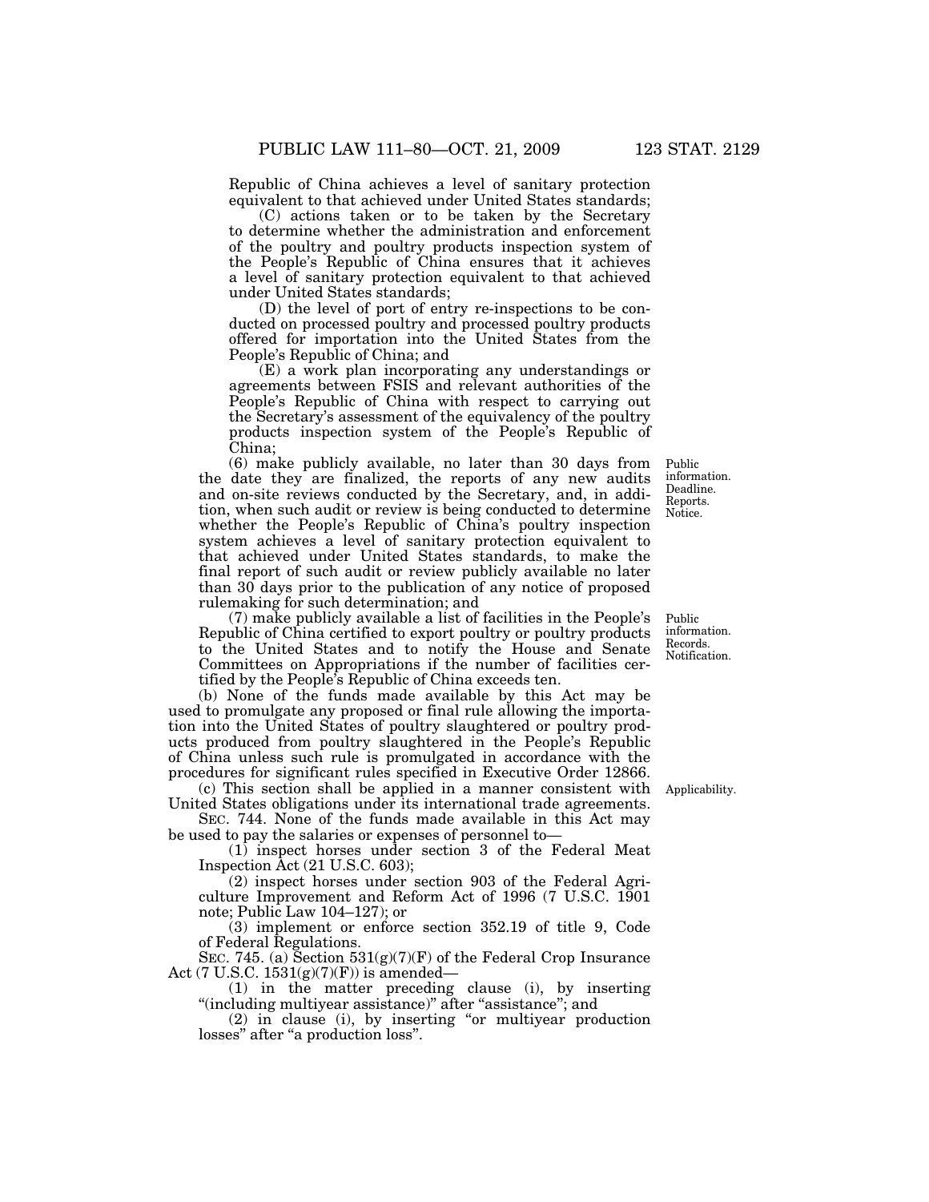Republic of China achieves a level of sanitary protection equivalent to that achieved under United States standards;

(C) actions taken or to be taken by the Secretary to determine whether the administration and enforcement of the poultry and poultry products inspection system of the People's Republic of China ensures that it achieves a level of sanitary protection equivalent to that achieved under United States standards;

(D) the level of port of entry re-inspections to be conducted on processed poultry and processed poultry products offered for importation into the United States from the People's Republic of China; and

(E) a work plan incorporating any understandings or agreements between FSIS and relevant authorities of the People's Republic of China with respect to carrying out the Secretary's assessment of the equivalency of the poultry products inspection system of the People's Republic of China;

(6) make publicly available, no later than 30 days from the date they are finalized, the reports of any new audits and on-site reviews conducted by the Secretary, and, in addition, when such audit or review is being conducted to determine whether the People's Republic of China's poultry inspection system achieves a level of sanitary protection equivalent to that achieved under United States standards, to make the final report of such audit or review publicly available no later than 30 days prior to the publication of any notice of proposed rulemaking for such determination; and

Public information. Deadline. Reports. Notice.

(7) make publicly available a list of facilities in the People's Republic of China certified to export poultry or poultry products to the United States and to notify the House and Senate Committees on Appropriations if the number of facilities certified by the People's Republic of China exceeds ten.

Public information. Records. Notification.

(b) None of the funds made available by this Act may be used to promulgate any proposed or final rule allowing the importation into the United States of poultry slaughtered or poultry products produced from poultry slaughtered in the People's Republic of China unless such rule is promulgated in accordance with the procedures for significant rules specified in Executive Order 12866.

(c) This section shall be applied in a manner consistent with United States obligations under its international trade agreements.

Applicability.

SEC. 744. None of the funds made available in this Act may be used to pay the salaries or expenses of personnel to—

(1) inspect horses under section 3 of the Federal Meat Inspection Act (21 U.S.C. 603);

(2) inspect horses under section 903 of the Federal Agriculture Improvement and Reform Act of 1996 (7 U.S.C. 1901 note; Public Law 104–127); or

(3) implement or enforce section 352.19 of title 9, Code of Federal Regulations.

SEC. 745. (a) Section 531(g)(7)(F) of the Federal Crop Insurance Act (7 U.S.C. 1531(g)(7)(F)) is amended—

(1) in the matter preceding clause (i), by inserting "(including multiyear assistance)" after "assistance"; and

(2) in clause (i), by inserting "or multiyear production losses" after "a production loss".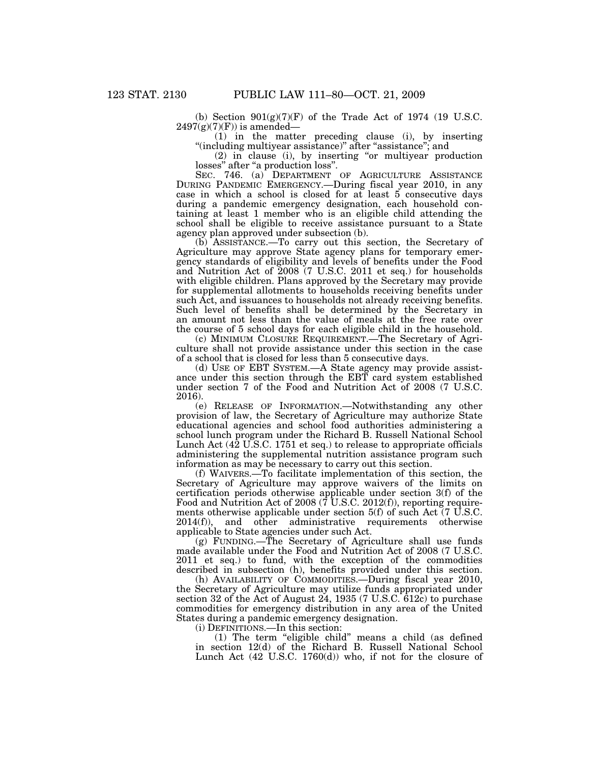(b) Section 901(g)(7)(F) of the Trade Act of 1974 (19 U.S.C. 2497(g)(7)(F)) is amended—

(1) in the matter preceding clause (i), by inserting "(including multiyear assistance)" after "assistance"; and

(2) in clause (i), by inserting "or multiyear production losses" after "a production loss".

SEC. 746. (a) DEPARTMENT OF AGRICULTURE ASSISTANCE DURING PANDEMIC EMERGENCY.—During fiscal year 2010, in any case in which a school is closed for at least 5 consecutive days during a pandemic emergency designation, each household containing at least 1 member who is an eligible child attending the school shall be eligible to receive assistance pursuant to a State agency plan approved under subsection (b).

(b) ASSISTANCE.—To carry out this section, the Secretary of Agriculture may approve State agency plans for temporary emergency standards of eligibility and levels of benefits under the Food and Nutrition Act of 2008 (7 U.S.C. 2011 et seq.) for households with eligible children. Plans approved by the Secretary may provide for supplemental allotments to households receiving benefits under such Act, and issuances to households not already receiving benefits. Such level of benefits shall be determined by the Secretary in an amount not less than the value of meals at the free rate over the course of 5 school days for each eligible child in the household.

(c) MINIMUM CLOSURE REQUIREMENT.—The Secretary of Agriculture shall not provide assistance under this section in the case of a school that is closed for less than 5 consecutive days.

(d) USE OF EBT SYSTEM.—A State agency may provide assistance under this section through the EBT card system established under section 7 of the Food and Nutrition Act of 2008 (7 U.S.C. 2016).

(e) RELEASE OF INFORMATION.—Notwithstanding any other provision of law, the Secretary of Agriculture may authorize State educational agencies and school food authorities administering a school lunch program under the Richard B. Russell National School Lunch Act (42 U.S.C. 1751 et seq.) to release to appropriate officials administering the supplemental nutrition assistance program such information as may be necessary to carry out this section.

(f) WAIVERS.—To facilitate implementation of this section, the Secretary of Agriculture may approve waivers of the limits on certification periods otherwise applicable under section 3(f) of the Food and Nutrition Act of 2008 (7 U.S.C. 2012(f)), reporting requirements otherwise applicable under section 5(f) of such Act (7 U.S.C. 2014(f)), and other administrative requirements otherwise applicable to State agencies under such Act.

(g) FUNDING.—The Secretary of Agriculture shall use funds made available under the Food and Nutrition Act of 2008 (7 U.S.C. 2011 et seq.) to fund, with the exception of the commodities described in subsection (h), benefits provided under this section.

(h) AVAILABILITY OF COMMODITIES.—During fiscal year 2010, the Secretary of Agriculture may utilize funds appropriated under section 32 of the Act of August 24, 1935 (7 U.S.C. 612c) to purchase commodities for emergency distribution in any area of the United States during a pandemic emergency designation.

(i) DEFINITIONS.—In this section:

(1) The term "eligible child" means a child (as defined in section 12(d) of the Richard B. Russell National School Lunch Act (42 U.S.C. 1760(d)) who, if not for the closure of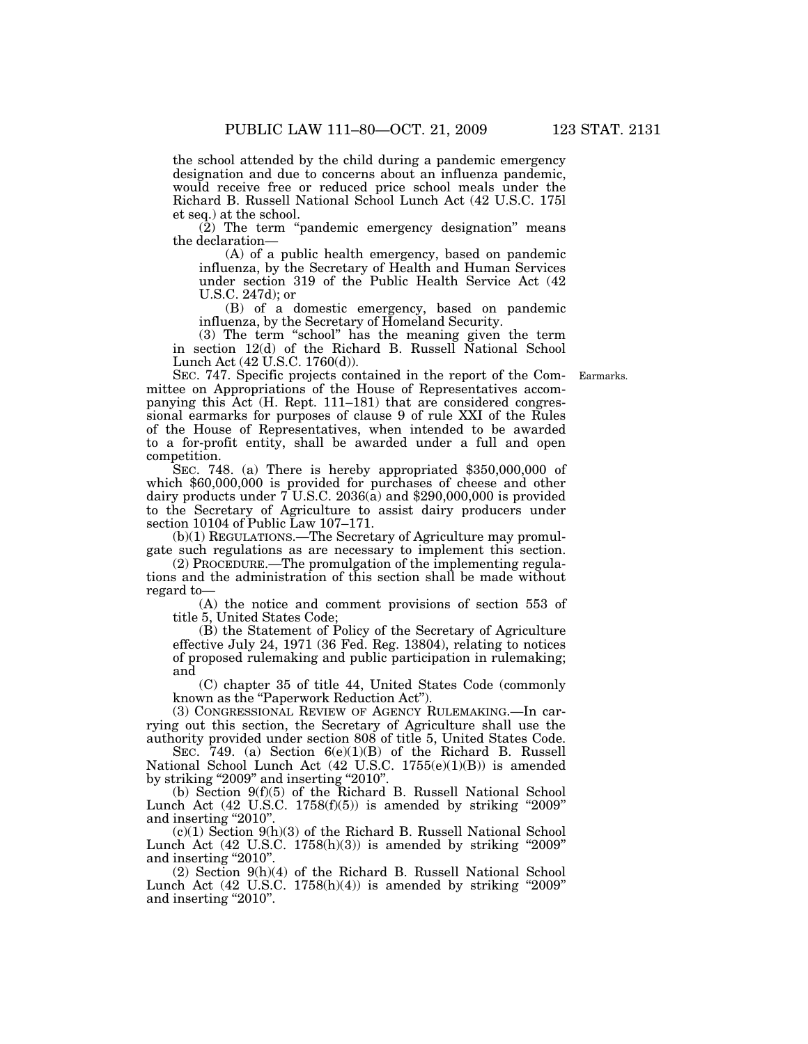the school attended by the child during a pandemic emergency designation and due to concerns about an influenza pandemic, would receive free or reduced price school meals under the Richard B. Russell National School Lunch Act (42 U.S.C. 1751 et seq.) at the school.

(2) The term "pandemic emergency designation" means the declaration—

(A) of a public health emergency, based on pandemic influenza, by the Secretary of Health and Human Services under section 319 of the Public Health Service Act (42 U.S.C. 247d); or

(B) of a domestic emergency, based on pandemic influenza, by the Secretary of Homeland Security.

(3) The term "school" has the meaning given the term in section 12(d) of the Richard B. Russell National School Lunch Act (42 U.S.C. 1760(d)).

Earmarks.

SEC. 747. Specific projects contained in the report of the Committee on Appropriations of the House of Representatives accompanying this Act (H. Rept. 111–181) that are considered congressional earmarks for purposes of clause 9 of rule XXI of the Rules of the House of Representatives, when intended to be awarded to a for-profit entity, shall be awarded under a full and open competition.

SEC. 748. (a) There is hereby appropriated $350,000,000 of which $60,000,000 is provided for purchases of cheese and other dairy products under 7 U.S.C. 2036(a) and $290,000,000 is provided to the Secretary of Agriculture to assist dairy producers under section 10104 of Public Law 107–171.

(b)(1) REGULATIONS.—The Secretary of Agriculture may promulgate such regulations as are necessary to implement this section.

(2) PROCEDURE.—The promulgation of the implementing regulations and the administration of this section shall be made without regard to—

(A) the notice and comment provisions of section 553 of title 5, United States Code;

(B) the Statement of Policy of the Secretary of Agriculture effective July 24, 1971 (36 Fed. Reg. 13804), relating to notices of proposed rulemaking and public participation in rulemaking; and

(C) chapter 35 of title 44, United States Code (commonly known as the "Paperwork Reduction Act").

(3) CONGRESSIONAL REVIEW OF AGENCY RULEMAKING.—In carrying out this section, the Secretary of Agriculture shall use the authority provided under section 808 of title 5, United States Code.

SEC. 749. (a) Section 6(e)(1)(B) of the Richard B. Russell National School Lunch Act (42 U.S.C. 1755(e)(1)(B)) is amended by striking "2009" and inserting "2010".

(b) Section 9(f)(5) of the Richard B. Russell National School Lunch Act (42 U.S.C. 1758(f)(5)) is amended by striking "2009" and inserting "2010".

(c)(1) Section 9(h)(3) of the Richard B. Russell National School Lunch Act (42 U.S.C. 1758(h)(3)) is amended by striking "2009" and inserting "2010".

(2) Section 9(h)(4) of the Richard B. Russell National School Lunch Act (42 U.S.C. 1758(h)(4)) is amended by striking "2009" and inserting "2010".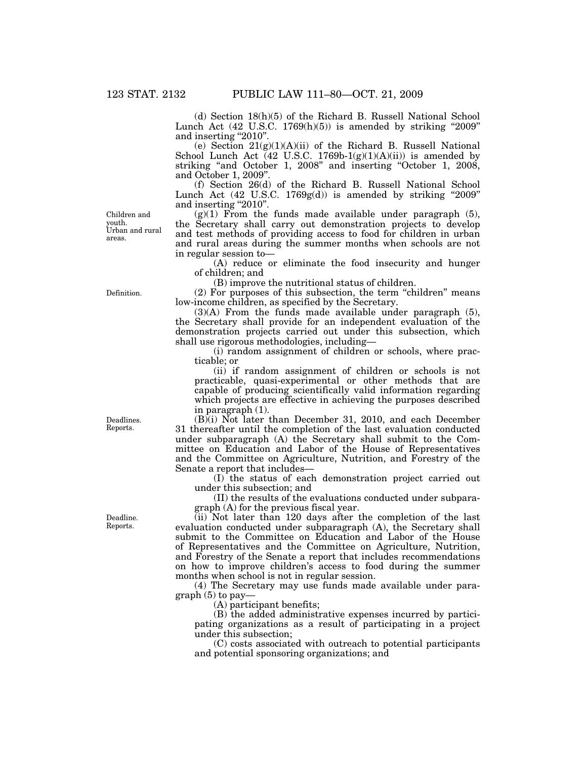(d) Section 18(h)(5) of the Richard B. Russell National School Lunch Act (42 U.S.C. 1769(h)(5)) is amended by striking "2009" and inserting "2010".

(e) Section 21(g)(1)(A)(ii) of the Richard B. Russell National School Lunch Act (42 U.S.C. 1769b-1(g)(1)(A)(ii)) is amended by striking "and October 1, 2008" and inserting "October 1, 2008, and October 1, 2009".

(f) Section 26(d) of the Richard B. Russell National School Lunch Act (42 U.S.C. 1769g(d)) is amended by striking "2009" and inserting "2010".

Children and youth. Urban and rural areas.

(g)(1) From the funds made available under paragraph (5), the Secretary shall carry out demonstration projects to develop and test methods of providing access to food for children in urban and rural areas during the summer months when schools are not in regular session to—

(A) reduce or eliminate the food insecurity and hunger of children; and

(B) improve the nutritional status of children.

Definition.

(2) For purposes of this subsection, the term "children" means low-income children, as specified by the Secretary.

(3)(A) From the funds made available under paragraph (5), the Secretary shall provide for an independent evaluation of the demonstration projects carried out under this subsection, which shall use rigorous methodologies, including—

(i) random assignment of children or schools, where practicable; or

(ii) if random assignment of children or schools is not practicable, quasi-experimental or other methods that are capable of producing scientifically valid information regarding which projects are effective in achieving the purposes described in paragraph (1).

Deadlines. Reports.

(B)(i) Not later than December 31, 2010, and each December 31 thereafter until the completion of the last evaluation conducted under subparagraph (A) the Secretary shall submit to the Committee on Education and Labor of the House of Representatives and the Committee on Agriculture, Nutrition, and Forestry of the Senate a report that includes—

(I) the status of each demonstration project carried out under this subsection; and

(II) the results of the evaluations conducted under subparagraph (A) for the previous fiscal year.

Deadline. Reports.

(ii) Not later than 120 days after the completion of the last evaluation conducted under subparagraph (A), the Secretary shall submit to the Committee on Education and Labor of the House of Representatives and the Committee on Agriculture, Nutrition, and Forestry of the Senate a report that includes recommendations on how to improve children's access to food during the summer months when school is not in regular session.

(4) The Secretary may use funds made available under paragraph (5) to pay—

(A) participant benefits;

(B) the added administrative expenses incurred by participating organizations as a result of participating in a project under this subsection;

(C) costs associated with outreach to potential participants and potential sponsoring organizations; and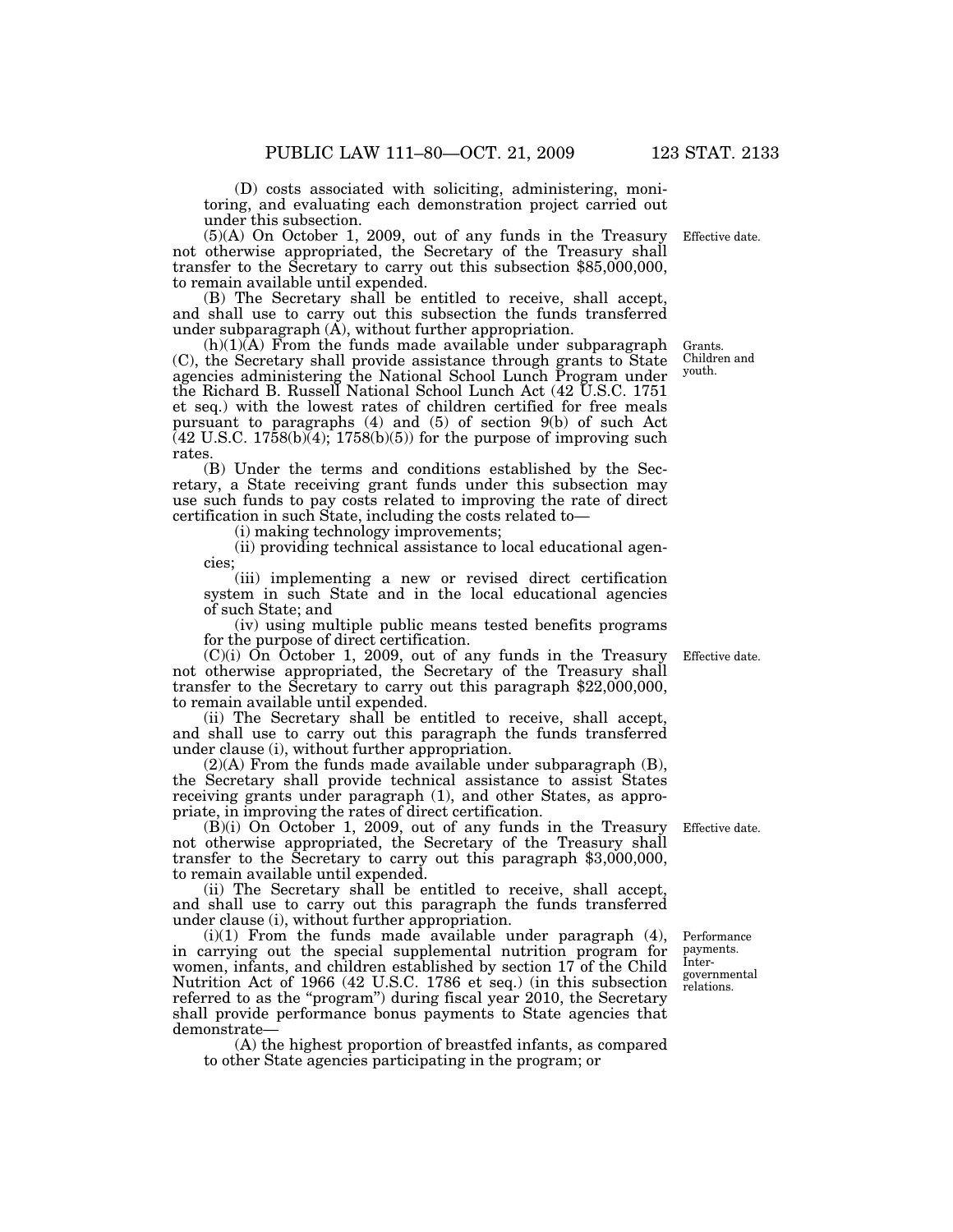(D) costs associated with soliciting, administering, monitoring, and evaluating each demonstration project carried out under this subsection.

(5)(A) On October 1, 2009, out of any funds in the Treasury not otherwise appropriated, the Secretary of the Treasury shall transfer to the Secretary to carry out this subsection $85,000,000, to remain available until expended.

Effective date.

(B) The Secretary shall be entitled to receive, shall accept, and shall use to carry out this subsection the funds transferred under subparagraph (A), without further appropriation.

(h)(1)(A) From the funds made available under subparagraph (C), the Secretary shall provide assistance through grants to State agencies administering the National School Lunch Program under the Richard B. Russell National School Lunch Act (42 U.S.C. 1751 et seq.) with the lowest rates of children certified for free meals pursuant to paragraphs (4) and (5) of section 9(b) of such Act (42 U.S.C. 1758(b)(4); 1758(b)(5)) for the purpose of improving such rates.

Grants. Children and youth.

(B) Under the terms and conditions established by the Secretary, a State receiving grant funds under this subsection may use such funds to pay costs related to improving the rate of direct certification in such State, including the costs related to—

(i) making technology improvements;

(ii) providing technical assistance to local educational agencies;

(iii) implementing a new or revised direct certification system in such State and in the local educational agencies of such State; and

(iv) using multiple public means tested benefits programs for the purpose of direct certification.

(C)(i) On October 1, 2009, out of any funds in the Treasury not otherwise appropriated, the Secretary of the Treasury shall transfer to the Secretary to carry out this paragraph $22,000,000, to remain available until expended.

Effective date.

(ii) The Secretary shall be entitled to receive, shall accept, and shall use to carry out this paragraph the funds transferred under clause (i), without further appropriation.

(2)(A) From the funds made available under subparagraph (B), the Secretary shall provide technical assistance to assist States receiving grants under paragraph (1), and other States, as appropriate, in improving the rates of direct certification.

(B)(i) On October 1, 2009, out of any funds in the Treasury not otherwise appropriated, the Secretary of the Treasury shall transfer to the Secretary to carry out this paragraph $3,000,000, to remain available until expended.

Effective date.

(ii) The Secretary shall be entitled to receive, shall accept, and shall use to carry out this paragraph the funds transferred under clause (i), without further appropriation.

(i)(1) From the funds made available under paragraph (4), in carrying out the special supplemental nutrition program for women, infants, and children established by section 17 of the Child Nutrition Act of 1966 (42 U.S.C. 1786 et seq.) (in this subsection referred to as the "program") during fiscal year 2010, the Secretary shall provide performance bonus payments to State agencies that demonstrate—

Performance payments. Intergovernmental relations.

(A) the highest proportion of breastfed infants, as compared to other State agencies participating in the program; or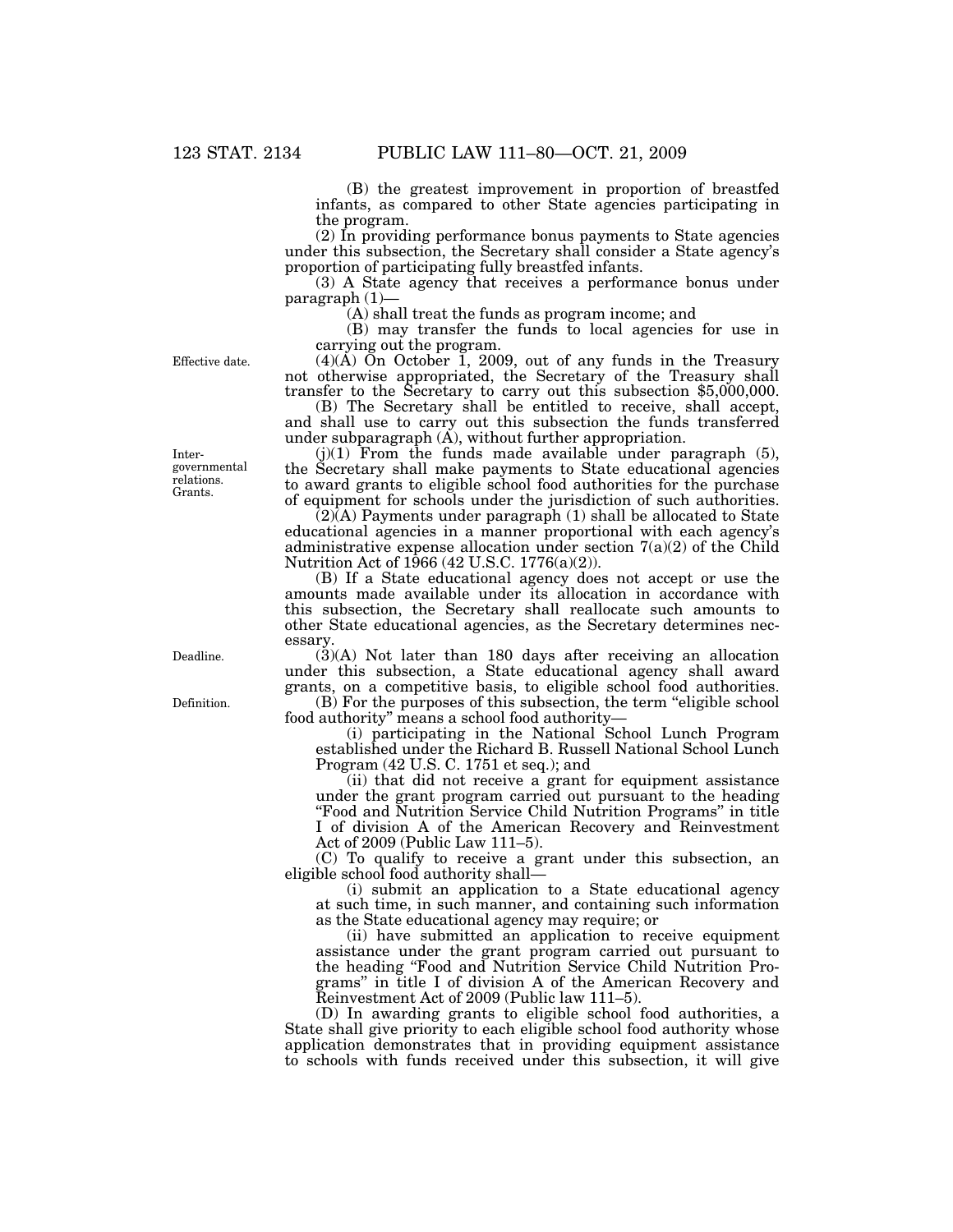(B) the greatest improvement in proportion of breastfed infants, as compared to other State agencies participating in the program.

(2) In providing performance bonus payments to State agencies under this subsection, the Secretary shall consider a State agency's proportion of participating fully breastfed infants.

(3) A State agency that receives a performance bonus under paragraph (1)—

(A) shall treat the funds as program income; and

(B) may transfer the funds to local agencies for use in carrying out the program.

Effective date.

(4)(A) On October 1, 2009, out of any funds in the Treasury not otherwise appropriated, the Secretary of the Treasury shall transfer to the Secretary to carry out this subsection $5,000,000.

(B) The Secretary shall be entitled to receive, shall accept, and shall use to carry out this subsection the funds transferred under subparagraph (A), without further appropriation.

Intergovernmental relations. Grants.

(j)(1) From the funds made available under paragraph (5), the Secretary shall make payments to State educational agencies to award grants to eligible school food authorities for the purchase of equipment for schools under the jurisdiction of such authorities.

(2)(A) Payments under paragraph (1) shall be allocated to State educational agencies in a manner proportional with each agency's administrative expense allocation under section 7(a)(2) of the Child Nutrition Act of 1966 (42 U.S.C. 1776(a)(2)).

(B) If a State educational agency does not accept or use the amounts made available under its allocation in accordance with this subsection, the Secretary shall reallocate such amounts to other State educational agencies, as the Secretary determines necessary.

Deadline.

(3)(A) Not later than 180 days after receiving an allocation under this subsection, a State educational agency shall award grants, on a competitive basis, to eligible school food authorities.

Definition.

(B) For the purposes of this subsection, the term "eligible school food authority" means a school food authority—

(i) participating in the National School Lunch Program established under the Richard B. Russell National School Lunch Program (42 U.S. C. 1751 et seq.); and

(ii) that did not receive a grant for equipment assistance under the grant program carried out pursuant to the heading "Food and Nutrition Service Child Nutrition Programs" in title I of division A of the American Recovery and Reinvestment Act of 2009 (Public Law 111–5).

(C) To qualify to receive a grant under this subsection, an eligible school food authority shall—

(i) submit an application to a State educational agency at such time, in such manner, and containing such information as the State educational agency may require; or

(ii) have submitted an application to receive equipment assistance under the grant program carried out pursuant to the heading "Food and Nutrition Service Child Nutrition Programs" in title I of division A of the American Recovery and Reinvestment Act of 2009 (Public law 111–5).

(D) In awarding grants to eligible school food authorities, a State shall give priority to each eligible school food authority whose application demonstrates that in providing equipment assistance to schools with funds received under this subsection, it will give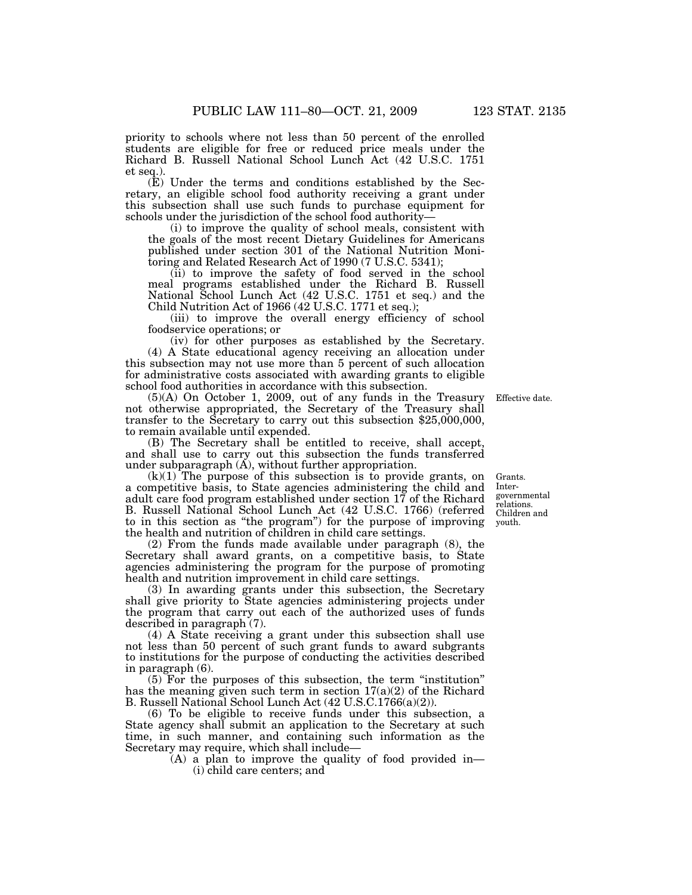priority to schools where not less than 50 percent of the enrolled students are eligible for free or reduced price meals under the Richard B. Russell National School Lunch Act (42 U.S.C. 1751 et seq.).

(E) Under the terms and conditions established by the Secretary, an eligible school food authority receiving a grant under this subsection shall use such funds to purchase equipment for schools under the jurisdiction of the school food authority—

(i) to improve the quality of school meals, consistent with the goals of the most recent Dietary Guidelines for Americans published under section 301 of the National Nutrition Monitoring and Related Research Act of 1990 (7 U.S.C. 5341);

(ii) to improve the safety of food served in the school meal programs established under the Richard B. Russell National School Lunch Act (42 U.S.C. 1751 et seq.) and the Child Nutrition Act of 1966 (42 U.S.C. 1771 et seq.);

(iii) to improve the overall energy efficiency of school foodservice operations; or

(iv) for other purposes as established by the Secretary.

(4) A State educational agency receiving an allocation under this subsection may not use more than 5 percent of such allocation for administrative costs associated with awarding grants to eligible school food authorities in accordance with this subsection.

Effective date.

(5)(A) On October 1, 2009, out of any funds in the Treasury not otherwise appropriated, the Secretary of the Treasury shall transfer to the Secretary to carry out this subsection $25,000,000, to remain available until expended.

(B) The Secretary shall be entitled to receive, shall accept, and shall use to carry out this subsection the funds transferred under subparagraph (A), without further appropriation.

Grants. Intergovernmental relations. Children and youth.

(k)(1) The purpose of this subsection is to provide grants, on a competitive basis, to State agencies administering the child and adult care food program established under section 17 of the Richard B. Russell National School Lunch Act (42 U.S.C. 1766) (referred to in this section as "the program") for the purpose of improving the health and nutrition of children in child care settings.

(2) From the funds made available under paragraph (8), the Secretary shall award grants, on a competitive basis, to State agencies administering the program for the purpose of promoting health and nutrition improvement in child care settings.

(3) In awarding grants under this subsection, the Secretary shall give priority to State agencies administering projects under the program that carry out each of the authorized uses of funds described in paragraph (7).

(4) A State receiving a grant under this subsection shall use not less than 50 percent of such grant funds to award subgrants to institutions for the purpose of conducting the activities described in paragraph (6).

(5) For the purposes of this subsection, the term "institution" has the meaning given such term in section 17(a)(2) of the Richard B. Russell National School Lunch Act (42 U.S.C.1766(a)(2)).

(6) To be eligible to receive funds under this subsection, a State agency shall submit an application to the Secretary at such time, in such manner, and containing such information as the Secretary may require, which shall include—

(A) a plan to improve the quality of food provided in—

(i) child care centers; and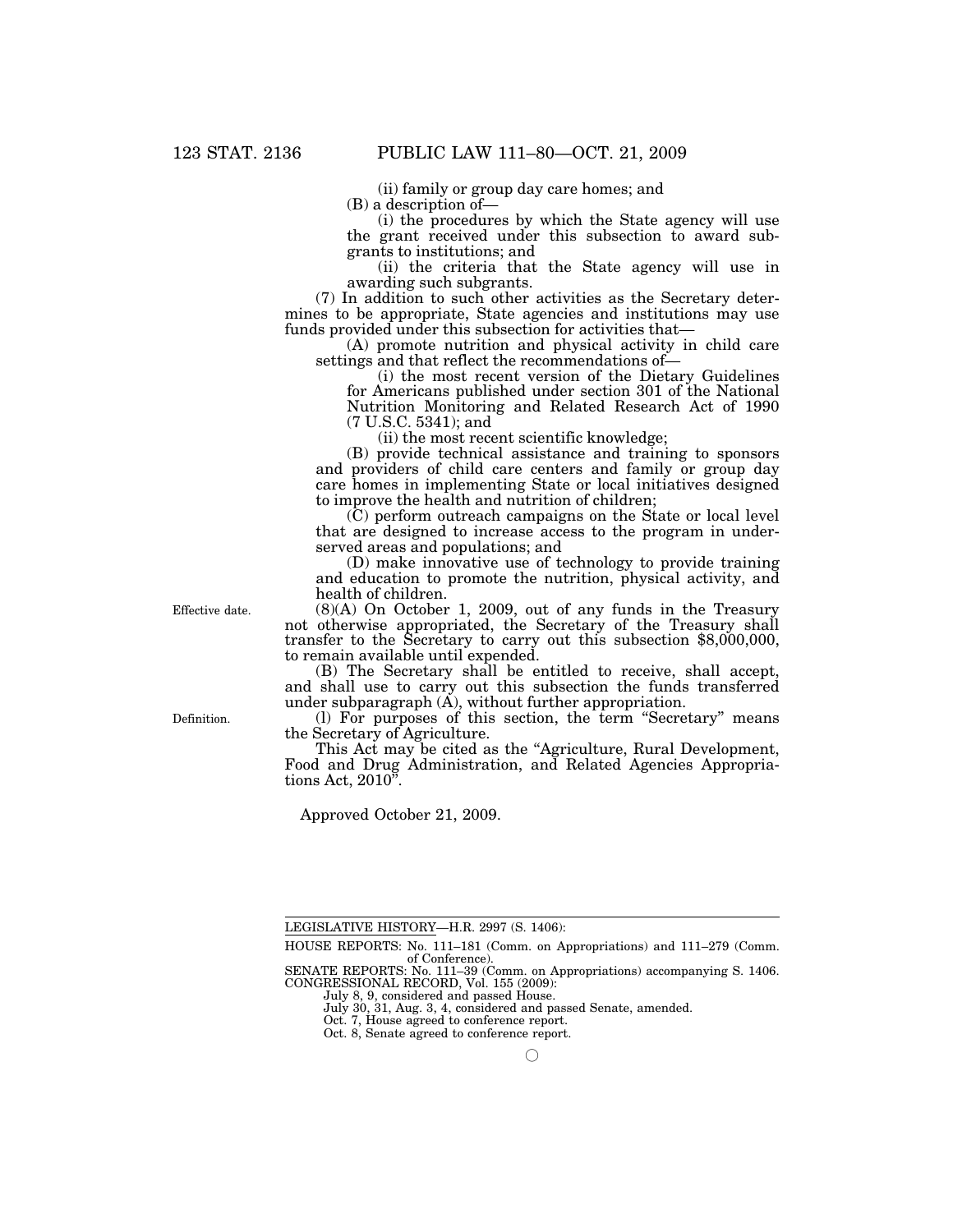(ii) family or group day care homes; and

(B) a description of—

(i) the procedures by which the State agency will use the grant received under this subsection to award subgrants to institutions; and

(ii) the criteria that the State agency will use in awarding such subgrants.

(7) In addition to such other activities as the Secretary determines to be appropriate, State agencies and institutions may use funds provided under this subsection for activities that—

(A) promote nutrition and physical activity in child care settings and that reflect the recommendations of—

(i) the most recent version of the Dietary Guidelines for Americans published under section 301 of the National Nutrition Monitoring and Related Research Act of 1990 (7 U.S.C. 5341); and

(ii) the most recent scientific knowledge;

(B) provide technical assistance and training to sponsors and providers of child care centers and family or group day care homes in implementing State or local initiatives designed to improve the health and nutrition of children;

(C) perform outreach campaigns on the State or local level that are designed to increase access to the program in underserved areas and populations; and

(D) make innovative use of technology to provide training and education to promote the nutrition, physical activity, and health of children.

Effective date.

(8)(A) On October 1, 2009, out of any funds in the Treasury not otherwise appropriated, the Secretary of the Treasury shall transfer to the Secretary to carry out this subsection $8,000,000, to remain available until expended.

(B) The Secretary shall be entitled to receive, shall accept, and shall use to carry out this subsection the funds transferred under subparagraph (A), without further appropriation.

Definition.

(l) For purposes of this section, the term "Secretary" means the Secretary of Agriculture.

This Act may be cited as the "Agriculture, Rural Development, Food and Drug Administration, and Related Agencies Appropriations Act, 2010".

Approved October 21, 2009.

---

LEGISLATIVE HISTORY—H.R. 2997 (S. 1406):

HOUSE REPORTS: No. 111–181 (Comm. on Appropriations) and 111–279 (Comm. of Conference).

SENATE REPORTS: No. 111–39 (Comm. on Appropriations) accompanying S. 1406.

CONGRESSIONAL RECORD, Vol. 155 (2009):

July 8, 9, considered and passed House.

July 30, 31, Aug. 3, 4, considered and passed Senate, amended.

Oct. 7, House agreed to conference report.

Oct. 8, Senate agreed to conference report.

○